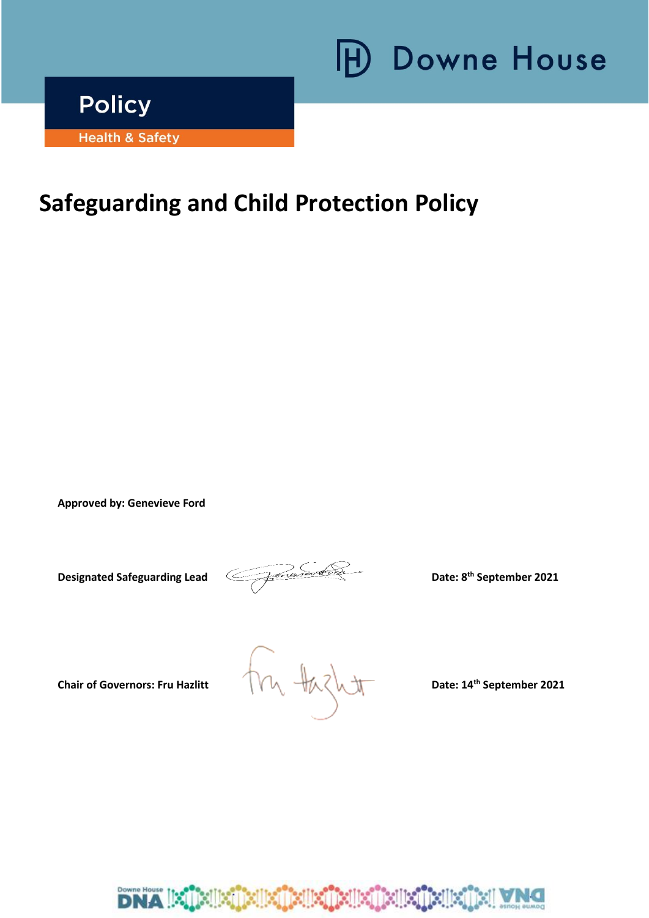Downe House

**Policy**

Health & Safety

# Safeguarding and Child Protection Policy

**Approved by: Genevieve Ford**

| | | |
|---|---|---|
| **Designated Safeguarding Lead** | | **Date: 8th September 2021** |
| **Chair of Governors: Fru Hazlitt** | | **Date: 14th September 2021** |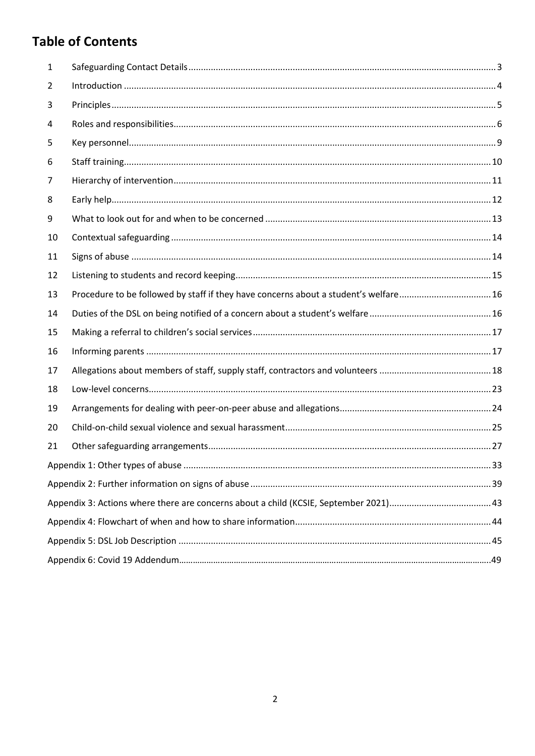# Table of Contents

| | | |
|---|---|---|
| 1 | Safeguarding Contact Details | 3 |
| 2 | Introduction | 4 |
| 3 | Principles | 5 |
| 4 | Roles and responsibilities | 6 |
| 5 | Key personnel | 9 |
| 6 | Staff training | 10 |
| 7 | Hierarchy of intervention | 11 |
| 8 | Early help | 12 |
| 9 | What to look out for and when to be concerned | 13 |
| 10 | Contextual safeguarding | 14 |
| 11 | Signs of abuse | 14 |
| 12 | Listening to students and record keeping | 15 |
| 13 | Procedure to be followed by staff if they have concerns about a student's welfare | 16 |
| 14 | Duties of the DSL on being notified of a concern about a student's welfare | 16 |
| 15 | Making a referral to children's social services | 17 |
| 16 | Informing parents | 17 |
| 17 | Allegations about members of staff, supply staff, contractors and volunteers | 18 |
| 18 | Low-level concerns | 23 |
| 19 | Arrangements for dealing with peer-on-peer abuse and allegations | 24 |
| 20 | Child-on-child sexual violence and sexual harassment | 25 |
| 21 | Other safeguarding arrangements | 27 |
| | Appendix 1: Other types of abuse | 33 |
| | Appendix 2: Further information on signs of abuse | 39 |
| | Appendix 3: Actions where there are concerns about a child (KCSIE, September 2021) | 43 |
| | Appendix 4: Flowchart of when and how to share information | 44 |
| | Appendix 5: DSL Job Description | 45 |
| | Appendix 6: Covid 19 Addendum | 49 |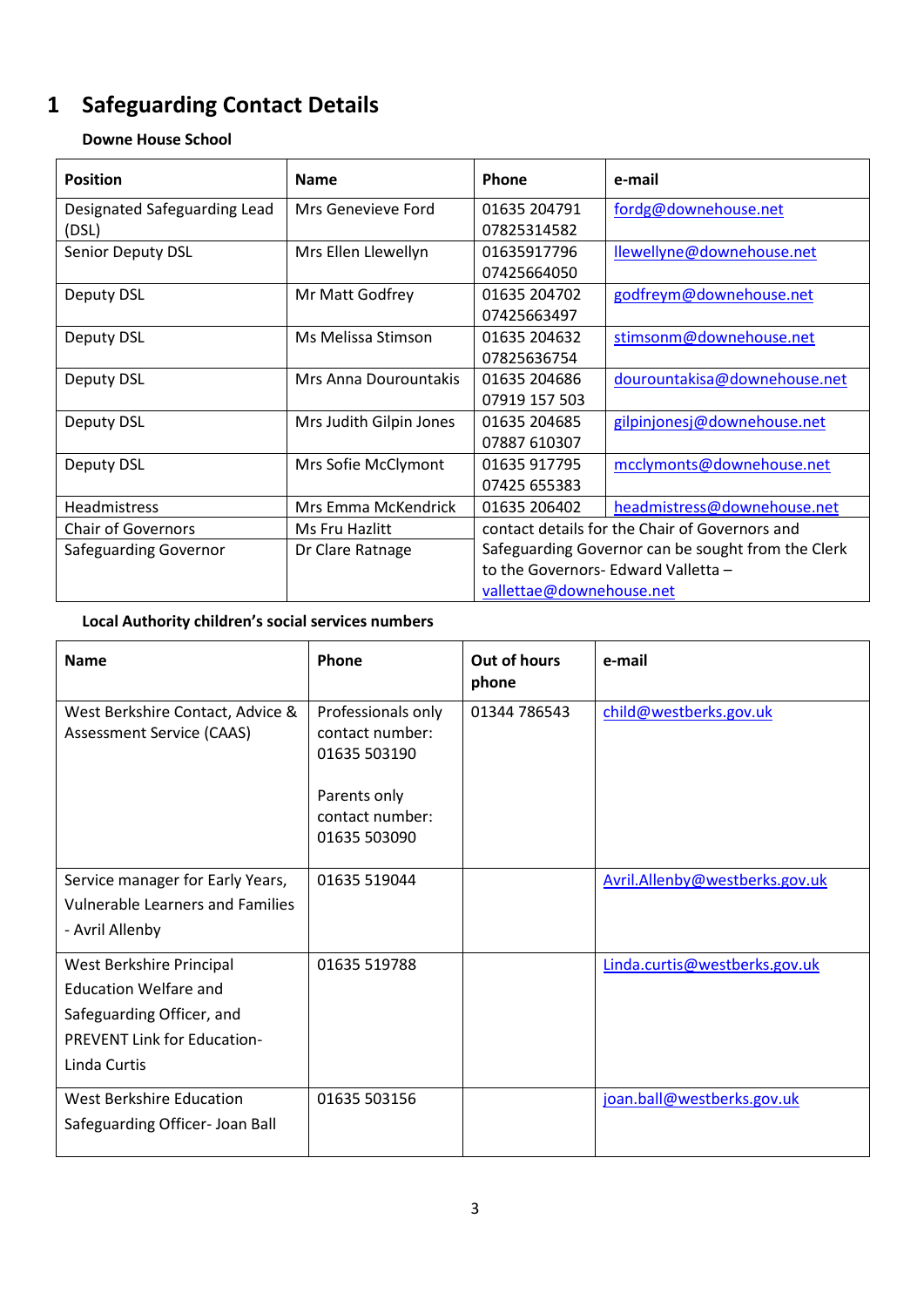# 1 Safeguarding Contact Details

**Downe House School**

| Position | Name | Phone | e-mail |
|---|---|---|---|
| Designated Safeguarding Lead (DSL) | Mrs Genevieve Ford | 01635 204791 07825314582 | fordg@downehouse.net |
| Senior Deputy DSL | Mrs Ellen Llewellyn | 01635917796 07425664050 | llewellyne@downehouse.net |
| Deputy DSL | Mr Matt Godfrey | 01635 204702 07425663497 | godfreym@downehouse.net |
| Deputy DSL | Ms Melissa Stimson | 01635 204632 07825636754 | stimsonm@downehouse.net |
| Deputy DSL | Mrs Anna Dourountakis | 01635 204686 07919 157 503 | dourountakisa@downehouse.net |
| Deputy DSL | Mrs Judith Gilpin Jones | 01635 204685 07887 610307 | gilpinjonesj@downehouse.net |
| Deputy DSL | Mrs Sofie McClymont | 01635 917795 07425 655383 | mcclymonts@downehouse.net |
| Headmistress | Mrs Emma McKendrick | 01635 206402 | headmistress@downehouse.net |
| Chair of Governors | Ms Fru Hazlitt | contact details for the Chair of Governors and Safeguarding Governor can be sought from the Clerk to the Governors- Edward Valletta – vallettae@downehouse.net | |
| Safeguarding Governor | Dr Clare Ratnage | | |

**Local Authority children's social services numbers**

| Name | Phone | Out of hours phone | e-mail |
|---|---|---|---|
| West Berkshire Contact, Advice & Assessment Service (CAAS) | Professionals only contact number: 01635 503190<br><br>Parents only contact number: 01635 503090 | 01344 786543 | child@westberks.gov.uk |
| Service manager for Early Years, Vulnerable Learners and Families - Avril Allenby | 01635 519044 | | Avril.Allenby@westberks.gov.uk |
| West Berkshire Principal Education Welfare and Safeguarding Officer, and PREVENT Link for Education- Linda Curtis | 01635 519788 | | Linda.curtis@westberks.gov.uk |
| West Berkshire Education Safeguarding Officer- Joan Ball | 01635 503156 | | joan.ball@westberks.gov.uk |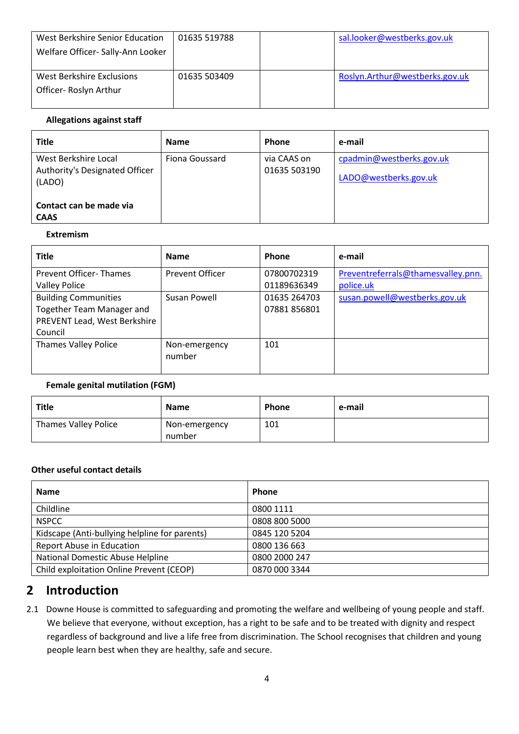| | | | |
|---|---|---|---|
| West Berkshire Senior Education Welfare Officer- Sally-Ann Looker | 01635 519788 | | sal.looker@westberks.gov.uk |
| West Berkshire Exclusions Officer- Roslyn Arthur | 01635 503409 | | Roslyn.Arthur@westberks.gov.uk |

**Allegations against staff**

| Title | Name | Phone | e-mail |
|---|---|---|---|
| West Berkshire Local Authority's Designated Officer (LADO)<br><br>**Contact can be made via CAAS** | Fiona Goussard | via CAAS on 01635 503190 | cpadmin@westberks.gov.uk<br><br>LADO@westberks.gov.uk |

**Extremism**

| Title | Name | Phone | e-mail |
|---|---|---|---|
| Prevent Officer- Thames Valley Police | Prevent Officer | 07800702319<br>01189636349 | Preventreferrals@thamesvalley.pnn.police.uk |
| Building Communities Together Team Manager and PREVENT Lead, West Berkshire Council | Susan Powell | 01635 264703<br>07881 856801 | susan.powell@westberks.gov.uk |
| Thames Valley Police | Non-emergency number | 101 | |

**Female genital mutilation (FGM)**

| Title | Name | Phone | e-mail |
|---|---|---|---|
| Thames Valley Police | Non-emergency number | 101 | |

**Other useful contact details**

| Name | Phone |
|---|---|
| Childline | 0800 1111 |
| NSPCC | 0808 800 5000 |
| Kidscape (Anti-bullying helpline for parents) | 0845 120 5204 |
| Report Abuse in Education | 0800 136 663 |
| National Domestic Abuse Helpline | 0800 2000 247 |
| Child exploitation Online Prevent (CEOP) | 0870 000 3344 |

# 2 Introduction

2.1 Downe House is committed to safeguarding and promoting the welfare and wellbeing of young people and staff. We believe that everyone, without exception, has a right to be safe and to be treated with dignity and respect regardless of background and live a life free from discrimination. The School recognises that children and young people learn best when they are healthy, safe and secure.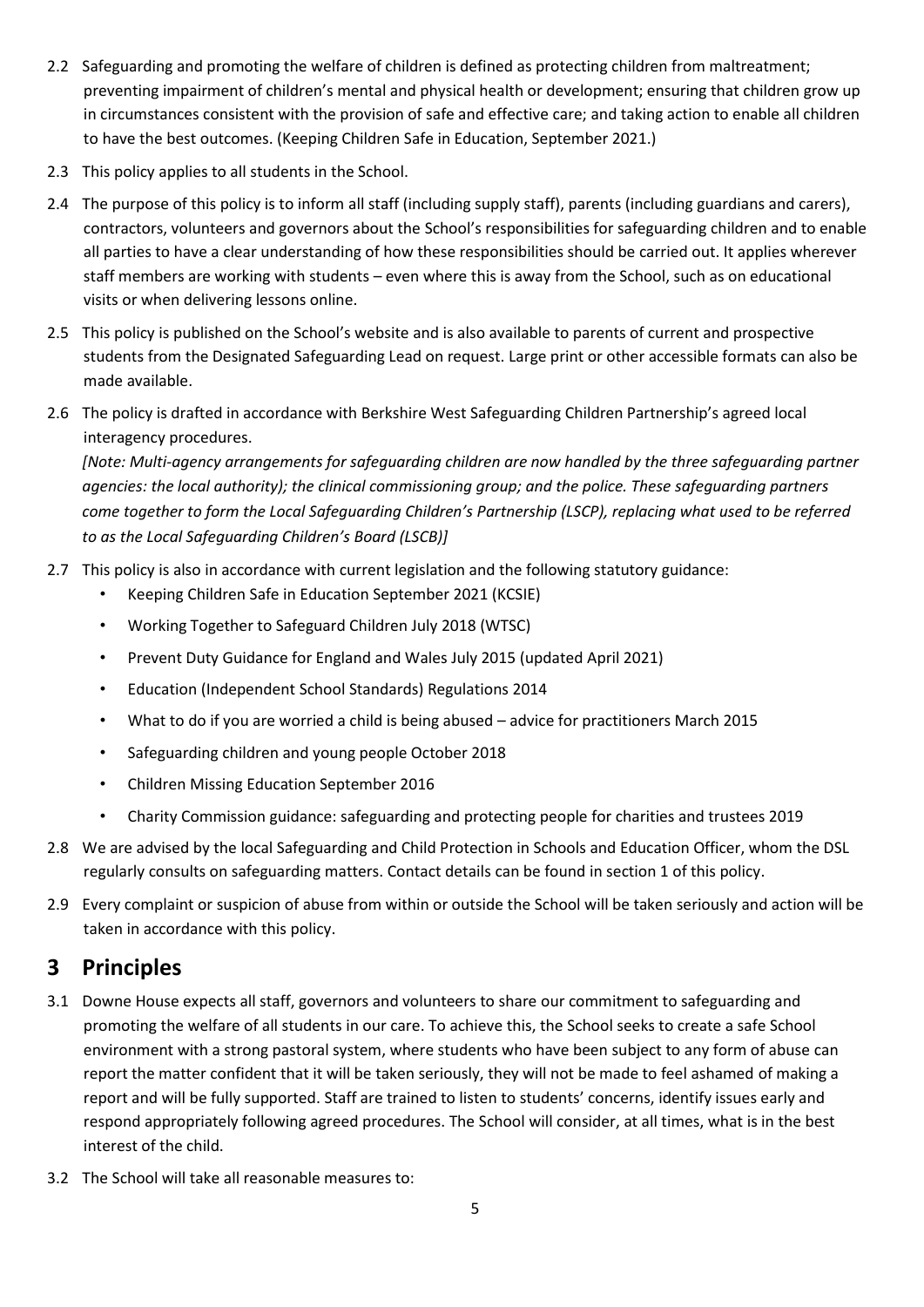2.2 Safeguarding and promoting the welfare of children is defined as protecting children from maltreatment; preventing impairment of children's mental and physical health or development; ensuring that children grow up in circumstances consistent with the provision of safe and effective care; and taking action to enable all children to have the best outcomes. (Keeping Children Safe in Education, September 2021.)

2.3 This policy applies to all students in the School.

2.4 The purpose of this policy is to inform all staff (including supply staff), parents (including guardians and carers), contractors, volunteers and governors about the School's responsibilities for safeguarding children and to enable all parties to have a clear understanding of how these responsibilities should be carried out. It applies wherever staff members are working with students – even where this is away from the School, such as on educational visits or when delivering lessons online.

2.5 This policy is published on the School's website and is also available to parents of current and prospective students from the Designated Safeguarding Lead on request. Large print or other accessible formats can also be made available.

2.6 The policy is drafted in accordance with Berkshire West Safeguarding Children Partnership's agreed local interagency procedures.
*[Note: Multi-agency arrangements for safeguarding children are now handled by the three safeguarding partner agencies: the local authority); the clinical commissioning group; and the police. These safeguarding partners come together to form the Local Safeguarding Children's Partnership (LSCP), replacing what used to be referred to as the Local Safeguarding Children's Board (LSCB)]*

2.7 This policy is also in accordance with current legislation and the following statutory guidance:

- Keeping Children Safe in Education September 2021 (KCSIE)
- Working Together to Safeguard Children July 2018 (WTSC)
- Prevent Duty Guidance for England and Wales July 2015 (updated April 2021)
- Education (Independent School Standards) Regulations 2014
- What to do if you are worried a child is being abused – advice for practitioners March 2015
- Safeguarding children and young people October 2018
- Children Missing Education September 2016
- Charity Commission guidance: safeguarding and protecting people for charities and trustees 2019

2.8 We are advised by the local Safeguarding and Child Protection in Schools and Education Officer, whom the DSL regularly consults on safeguarding matters. Contact details can be found in section 1 of this policy.

2.9 Every complaint or suspicion of abuse from within or outside the School will be taken seriously and action will be taken in accordance with this policy.

# 3 Principles

3.1 Downe House expects all staff, governors and volunteers to share our commitment to safeguarding and promoting the welfare of all students in our care. To achieve this, the School seeks to create a safe School environment with a strong pastoral system, where students who have been subject to any form of abuse can report the matter confident that it will be taken seriously, they will not be made to feel ashamed of making a report and will be fully supported. Staff are trained to listen to students' concerns, identify issues early and respond appropriately following agreed procedures. The School will consider, at all times, what is in the best interest of the child.

3.2 The School will take all reasonable measures to: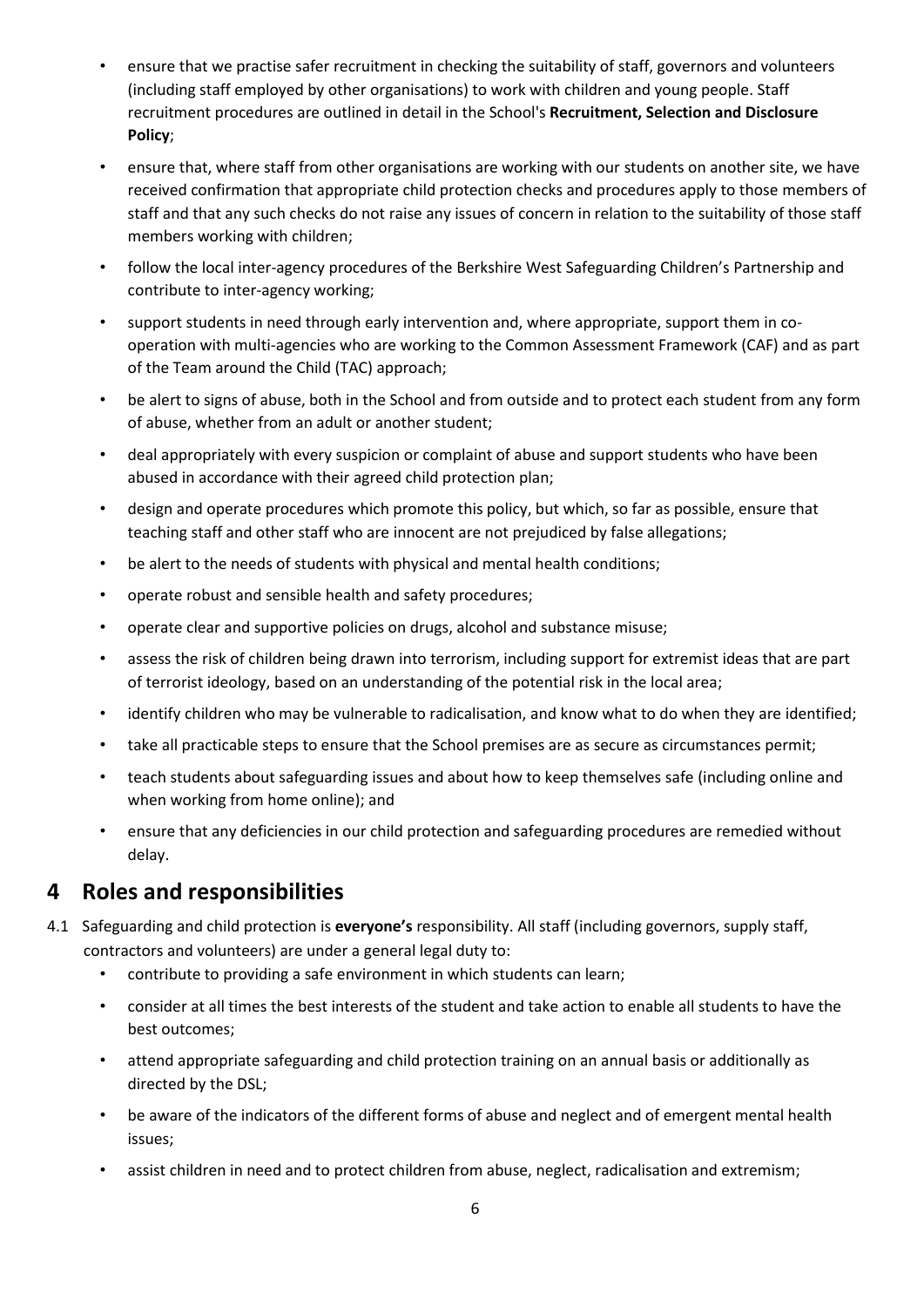- ensure that we practise safer recruitment in checking the suitability of staff, governors and volunteers (including staff employed by other organisations) to work with children and young people. Staff recruitment procedures are outlined in detail in the School's **Recruitment, Selection and Disclosure Policy**;
- ensure that, where staff from other organisations are working with our students on another site, we have received confirmation that appropriate child protection checks and procedures apply to those members of staff and that any such checks do not raise any issues of concern in relation to the suitability of those staff members working with children;
- follow the local inter-agency procedures of the Berkshire West Safeguarding Children's Partnership and contribute to inter-agency working;
- support students in need through early intervention and, where appropriate, support them in co-operation with multi-agencies who are working to the Common Assessment Framework (CAF) and as part of the Team around the Child (TAC) approach;
- be alert to signs of abuse, both in the School and from outside and to protect each student from any form of abuse, whether from an adult or another student;
- deal appropriately with every suspicion or complaint of abuse and support students who have been abused in accordance with their agreed child protection plan;
- design and operate procedures which promote this policy, but which, so far as possible, ensure that teaching staff and other staff who are innocent are not prejudiced by false allegations;
- be alert to the needs of students with physical and mental health conditions;
- operate robust and sensible health and safety procedures;
- operate clear and supportive policies on drugs, alcohol and substance misuse;
- assess the risk of children being drawn into terrorism, including support for extremist ideas that are part of terrorist ideology, based on an understanding of the potential risk in the local area;
- identify children who may be vulnerable to radicalisation, and know what to do when they are identified;
- take all practicable steps to ensure that the School premises are as secure as circumstances permit;
- teach students about safeguarding issues and about how to keep themselves safe (including online and when working from home online); and
- ensure that any deficiencies in our child protection and safeguarding procedures are remedied without delay.

## 4 Roles and responsibilities

4.1 Safeguarding and child protection is **everyone's** responsibility. All staff (including governors, supply staff, contractors and volunteers) are under a general legal duty to:

- contribute to providing a safe environment in which students can learn;
- consider at all times the best interests of the student and take action to enable all students to have the best outcomes;
- attend appropriate safeguarding and child protection training on an annual basis or additionally as directed by the DSL;
- be aware of the indicators of the different forms of abuse and neglect and of emergent mental health issues;
- assist children in need and to protect children from abuse, neglect, radicalisation and extremism;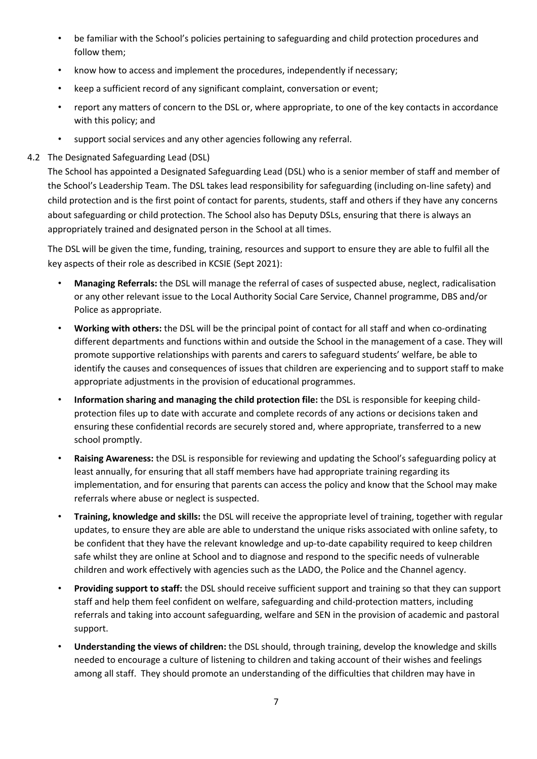- be familiar with the School's policies pertaining to safeguarding and child protection procedures and follow them;
- know how to access and implement the procedures, independently if necessary;
- keep a sufficient record of any significant complaint, conversation or event;
- report any matters of concern to the DSL or, where appropriate, to one of the key contacts in accordance with this policy; and
- support social services and any other agencies following any referral.

4.2 The Designated Safeguarding Lead (DSL)

The School has appointed a Designated Safeguarding Lead (DSL) who is a senior member of staff and member of the School's Leadership Team. The DSL takes lead responsibility for safeguarding (including on-line safety) and child protection and is the first point of contact for parents, students, staff and others if they have any concerns about safeguarding or child protection. The School also has Deputy DSLs, ensuring that there is always an appropriately trained and designated person in the School at all times.

The DSL will be given the time, funding, training, resources and support to ensure they are able to fulfil all the key aspects of their role as described in KCSIE (Sept 2021):

- **Managing Referrals:** the DSL will manage the referral of cases of suspected abuse, neglect, radicalisation or any other relevant issue to the Local Authority Social Care Service, Channel programme, DBS and/or Police as appropriate.
- **Working with others:** the DSL will be the principal point of contact for all staff and when co-ordinating different departments and functions within and outside the School in the management of a case. They will promote supportive relationships with parents and carers to safeguard students' welfare, be able to identify the causes and consequences of issues that children are experiencing and to support staff to make appropriate adjustments in the provision of educational programmes.
- **Information sharing and managing the child protection file:** the DSL is responsible for keeping child-protection files up to date with accurate and complete records of any actions or decisions taken and ensuring these confidential records are securely stored and, where appropriate, transferred to a new school promptly.
- **Raising Awareness:** the DSL is responsible for reviewing and updating the School's safeguarding policy at least annually, for ensuring that all staff members have had appropriate training regarding its implementation, and for ensuring that parents can access the policy and know that the School may make referrals where abuse or neglect is suspected.
- **Training, knowledge and skills:** the DSL will receive the appropriate level of training, together with regular updates, to ensure they are able are able to understand the unique risks associated with online safety, to be confident that they have the relevant knowledge and up-to-date capability required to keep children safe whilst they are online at School and to diagnose and respond to the specific needs of vulnerable children and work effectively with agencies such as the LADO, the Police and the Channel agency.
- **Providing support to staff:** the DSL should receive sufficient support and training so that they can support staff and help them feel confident on welfare, safeguarding and child-protection matters, including referrals and taking into account safeguarding, welfare and SEN in the provision of academic and pastoral support.
- **Understanding the views of children:** the DSL should, through training, develop the knowledge and skills needed to encourage a culture of listening to children and taking account of their wishes and feelings among all staff. They should promote an understanding of the difficulties that children may have in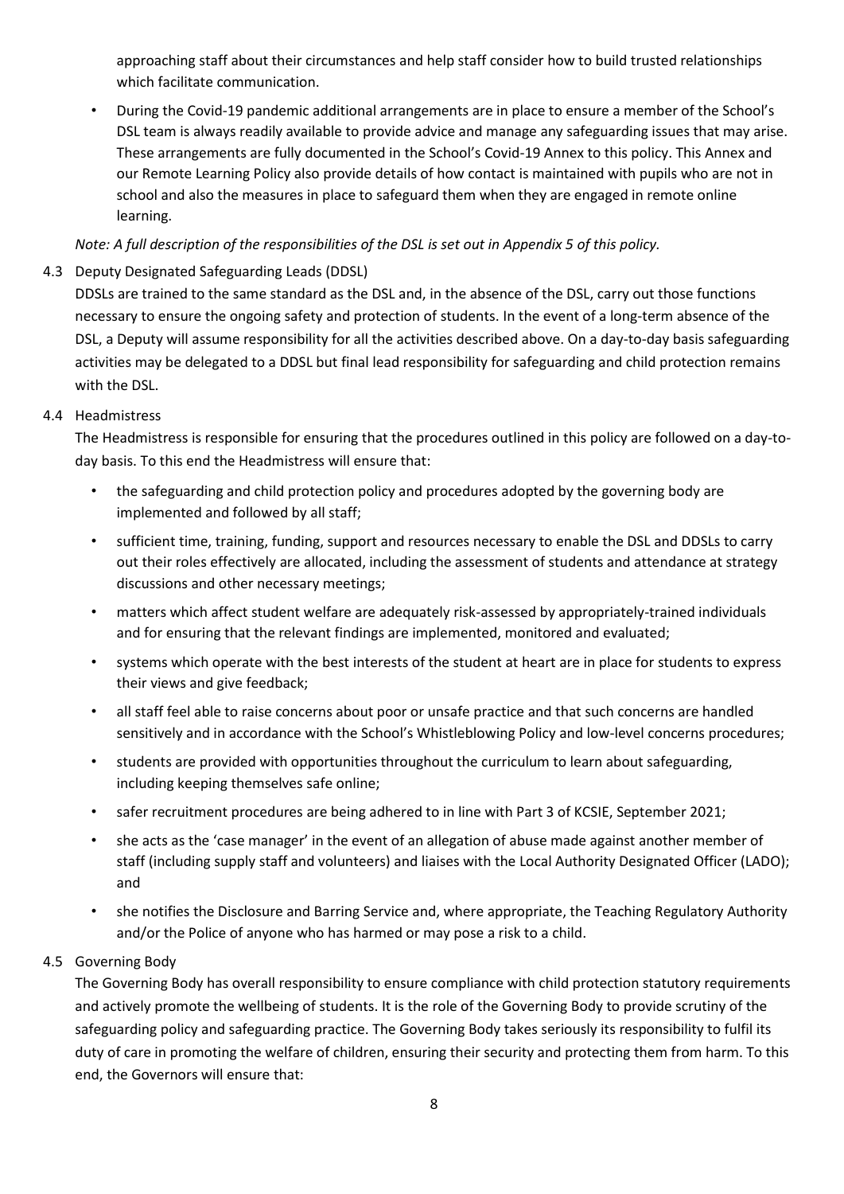approaching staff about their circumstances and help staff consider how to build trusted relationships which facilitate communication.

- During the Covid-19 pandemic additional arrangements are in place to ensure a member of the School's DSL team is always readily available to provide advice and manage any safeguarding issues that may arise. These arrangements are fully documented in the School's Covid-19 Annex to this policy. This Annex and our Remote Learning Policy also provide details of how contact is maintained with pupils who are not in school and also the measures in place to safeguard them when they are engaged in remote online learning.

*Note: A full description of the responsibilities of the DSL is set out in Appendix 5 of this policy.*

### 4.3 Deputy Designated Safeguarding Leads (DDSL)

DDSLs are trained to the same standard as the DSL and, in the absence of the DSL, carry out those functions necessary to ensure the ongoing safety and protection of students. In the event of a long-term absence of the DSL, a Deputy will assume responsibility for all the activities described above. On a day-to-day basis safeguarding activities may be delegated to a DDSL but final lead responsibility for safeguarding and child protection remains with the DSL.

### 4.4 Headmistress

The Headmistress is responsible for ensuring that the procedures outlined in this policy are followed on a day-to-day basis. To this end the Headmistress will ensure that:

- the safeguarding and child protection policy and procedures adopted by the governing body are implemented and followed by all staff;
- sufficient time, training, funding, support and resources necessary to enable the DSL and DDSLs to carry out their roles effectively are allocated, including the assessment of students and attendance at strategy discussions and other necessary meetings;
- matters which affect student welfare are adequately risk-assessed by appropriately-trained individuals and for ensuring that the relevant findings are implemented, monitored and evaluated;
- systems which operate with the best interests of the student at heart are in place for students to express their views and give feedback;
- all staff feel able to raise concerns about poor or unsafe practice and that such concerns are handled sensitively and in accordance with the School's Whistleblowing Policy and low-level concerns procedures;
- students are provided with opportunities throughout the curriculum to learn about safeguarding, including keeping themselves safe online;
- safer recruitment procedures are being adhered to in line with Part 3 of KCSIE, September 2021;
- she acts as the 'case manager' in the event of an allegation of abuse made against another member of staff (including supply staff and volunteers) and liaises with the Local Authority Designated Officer (LADO); and
- she notifies the Disclosure and Barring Service and, where appropriate, the Teaching Regulatory Authority and/or the Police of anyone who has harmed or may pose a risk to a child.

### 4.5 Governing Body

The Governing Body has overall responsibility to ensure compliance with child protection statutory requirements and actively promote the wellbeing of students. It is the role of the Governing Body to provide scrutiny of the safeguarding policy and safeguarding practice. The Governing Body takes seriously its responsibility to fulfil its duty of care in promoting the welfare of children, ensuring their security and protecting them from harm. To this end, the Governors will ensure that: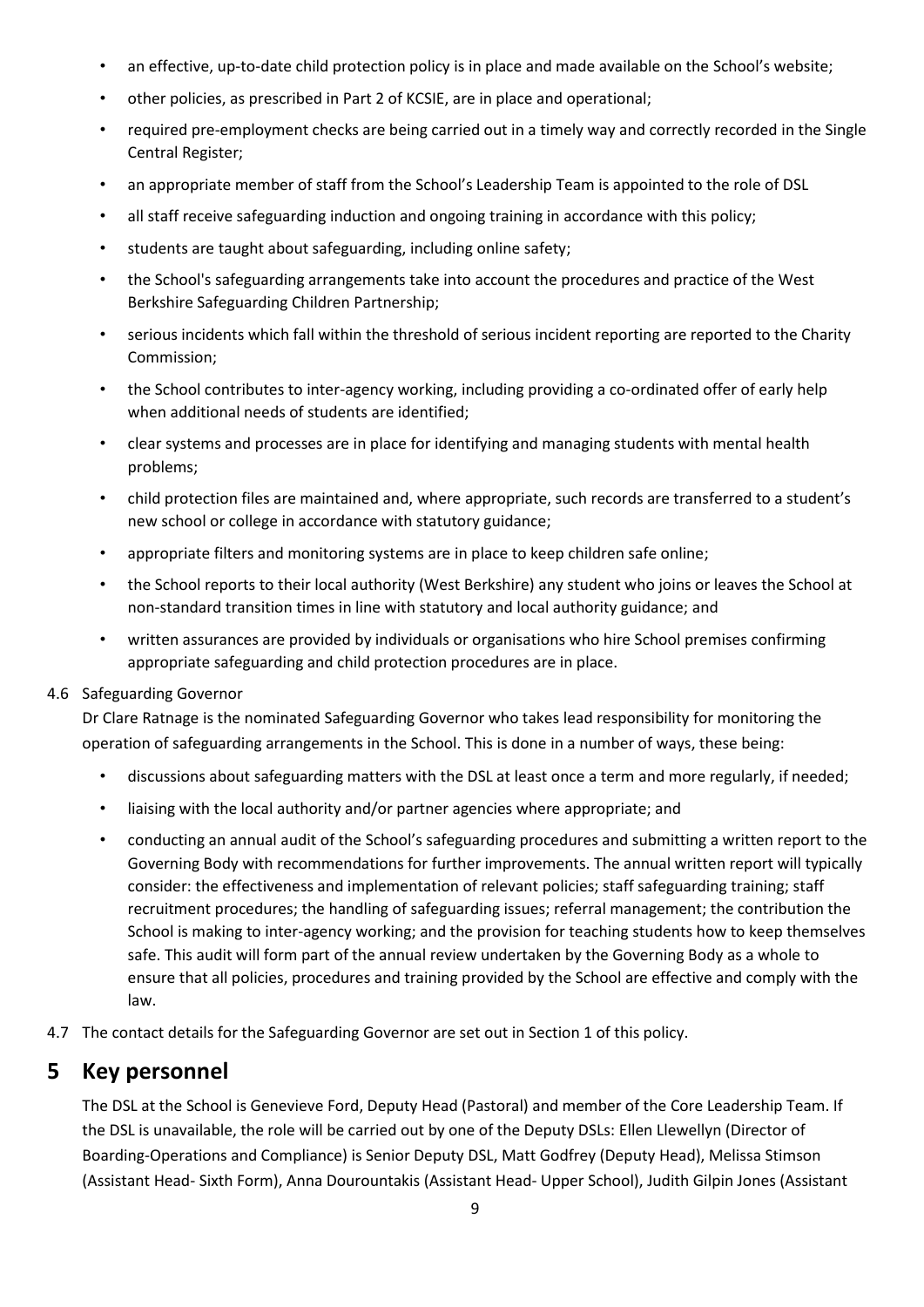- an effective, up-to-date child protection policy is in place and made available on the School's website;
- other policies, as prescribed in Part 2 of KCSIE, are in place and operational;
- required pre-employment checks are being carried out in a timely way and correctly recorded in the Single Central Register;
- an appropriate member of staff from the School's Leadership Team is appointed to the role of DSL
- all staff receive safeguarding induction and ongoing training in accordance with this policy;
- students are taught about safeguarding, including online safety;
- the School's safeguarding arrangements take into account the procedures and practice of the West Berkshire Safeguarding Children Partnership;
- serious incidents which fall within the threshold of serious incident reporting are reported to the Charity Commission;
- the School contributes to inter-agency working, including providing a co-ordinated offer of early help when additional needs of students are identified;
- clear systems and processes are in place for identifying and managing students with mental health problems;
- child protection files are maintained and, where appropriate, such records are transferred to a student's new school or college in accordance with statutory guidance;
- appropriate filters and monitoring systems are in place to keep children safe online;
- the School reports to their local authority (West Berkshire) any student who joins or leaves the School at non-standard transition times in line with statutory and local authority guidance; and
- written assurances are provided by individuals or organisations who hire School premises confirming appropriate safeguarding and child protection procedures are in place.

4.6 Safeguarding Governor

Dr Clare Ratnage is the nominated Safeguarding Governor who takes lead responsibility for monitoring the operation of safeguarding arrangements in the School. This is done in a number of ways, these being:

- discussions about safeguarding matters with the DSL at least once a term and more regularly, if needed;
- liaising with the local authority and/or partner agencies where appropriate; and
- conducting an annual audit of the School's safeguarding procedures and submitting a written report to the Governing Body with recommendations for further improvements. The annual written report will typically consider: the effectiveness and implementation of relevant policies; staff safeguarding training; staff recruitment procedures; the handling of safeguarding issues; referral management; the contribution the School is making to inter-agency working; and the provision for teaching students how to keep themselves safe. This audit will form part of the annual review undertaken by the Governing Body as a whole to ensure that all policies, procedures and training provided by the School are effective and comply with the law.

4.7 The contact details for the Safeguarding Governor are set out in Section 1 of this policy.

# 5 Key personnel

The DSL at the School is Genevieve Ford, Deputy Head (Pastoral) and member of the Core Leadership Team. If the DSL is unavailable, the role will be carried out by one of the Deputy DSLs: Ellen Llewellyn (Director of Boarding-Operations and Compliance) is Senior Deputy DSL, Matt Godfrey (Deputy Head), Melissa Stimson (Assistant Head- Sixth Form), Anna Dourountakis (Assistant Head- Upper School), Judith Gilpin Jones (Assistant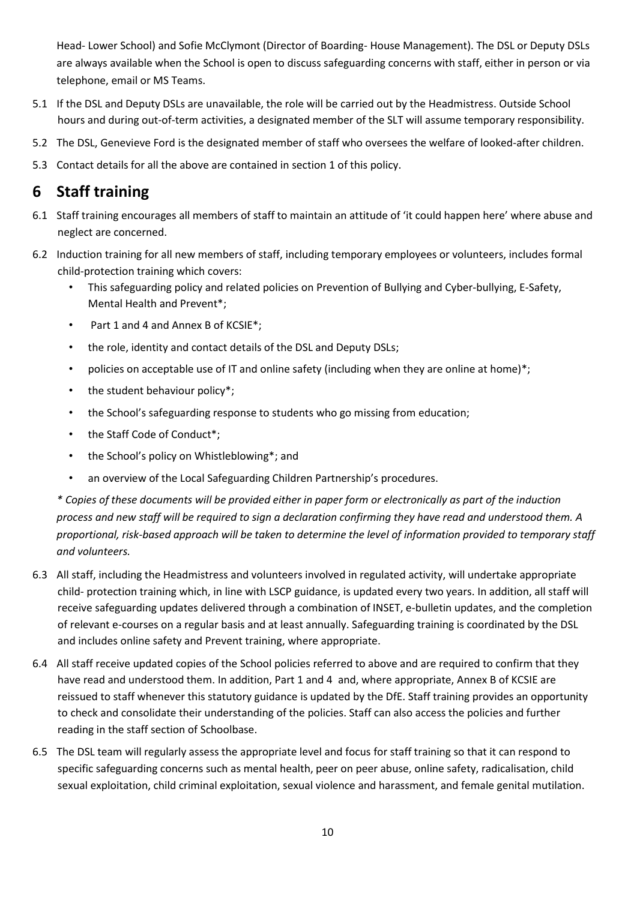Head- Lower School) and Sofie McClymont (Director of Boarding- House Management). The DSL or Deputy DSLs are always available when the School is open to discuss safeguarding concerns with staff, either in person or via telephone, email or MS Teams.

5.1 If the DSL and Deputy DSLs are unavailable, the role will be carried out by the Headmistress. Outside School hours and during out-of-term activities, a designated member of the SLT will assume temporary responsibility.

5.2 The DSL, Genevieve Ford is the designated member of staff who oversees the welfare of looked-after children.

5.3 Contact details for all the above are contained in section 1 of this policy.

# 6 Staff training

6.1 Staff training encourages all members of staff to maintain an attitude of 'it could happen here' where abuse and neglect are concerned.

6.2 Induction training for all new members of staff, including temporary employees or volunteers, includes formal child-protection training which covers:

- This safeguarding policy and related policies on Prevention of Bullying and Cyber-bullying, E-Safety, Mental Health and Prevent*;
- Part 1 and 4 and Annex B of KCSIE*;
- the role, identity and contact details of the DSL and Deputy DSLs;
- policies on acceptable use of IT and online safety (including when they are online at home)*;
- the student behaviour policy*;
- the School's safeguarding response to students who go missing from education;
- the Staff Code of Conduct*;
- the School's policy on Whistleblowing*; and
- an overview of the Local Safeguarding Children Partnership's procedures.

*\* Copies of these documents will be provided either in paper form or electronically as part of the induction process and new staff will be required to sign a declaration confirming they have read and understood them. A proportional, risk-based approach will be taken to determine the level of information provided to temporary staff and volunteers.*

6.3 All staff, including the Headmistress and volunteers involved in regulated activity, will undertake appropriate child- protection training which, in line with LSCP guidance, is updated every two years. In addition, all staff will receive safeguarding updates delivered through a combination of INSET, e-bulletin updates, and the completion of relevant e-courses on a regular basis and at least annually. Safeguarding training is coordinated by the DSL and includes online safety and Prevent training, where appropriate.

6.4 All staff receive updated copies of the School policies referred to above and are required to confirm that they have read and understood them. In addition, Part 1 and 4 and, where appropriate, Annex B of KCSIE are reissued to staff whenever this statutory guidance is updated by the DfE. Staff training provides an opportunity to check and consolidate their understanding of the policies. Staff can also access the policies and further reading in the staff section of Schoolbase.

6.5 The DSL team will regularly assess the appropriate level and focus for staff training so that it can respond to specific safeguarding concerns such as mental health, peer on peer abuse, online safety, radicalisation, child sexual exploitation, child criminal exploitation, sexual violence and harassment, and female genital mutilation.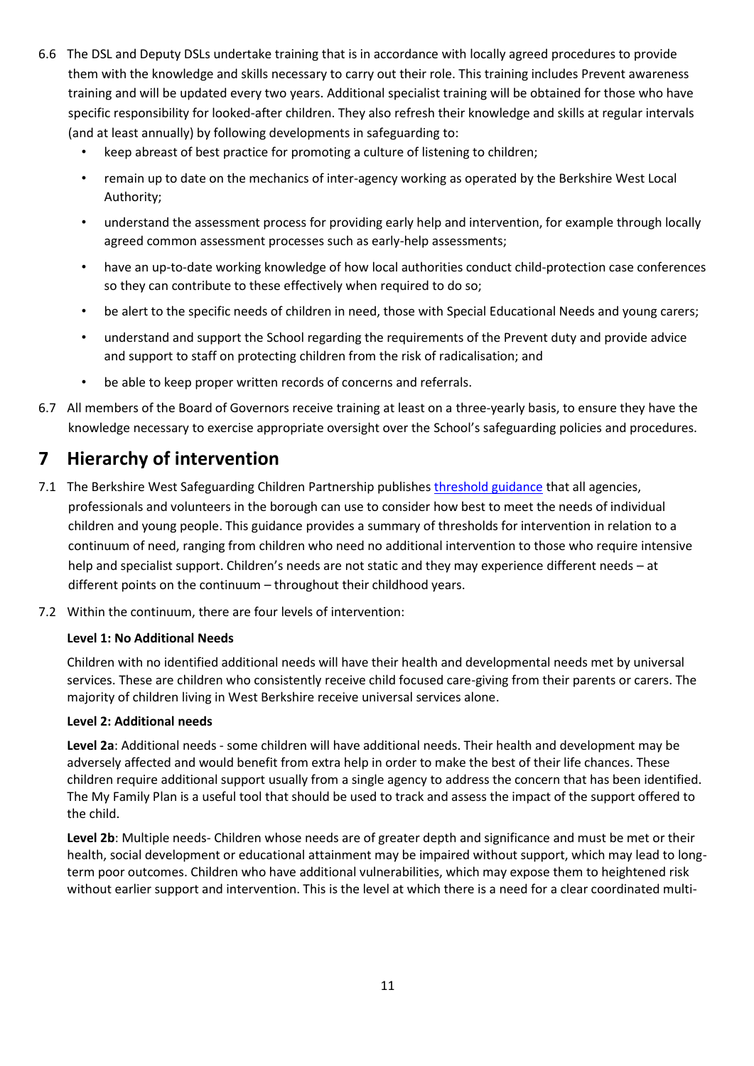6.6 The DSL and Deputy DSLs undertake training that is in accordance with locally agreed procedures to provide them with the knowledge and skills necessary to carry out their role. This training includes Prevent awareness training and will be updated every two years. Additional specialist training will be obtained for those who have specific responsibility for looked-after children. They also refresh their knowledge and skills at regular intervals (and at least annually) by following developments in safeguarding to:

- keep abreast of best practice for promoting a culture of listening to children;
- remain up to date on the mechanics of inter-agency working as operated by the Berkshire West Local Authority;
- understand the assessment process for providing early help and intervention, for example through locally agreed common assessment processes such as early-help assessments;
- have an up-to-date working knowledge of how local authorities conduct child-protection case conferences so they can contribute to these effectively when required to do so;
- be alert to the specific needs of children in need, those with Special Educational Needs and young carers;
- understand and support the School regarding the requirements of the Prevent duty and provide advice and support to staff on protecting children from the risk of radicalisation; and
- be able to keep proper written records of concerns and referrals.

6.7 All members of the Board of Governors receive training at least on a three-yearly basis, to ensure they have the knowledge necessary to exercise appropriate oversight over the School's safeguarding policies and procedures.

# 7 Hierarchy of intervention

7.1 The Berkshire West Safeguarding Children Partnership publishes threshold guidance that all agencies, professionals and volunteers in the borough can use to consider how best to meet the needs of individual children and young people. This guidance provides a summary of thresholds for intervention in relation to a continuum of need, ranging from children who need no additional intervention to those who require intensive help and specialist support. Children's needs are not static and they may experience different needs – at different points on the continuum – throughout their childhood years.

7.2 Within the continuum, there are four levels of intervention:

**Level 1: No Additional Needs**

Children with no identified additional needs will have their health and developmental needs met by universal services. These are children who consistently receive child focused care-giving from their parents or carers. The majority of children living in West Berkshire receive universal services alone.

**Level 2: Additional needs**

**Level 2a**: Additional needs - some children will have additional needs. Their health and development may be adversely affected and would benefit from extra help in order to make the best of their life chances. These children require additional support usually from a single agency to address the concern that has been identified. The My Family Plan is a useful tool that should be used to track and assess the impact of the support offered to the child.

**Level 2b**: Multiple needs- Children whose needs are of greater depth and significance and must be met or their health, social development or educational attainment may be impaired without support, which may lead to long-term poor outcomes. Children who have additional vulnerabilities, which may expose them to heightened risk without earlier support and intervention. This is the level at which there is a need for a clear coordinated multi-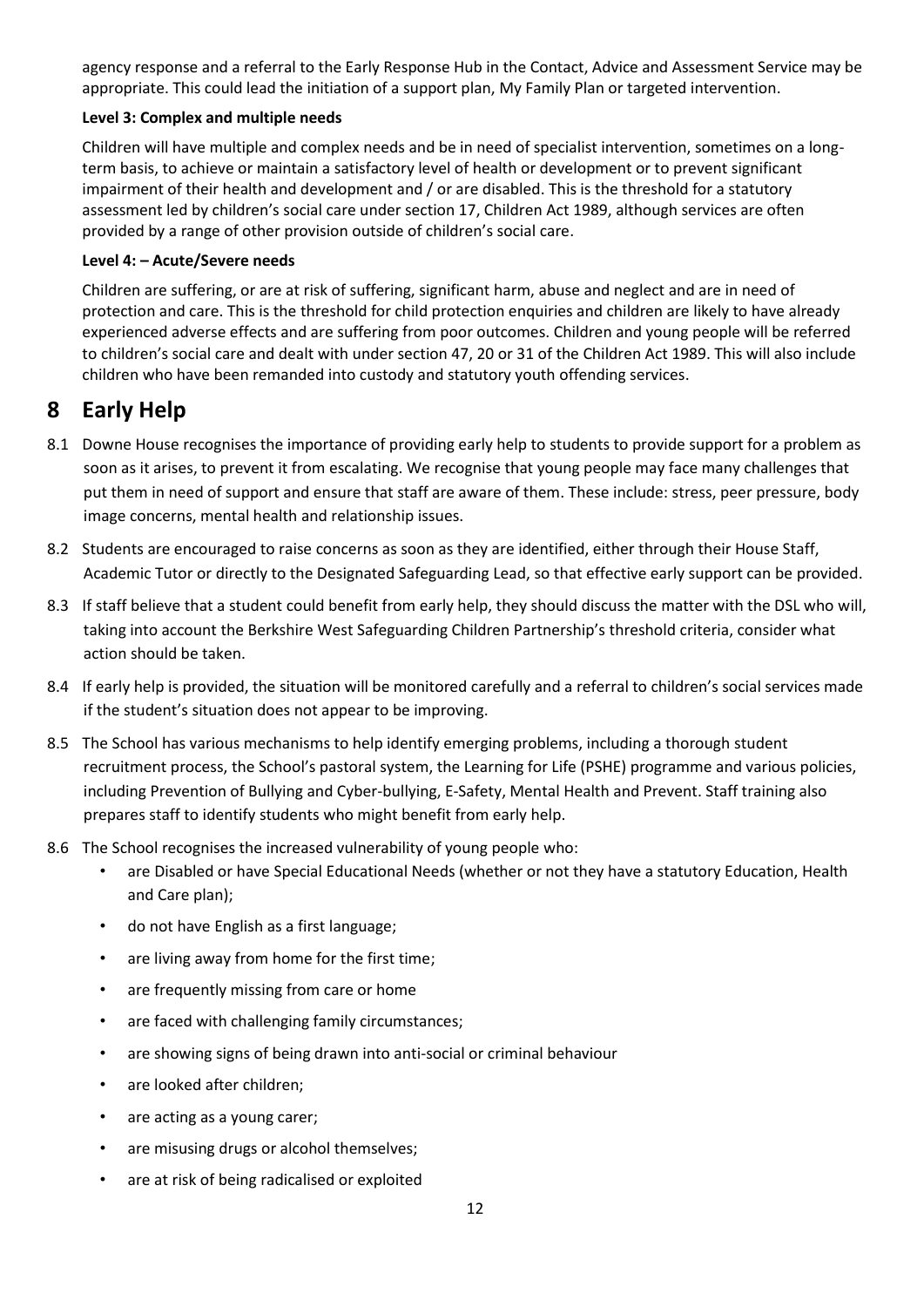agency response and a referral to the Early Response Hub in the Contact, Advice and Assessment Service may be appropriate. This could lead the initiation of a support plan, My Family Plan or targeted intervention.

**Level 3: Complex and multiple needs**

Children will have multiple and complex needs and be in need of specialist intervention, sometimes on a long-term basis, to achieve or maintain a satisfactory level of health or development or to prevent significant impairment of their health and development and / or are disabled. This is the threshold for a statutory assessment led by children's social care under section 17, Children Act 1989, although services are often provided by a range of other provision outside of children's social care.

**Level 4: – Acute/Severe needs**

Children are suffering, or are at risk of suffering, significant harm, abuse and neglect and are in need of protection and care. This is the threshold for child protection enquiries and children are likely to have already experienced adverse effects and are suffering from poor outcomes. Children and young people will be referred to children's social care and dealt with under section 47, 20 or 31 of the Children Act 1989. This will also include children who have been remanded into custody and statutory youth offending services.

# 8 Early Help

8.1 Downe House recognises the importance of providing early help to students to provide support for a problem as soon as it arises, to prevent it from escalating. We recognise that young people may face many challenges that put them in need of support and ensure that staff are aware of them. These include: stress, peer pressure, body image concerns, mental health and relationship issues.

8.2 Students are encouraged to raise concerns as soon as they are identified, either through their House Staff, Academic Tutor or directly to the Designated Safeguarding Lead, so that effective early support can be provided.

8.3 If staff believe that a student could benefit from early help, they should discuss the matter with the DSL who will, taking into account the Berkshire West Safeguarding Children Partnership's threshold criteria, consider what action should be taken.

8.4 If early help is provided, the situation will be monitored carefully and a referral to children's social services made if the student's situation does not appear to be improving.

8.5 The School has various mechanisms to help identify emerging problems, including a thorough student recruitment process, the School's pastoral system, the Learning for Life (PSHE) programme and various policies, including Prevention of Bullying and Cyber-bullying, E-Safety, Mental Health and Prevent. Staff training also prepares staff to identify students who might benefit from early help.

8.6 The School recognises the increased vulnerability of young people who:

- are Disabled or have Special Educational Needs (whether or not they have a statutory Education, Health and Care plan);
- do not have English as a first language;
- are living away from home for the first time;
- are frequently missing from care or home
- are faced with challenging family circumstances;
- are showing signs of being drawn into anti-social or criminal behaviour
- are looked after children;
- are acting as a young carer;
- are misusing drugs or alcohol themselves;
- are at risk of being radicalised or exploited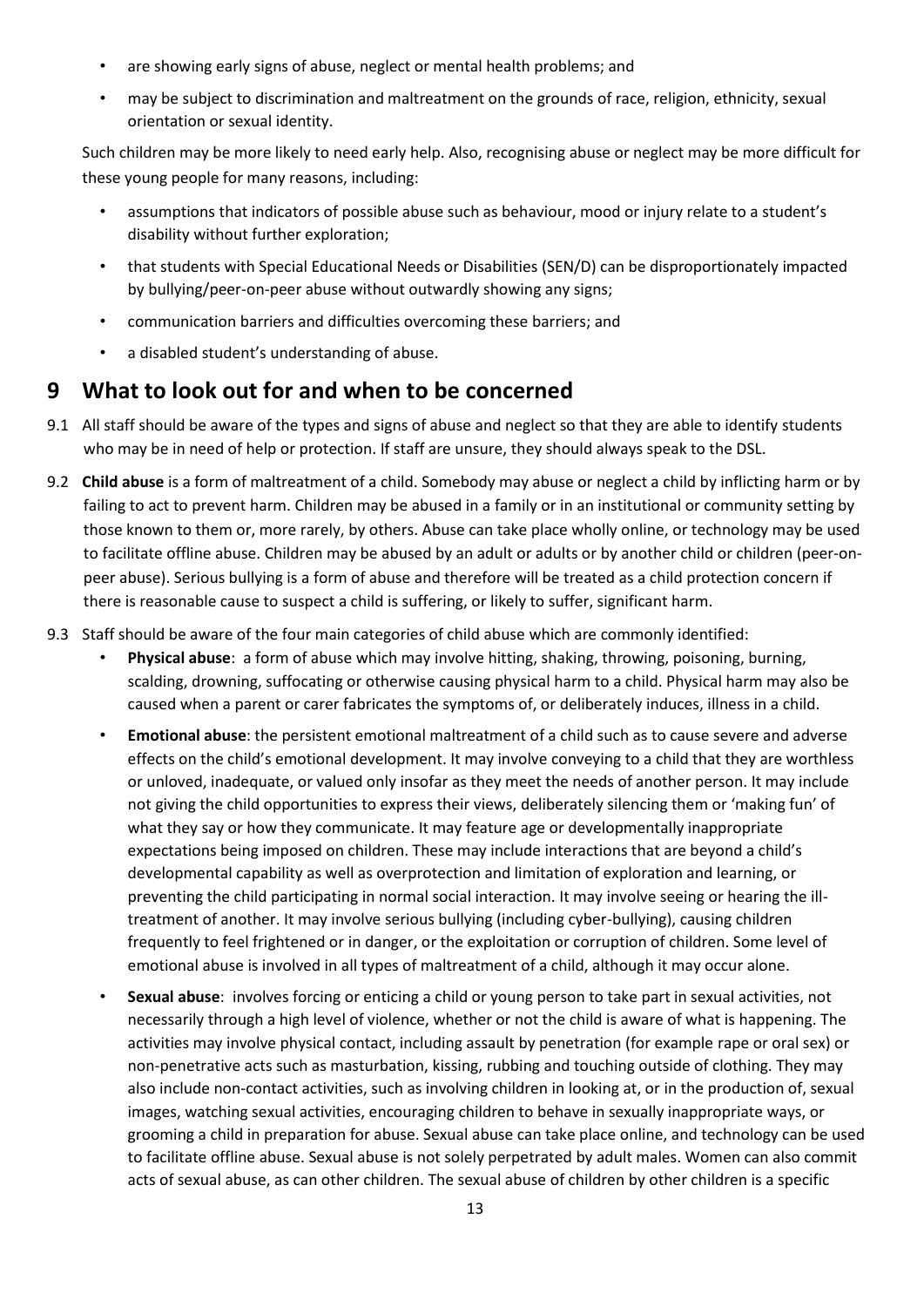- are showing early signs of abuse, neglect or mental health problems; and
- may be subject to discrimination and maltreatment on the grounds of race, religion, ethnicity, sexual orientation or sexual identity.

Such children may be more likely to need early help. Also, recognising abuse or neglect may be more difficult for these young people for many reasons, including:

- assumptions that indicators of possible abuse such as behaviour, mood or injury relate to a student's disability without further exploration;
- that students with Special Educational Needs or Disabilities (SEN/D) can be disproportionately impacted by bullying/peer-on-peer abuse without outwardly showing any signs;
- communication barriers and difficulties overcoming these barriers; and
- a disabled student's understanding of abuse.

# 9 What to look out for and when to be concerned

9.1 All staff should be aware of the types and signs of abuse and neglect so that they are able to identify students who may be in need of help or protection. If staff are unsure, they should always speak to the DSL.

9.2 **Child abuse** is a form of maltreatment of a child. Somebody may abuse or neglect a child by inflicting harm or by failing to act to prevent harm. Children may be abused in a family or in an institutional or community setting by those known to them or, more rarely, by others. Abuse can take place wholly online, or technology may be used to facilitate offline abuse. Children may be abused by an adult or adults or by another child or children (peer-on-peer abuse). Serious bullying is a form of abuse and therefore will be treated as a child protection concern if there is reasonable cause to suspect a child is suffering, or likely to suffer, significant harm.

9.3 Staff should be aware of the four main categories of child abuse which are commonly identified:

- **Physical abuse**: a form of abuse which may involve hitting, shaking, throwing, poisoning, burning, scalding, drowning, suffocating or otherwise causing physical harm to a child. Physical harm may also be caused when a parent or carer fabricates the symptoms of, or deliberately induces, illness in a child.
- **Emotional abuse**: the persistent emotional maltreatment of a child such as to cause severe and adverse effects on the child's emotional development. It may involve conveying to a child that they are worthless or unloved, inadequate, or valued only insofar as they meet the needs of another person. It may include not giving the child opportunities to express their views, deliberately silencing them or 'making fun' of what they say or how they communicate. It may feature age or developmentally inappropriate expectations being imposed on children. These may include interactions that are beyond a child's developmental capability as well as overprotection and limitation of exploration and learning, or preventing the child participating in normal social interaction. It may involve seeing or hearing the ill-treatment of another. It may involve serious bullying (including cyber-bullying), causing children frequently to feel frightened or in danger, or the exploitation or corruption of children. Some level of emotional abuse is involved in all types of maltreatment of a child, although it may occur alone.
- **Sexual abuse**: involves forcing or enticing a child or young person to take part in sexual activities, not necessarily through a high level of violence, whether or not the child is aware of what is happening. The activities may involve physical contact, including assault by penetration (for example rape or oral sex) or non-penetrative acts such as masturbation, kissing, rubbing and touching outside of clothing. They may also include non-contact activities, such as involving children in looking at, or in the production of, sexual images, watching sexual activities, encouraging children to behave in sexually inappropriate ways, or grooming a child in preparation for abuse. Sexual abuse can take place online, and technology can be used to facilitate offline abuse. Sexual abuse is not solely perpetrated by adult males. Women can also commit acts of sexual abuse, as can other children. The sexual abuse of children by other children is a specific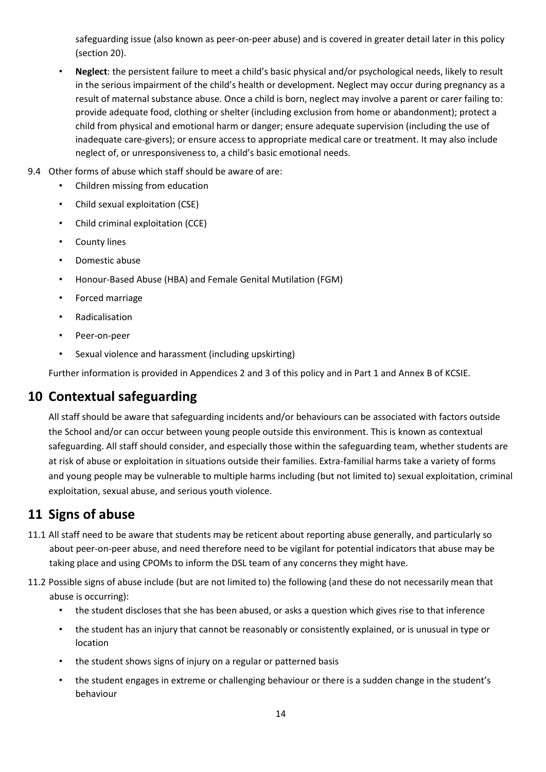safeguarding issue (also known as peer-on-peer abuse) and is covered in greater detail later in this policy (section 20).

- **Neglect**: the persistent failure to meet a child's basic physical and/or psychological needs, likely to result in the serious impairment of the child's health or development. Neglect may occur during pregnancy as a result of maternal substance abuse. Once a child is born, neglect may involve a parent or carer failing to: provide adequate food, clothing or shelter (including exclusion from home or abandonment); protect a child from physical and emotional harm or danger; ensure adequate supervision (including the use of inadequate care-givers); or ensure access to appropriate medical care or treatment. It may also include neglect of, or unresponsiveness to, a child's basic emotional needs.

9.4 Other forms of abuse which staff should be aware of are:

- Children missing from education
- Child sexual exploitation (CSE)
- Child criminal exploitation (CCE)
- County lines
- Domestic abuse
- Honour-Based Abuse (HBA) and Female Genital Mutilation (FGM)
- Forced marriage
- Radicalisation
- Peer-on-peer
- Sexual violence and harassment (including upskirting)

Further information is provided in Appendices 2 and 3 of this policy and in Part 1 and Annex B of KCSIE.

# 10 Contextual safeguarding

All staff should be aware that safeguarding incidents and/or behaviours can be associated with factors outside the School and/or can occur between young people outside this environment. This is known as contextual safeguarding. All staff should consider, and especially those within the safeguarding team, whether students are at risk of abuse or exploitation in situations outside their families. Extra-familial harms take a variety of forms and young people may be vulnerable to multiple harms including (but not limited to) sexual exploitation, criminal exploitation, sexual abuse, and serious youth violence.

# 11 Signs of abuse

11.1 All staff need to be aware that students may be reticent about reporting abuse generally, and particularly so about peer-on-peer abuse, and need therefore need to be vigilant for potential indicators that abuse may be taking place and using CPOMs to inform the DSL team of any concerns they might have.

11.2 Possible signs of abuse include (but are not limited to) the following (and these do not necessarily mean that abuse is occurring):

- the student discloses that she has been abused, or asks a question which gives rise to that inference
- the student has an injury that cannot be reasonably or consistently explained, or is unusual in type or location
- the student shows signs of injury on a regular or patterned basis
- the student engages in extreme or challenging behaviour or there is a sudden change in the student's behaviour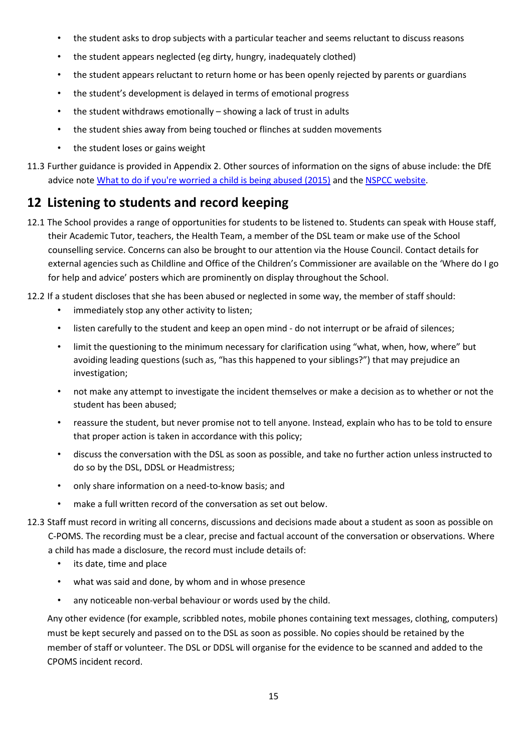- the student asks to drop subjects with a particular teacher and seems reluctant to discuss reasons
- the student appears neglected (eg dirty, hungry, inadequately clothed)
- the student appears reluctant to return home or has been openly rejected by parents or guardians
- the student's development is delayed in terms of emotional progress
- the student withdraws emotionally – showing a lack of trust in adults
- the student shies away from being touched or flinches at sudden movements
- the student loses or gains weight

11.3 Further guidance is provided in Appendix 2. Other sources of information on the signs of abuse include: the DfE advice note What to do if you're worried a child is being abused (2015) and the NSPCC website.

## 12 Listening to students and record keeping

12.1 The School provides a range of opportunities for students to be listened to. Students can speak with House staff, their Academic Tutor, teachers, the Health Team, a member of the DSL team or make use of the School counselling service. Concerns can also be brought to our attention via the House Council. Contact details for external agencies such as Childline and Office of the Children's Commissioner are available on the 'Where do I go for help and advice' posters which are prominently on display throughout the School.

12.2 If a student discloses that she has been abused or neglected in some way, the member of staff should:

- immediately stop any other activity to listen;
- listen carefully to the student and keep an open mind - do not interrupt or be afraid of silences;
- limit the questioning to the minimum necessary for clarification using "what, when, how, where" but avoiding leading questions (such as, "has this happened to your siblings?") that may prejudice an investigation;
- not make any attempt to investigate the incident themselves or make a decision as to whether or not the student has been abused;
- reassure the student, but never promise not to tell anyone. Instead, explain who has to be told to ensure that proper action is taken in accordance with this policy;
- discuss the conversation with the DSL as soon as possible, and take no further action unless instructed to do so by the DSL, DDSL or Headmistress;
- only share information on a need-to-know basis; and
- make a full written record of the conversation as set out below.

12.3 Staff must record in writing all concerns, discussions and decisions made about a student as soon as possible on C-POMS. The recording must be a clear, precise and factual account of the conversation or observations. Where a child has made a disclosure, the record must include details of:

- its date, time and place
- what was said and done, by whom and in whose presence
- any noticeable non-verbal behaviour or words used by the child.

Any other evidence (for example, scribbled notes, mobile phones containing text messages, clothing, computers) must be kept securely and passed on to the DSL as soon as possible. No copies should be retained by the member of staff or volunteer. The DSL or DDSL will organise for the evidence to be scanned and added to the CPOMS incident record.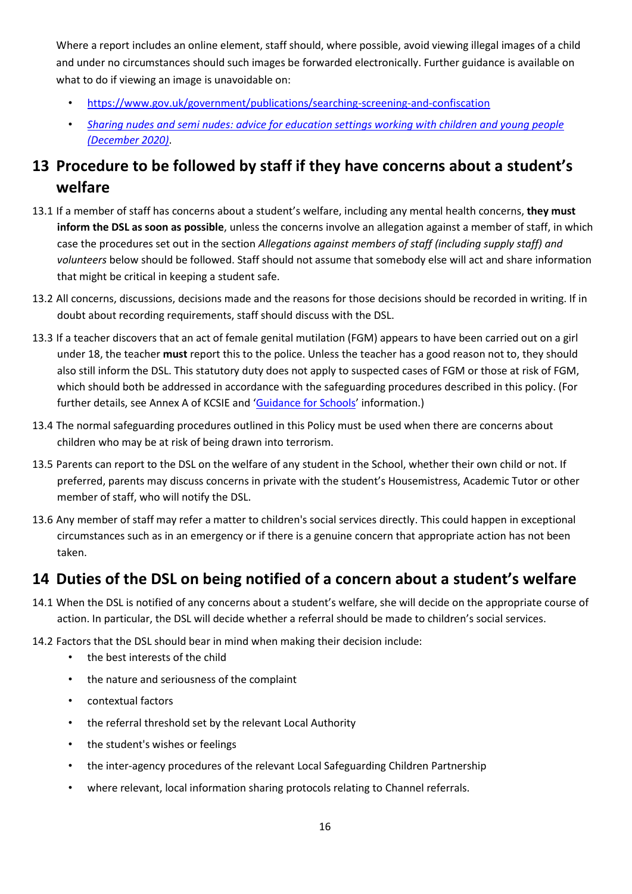Where a report includes an online element, staff should, where possible, avoid viewing illegal images of a child and under no circumstances should such images be forwarded electronically. Further guidance is available on what to do if viewing an image is unavoidable on:

- [https://www.gov.uk/government/publications/searching-screening-and-confiscation](https://www.gov.uk/government/publications/searching-screening-and-confiscation)
- *[Sharing nudes and semi nudes: advice for education settings working with children and young people (December 2020)](#)*.

## 13 Procedure to be followed by staff if they have concerns about a student's welfare

13.1 If a member of staff has concerns about a student's welfare, including any mental health concerns, **they must inform the DSL as soon as possible**, unless the concerns involve an allegation against a member of staff, in which case the procedures set out in the section *Allegations against members of staff (including supply staff) and volunteers* below should be followed. Staff should not assume that somebody else will act and share information that might be critical in keeping a student safe.

13.2 All concerns, discussions, decisions made and the reasons for those decisions should be recorded in writing. If in doubt about recording requirements, staff should discuss with the DSL.

13.3 If a teacher discovers that an act of female genital mutilation (FGM) appears to have been carried out on a girl under 18, the teacher **must** report this to the police. Unless the teacher has a good reason not to, they should also still inform the DSL. This statutory duty does not apply to suspected cases of FGM or those at risk of FGM, which should both be addressed in accordance with the safeguarding procedures described in this policy. (For further details, see Annex A of KCSIE and '[Guidance for Schools](#)' information.)

13.4 The normal safeguarding procedures outlined in this Policy must be used when there are concerns about children who may be at risk of being drawn into terrorism.

13.5 Parents can report to the DSL on the welfare of any student in the School, whether their own child or not. If preferred, parents may discuss concerns in private with the student's Housemistress, Academic Tutor or other member of staff, who will notify the DSL.

13.6 Any member of staff may refer a matter to children's social services directly. This could happen in exceptional circumstances such as in an emergency or if there is a genuine concern that appropriate action has not been taken.

## 14 Duties of the DSL on being notified of a concern about a student's welfare

14.1 When the DSL is notified of any concerns about a student's welfare, she will decide on the appropriate course of action. In particular, the DSL will decide whether a referral should be made to children's social services.

14.2 Factors that the DSL should bear in mind when making their decision include:

- the best interests of the child
- the nature and seriousness of the complaint
- contextual factors
- the referral threshold set by the relevant Local Authority
- the student's wishes or feelings
- the inter-agency procedures of the relevant Local Safeguarding Children Partnership
- where relevant, local information sharing protocols relating to Channel referrals.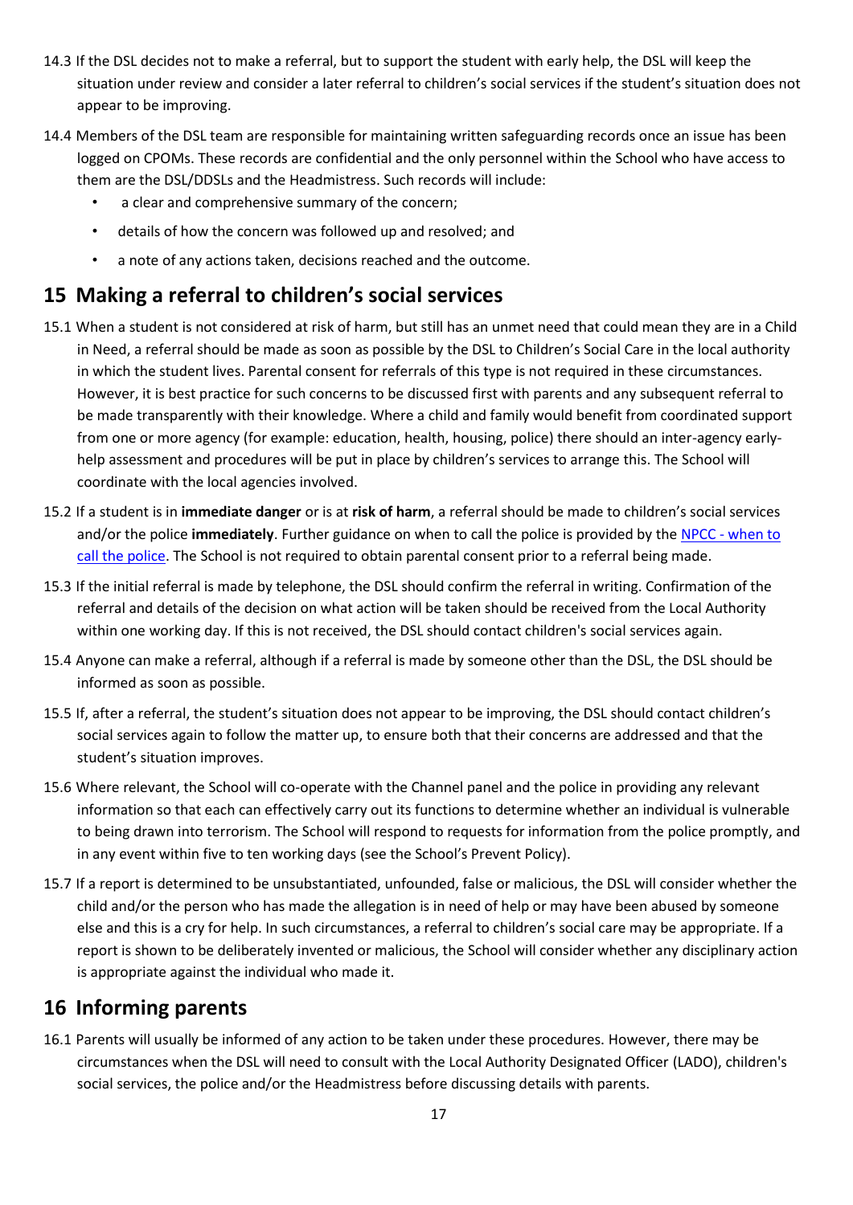14.3 If the DSL decides not to make a referral, but to support the student with early help, the DSL will keep the situation under review and consider a later referral to children's social services if the student's situation does not appear to be improving.

14.4 Members of the DSL team are responsible for maintaining written safeguarding records once an issue has been logged on CPOMs. These records are confidential and the only personnel within the School who have access to them are the DSL/DDSLs and the Headmistress. Such records will include:

- a clear and comprehensive summary of the concern;
- details of how the concern was followed up and resolved; and
- a note of any actions taken, decisions reached and the outcome.

## 15 Making a referral to children's social services

15.1 When a student is not considered at risk of harm, but still has an unmet need that could mean they are in a Child in Need, a referral should be made as soon as possible by the DSL to Children's Social Care in the local authority in which the student lives. Parental consent for referrals of this type is not required in these circumstances. However, it is best practice for such concerns to be discussed first with parents and any subsequent referral to be made transparently with their knowledge. Where a child and family would benefit from coordinated support from one or more agency (for example: education, health, housing, police) there should an inter-agency early-help assessment and procedures will be put in place by children's services to arrange this. The School will coordinate with the local agencies involved.

15.2 If a student is in **immediate danger** or is at **risk of harm**, a referral should be made to children's social services and/or the police **immediately**. Further guidance on when to call the police is provided by the NPCC - when to call the police. The School is not required to obtain parental consent prior to a referral being made.

15.3 If the initial referral is made by telephone, the DSL should confirm the referral in writing. Confirmation of the referral and details of the decision on what action will be taken should be received from the Local Authority within one working day. If this is not received, the DSL should contact children's social services again.

15.4 Anyone can make a referral, although if a referral is made by someone other than the DSL, the DSL should be informed as soon as possible.

15.5 If, after a referral, the student's situation does not appear to be improving, the DSL should contact children's social services again to follow the matter up, to ensure both that their concerns are addressed and that the student's situation improves.

15.6 Where relevant, the School will co-operate with the Channel panel and the police in providing any relevant information so that each can effectively carry out its functions to determine whether an individual is vulnerable to being drawn into terrorism. The School will respond to requests for information from the police promptly, and in any event within five to ten working days (see the School's Prevent Policy).

15.7 If a report is determined to be unsubstantiated, unfounded, false or malicious, the DSL will consider whether the child and/or the person who has made the allegation is in need of help or may have been abused by someone else and this is a cry for help. In such circumstances, a referral to children's social care may be appropriate. If a report is shown to be deliberately invented or malicious, the School will consider whether any disciplinary action is appropriate against the individual who made it.

## 16 Informing parents

16.1 Parents will usually be informed of any action to be taken under these procedures. However, there may be circumstances when the DSL will need to consult with the Local Authority Designated Officer (LADO), children's social services, the police and/or the Headmistress before discussing details with parents.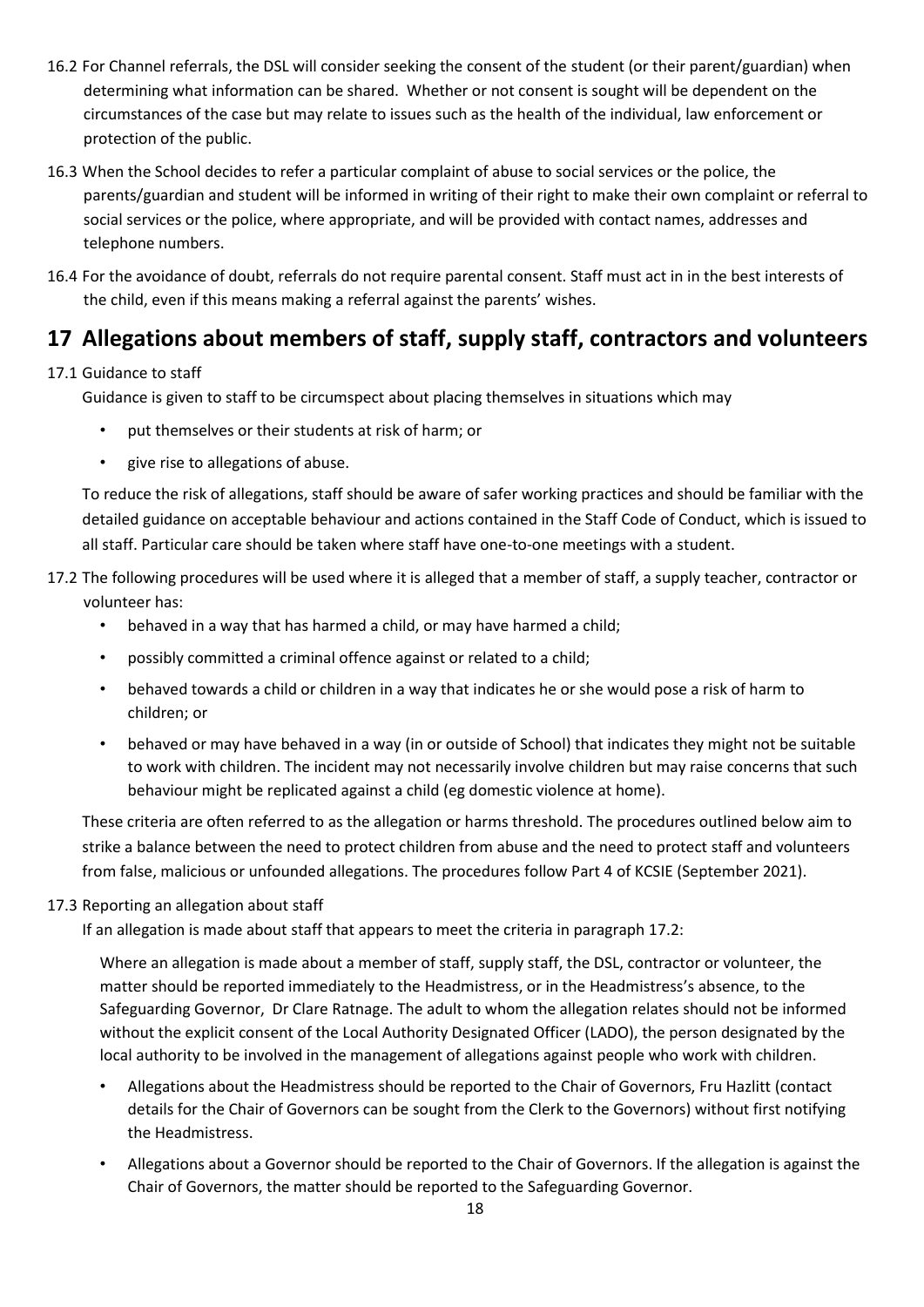16.2 For Channel referrals, the DSL will consider seeking the consent of the student (or their parent/guardian) when determining what information can be shared. Whether or not consent is sought will be dependent on the circumstances of the case but may relate to issues such as the health of the individual, law enforcement or protection of the public.

16.3 When the School decides to refer a particular complaint of abuse to social services or the police, the parents/guardian and student will be informed in writing of their right to make their own complaint or referral to social services or the police, where appropriate, and will be provided with contact names, addresses and telephone numbers.

16.4 For the avoidance of doubt, referrals do not require parental consent. Staff must act in in the best interests of the child, even if this means making a referral against the parents' wishes.

# 17 Allegations about members of staff, supply staff, contractors and volunteers

17.1 Guidance to staff

Guidance is given to staff to be circumspect about placing themselves in situations which may

- put themselves or their students at risk of harm; or
- give rise to allegations of abuse.

To reduce the risk of allegations, staff should be aware of safer working practices and should be familiar with the detailed guidance on acceptable behaviour and actions contained in the Staff Code of Conduct, which is issued to all staff. Particular care should be taken where staff have one-to-one meetings with a student.

17.2 The following procedures will be used where it is alleged that a member of staff, a supply teacher, contractor or volunteer has:

- behaved in a way that has harmed a child, or may have harmed a child;
- possibly committed a criminal offence against or related to a child;
- behaved towards a child or children in a way that indicates he or she would pose a risk of harm to children; or
- behaved or may have behaved in a way (in or outside of School) that indicates they might not be suitable to work with children. The incident may not necessarily involve children but may raise concerns that such behaviour might be replicated against a child (eg domestic violence at home).

These criteria are often referred to as the allegation or harms threshold. The procedures outlined below aim to strike a balance between the need to protect children from abuse and the need to protect staff and volunteers from false, malicious or unfounded allegations. The procedures follow Part 4 of KCSIE (September 2021).

17.3 Reporting an allegation about staff

If an allegation is made about staff that appears to meet the criteria in paragraph 17.2:

Where an allegation is made about a member of staff, supply staff, the DSL, contractor or volunteer, the matter should be reported immediately to the Headmistress, or in the Headmistress's absence, to the Safeguarding Governor, Dr Clare Ratnage. The adult to whom the allegation relates should not be informed without the explicit consent of the Local Authority Designated Officer (LADO), the person designated by the local authority to be involved in the management of allegations against people who work with children.

- Allegations about the Headmistress should be reported to the Chair of Governors, Fru Hazlitt (contact details for the Chair of Governors can be sought from the Clerk to the Governors) without first notifying the Headmistress.
- Allegations about a Governor should be reported to the Chair of Governors. If the allegation is against the Chair of Governors, the matter should be reported to the Safeguarding Governor.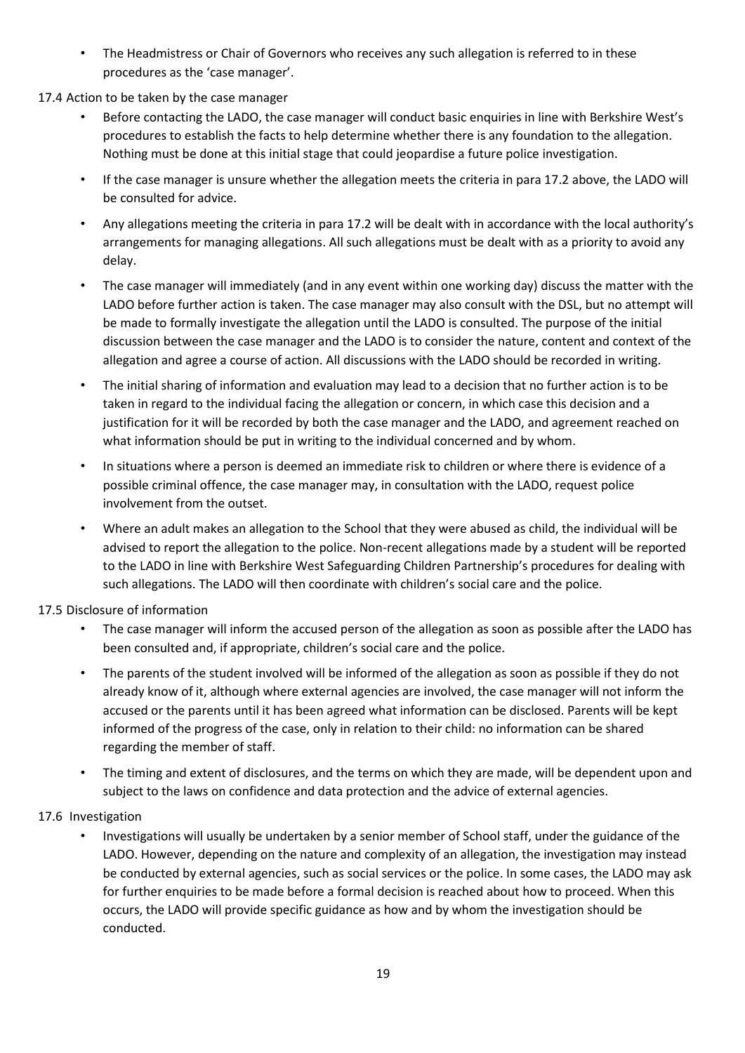- The Headmistress or Chair of Governors who receives any such allegation is referred to in these procedures as the 'case manager'.

17.4 Action to be taken by the case manager

- Before contacting the LADO, the case manager will conduct basic enquiries in line with Berkshire West's procedures to establish the facts to help determine whether there is any foundation to the allegation. Nothing must be done at this initial stage that could jeopardise a future police investigation.
- If the case manager is unsure whether the allegation meets the criteria in para 17.2 above, the LADO will be consulted for advice.
- Any allegations meeting the criteria in para 17.2 will be dealt with in accordance with the local authority's arrangements for managing allegations. All such allegations must be dealt with as a priority to avoid any delay.
- The case manager will immediately (and in any event within one working day) discuss the matter with the LADO before further action is taken. The case manager may also consult with the DSL, but no attempt will be made to formally investigate the allegation until the LADO is consulted. The purpose of the initial discussion between the case manager and the LADO is to consider the nature, content and context of the allegation and agree a course of action. All discussions with the LADO should be recorded in writing.
- The initial sharing of information and evaluation may lead to a decision that no further action is to be taken in regard to the individual facing the allegation or concern, in which case this decision and a justification for it will be recorded by both the case manager and the LADO, and agreement reached on what information should be put in writing to the individual concerned and by whom.
- In situations where a person is deemed an immediate risk to children or where there is evidence of a possible criminal offence, the case manager may, in consultation with the LADO, request police involvement from the outset.
- Where an adult makes an allegation to the School that they were abused as child, the individual will be advised to report the allegation to the police. Non-recent allegations made by a student will be reported to the LADO in line with Berkshire West Safeguarding Children Partnership's procedures for dealing with such allegations. The LADO will then coordinate with children's social care and the police.

17.5 Disclosure of information

- The case manager will inform the accused person of the allegation as soon as possible after the LADO has been consulted and, if appropriate, children's social care and the police.
- The parents of the student involved will be informed of the allegation as soon as possible if they do not already know of it, although where external agencies are involved, the case manager will not inform the accused or the parents until it has been agreed what information can be disclosed. Parents will be kept informed of the progress of the case, only in relation to their child: no information can be shared regarding the member of staff.
- The timing and extent of disclosures, and the terms on which they are made, will be dependent upon and subject to the laws on confidence and data protection and the advice of external agencies.

17.6 Investigation

- Investigations will usually be undertaken by a senior member of School staff, under the guidance of the LADO. However, depending on the nature and complexity of an allegation, the investigation may instead be conducted by external agencies, such as social services or the police. In some cases, the LADO may ask for further enquiries to be made before a formal decision is reached about how to proceed. When this occurs, the LADO will provide specific guidance as how and by whom the investigation should be conducted.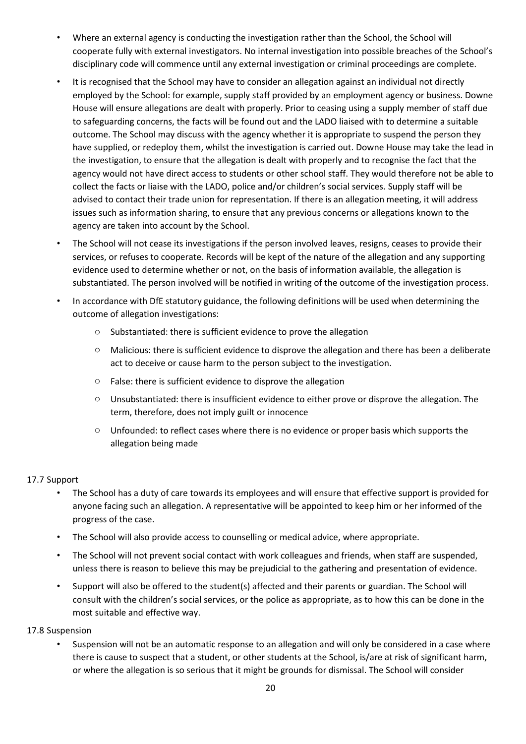- Where an external agency is conducting the investigation rather than the School, the School will cooperate fully with external investigators. No internal investigation into possible breaches of the School's disciplinary code will commence until any external investigation or criminal proceedings are complete.
- It is recognised that the School may have to consider an allegation against an individual not directly employed by the School: for example, supply staff provided by an employment agency or business. Downe House will ensure allegations are dealt with properly. Prior to ceasing using a supply member of staff due to safeguarding concerns, the facts will be found out and the LADO liaised with to determine a suitable outcome. The School may discuss with the agency whether it is appropriate to suspend the person they have supplied, or redeploy them, whilst the investigation is carried out. Downe House may take the lead in the investigation, to ensure that the allegation is dealt with properly and to recognise the fact that the agency would not have direct access to students or other school staff. They would therefore not be able to collect the facts or liaise with the LADO, police and/or children's social services. Supply staff will be advised to contact their trade union for representation. If there is an allegation meeting, it will address issues such as information sharing, to ensure that any previous concerns or allegations known to the agency are taken into account by the School.
- The School will not cease its investigations if the person involved leaves, resigns, ceases to provide their services, or refuses to cooperate. Records will be kept of the nature of the allegation and any supporting evidence used to determine whether or not, on the basis of information available, the allegation is substantiated. The person involved will be notified in writing of the outcome of the investigation process.
- In accordance with DfE statutory guidance, the following definitions will be used when determining the outcome of allegation investigations:
    - Substantiated: there is sufficient evidence to prove the allegation
    - Malicious: there is sufficient evidence to disprove the allegation and there has been a deliberate act to deceive or cause harm to the person subject to the investigation.
    - False: there is sufficient evidence to disprove the allegation
    - Unsubstantiated: there is insufficient evidence to either prove or disprove the allegation. The term, therefore, does not imply guilt or innocence
    - Unfounded: to reflect cases where there is no evidence or proper basis which supports the allegation being made

17.7 Support

- The School has a duty of care towards its employees and will ensure that effective support is provided for anyone facing such an allegation. A representative will be appointed to keep him or her informed of the progress of the case.
- The School will also provide access to counselling or medical advice, where appropriate.
- The School will not prevent social contact with work colleagues and friends, when staff are suspended, unless there is reason to believe this may be prejudicial to the gathering and presentation of evidence.
- Support will also be offered to the student(s) affected and their parents or guardian. The School will consult with the children's social services, or the police as appropriate, as to how this can be done in the most suitable and effective way.

17.8 Suspension

- Suspension will not be an automatic response to an allegation and will only be considered in a case where there is cause to suspect that a student, or other students at the School, is/are at risk of significant harm, or where the allegation is so serious that it might be grounds for dismissal. The School will consider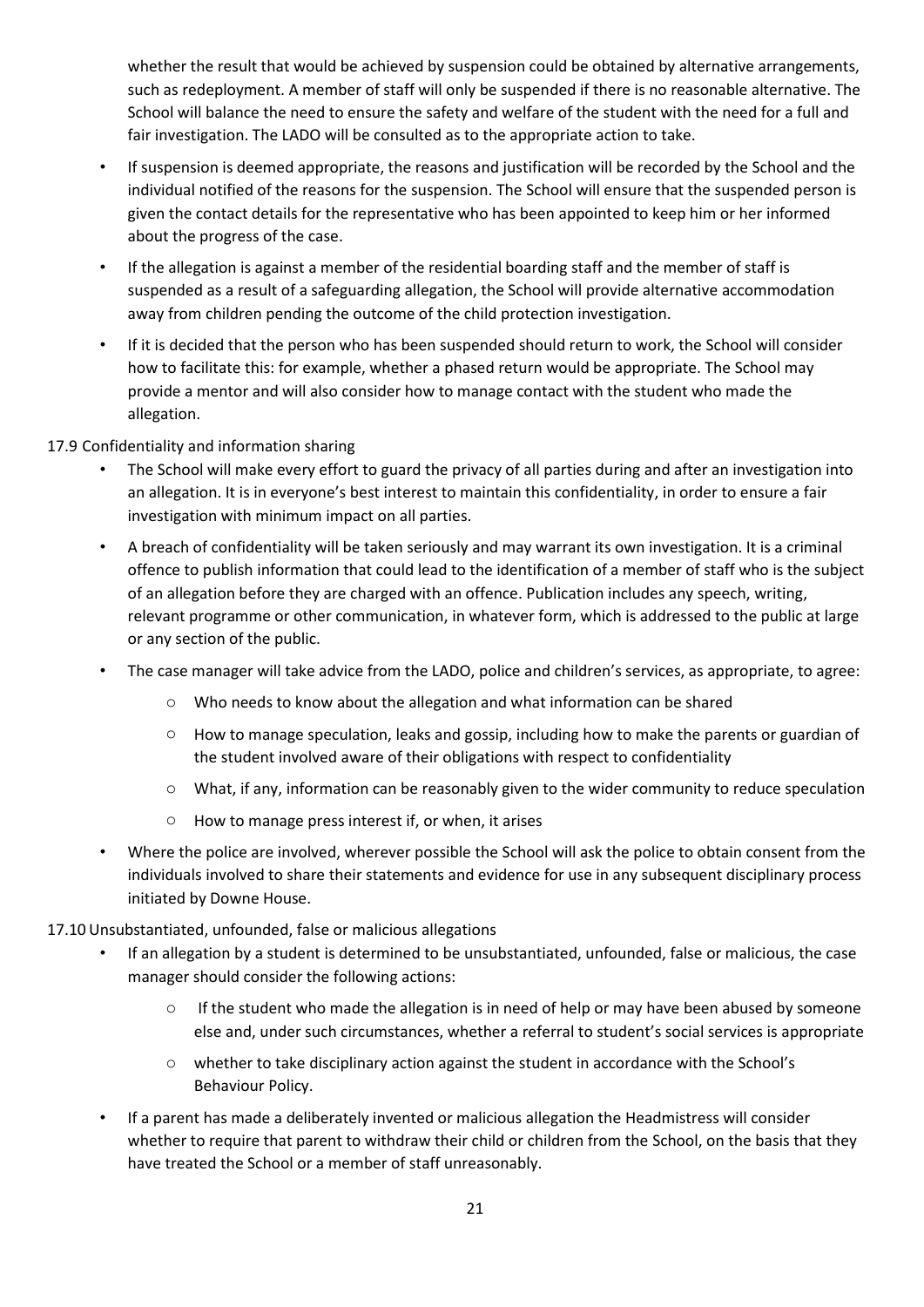whether the result that would be achieved by suspension could be obtained by alternative arrangements, such as redeployment. A member of staff will only be suspended if there is no reasonable alternative. The School will balance the need to ensure the safety and welfare of the student with the need for a full and fair investigation. The LADO will be consulted as to the appropriate action to take.

- If suspension is deemed appropriate, the reasons and justification will be recorded by the School and the individual notified of the reasons for the suspension. The School will ensure that the suspended person is given the contact details for the representative who has been appointed to keep him or her informed about the progress of the case.
- If the allegation is against a member of the residential boarding staff and the member of staff is suspended as a result of a safeguarding allegation, the School will provide alternative accommodation away from children pending the outcome of the child protection investigation.
- If it is decided that the person who has been suspended should return to work, the School will consider how to facilitate this: for example, whether a phased return would be appropriate. The School may provide a mentor and will also consider how to manage contact with the student who made the allegation.

17.9 Confidentiality and information sharing

- The School will make every effort to guard the privacy of all parties during and after an investigation into an allegation. It is in everyone's best interest to maintain this confidentiality, in order to ensure a fair investigation with minimum impact on all parties.
- A breach of confidentiality will be taken seriously and may warrant its own investigation. It is a criminal offence to publish information that could lead to the identification of a member of staff who is the subject of an allegation before they are charged with an offence. Publication includes any speech, writing, relevant programme or other communication, in whatever form, which is addressed to the public at large or any section of the public.
- The case manager will take advice from the LADO, police and children's services, as appropriate, to agree:
  - Who needs to know about the allegation and what information can be shared
  - How to manage speculation, leaks and gossip, including how to make the parents or guardian of the student involved aware of their obligations with respect to confidentiality
  - What, if any, information can be reasonably given to the wider community to reduce speculation
  - How to manage press interest if, or when, it arises
- Where the police are involved, wherever possible the School will ask the police to obtain consent from the individuals involved to share their statements and evidence for use in any subsequent disciplinary process initiated by Downe House.

17.10 Unsubstantiated, unfounded, false or malicious allegations

- If an allegation by a student is determined to be unsubstantiated, unfounded, false or malicious, the case manager should consider the following actions:
  - If the student who made the allegation is in need of help or may have been abused by someone else and, under such circumstances, whether a referral to student's social services is appropriate
  - whether to take disciplinary action against the student in accordance with the School's Behaviour Policy.
- If a parent has made a deliberately invented or malicious allegation the Headmistress will consider whether to require that parent to withdraw their child or children from the School, on the basis that they have treated the School or a member of staff unreasonably.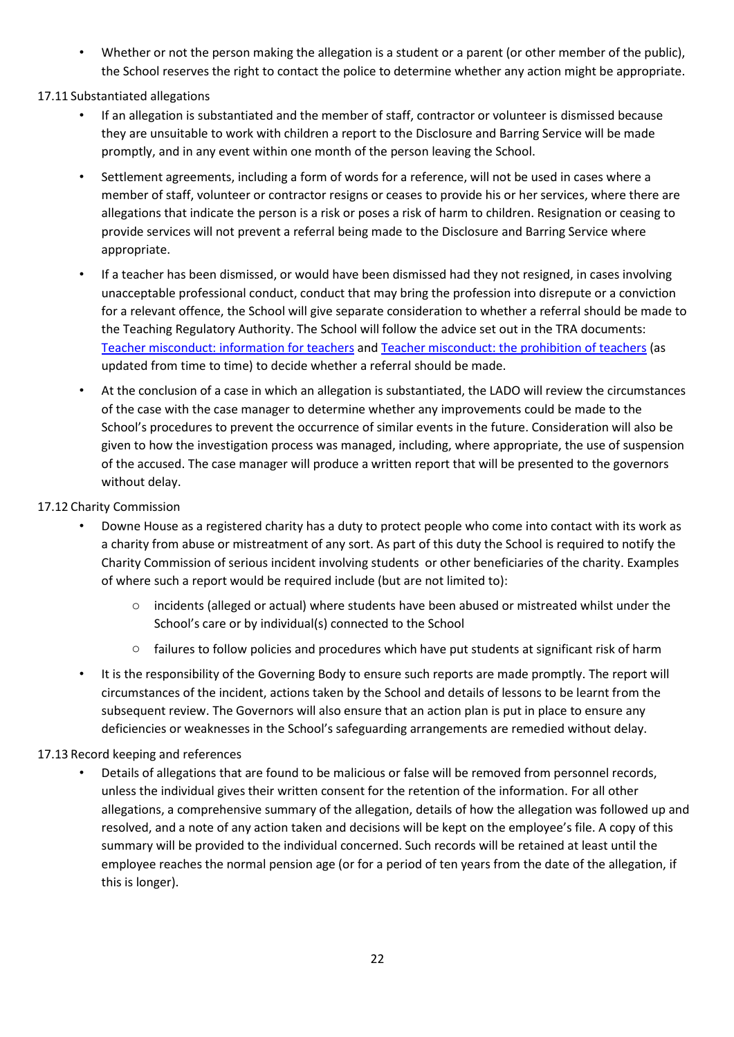- Whether or not the person making the allegation is a student or a parent (or other member of the public), the School reserves the right to contact the police to determine whether any action might be appropriate.

17.11 Substantiated allegations

- If an allegation is substantiated and the member of staff, contractor or volunteer is dismissed because they are unsuitable to work with children a report to the Disclosure and Barring Service will be made promptly, and in any event within one month of the person leaving the School.
- Settlement agreements, including a form of words for a reference, will not be used in cases where a member of staff, volunteer or contractor resigns or ceases to provide his or her services, where there are allegations that indicate the person is a risk or poses a risk of harm to children. Resignation or ceasing to provide services will not prevent a referral being made to the Disclosure and Barring Service where appropriate.
- If a teacher has been dismissed, or would have been dismissed had they not resigned, in cases involving unacceptable professional conduct, conduct that may bring the profession into disrepute or a conviction for a relevant offence, the School will give separate consideration to whether a referral should be made to the Teaching Regulatory Authority. The School will follow the advice set out in the TRA documents: Teacher misconduct: information for teachers and Teacher misconduct: the prohibition of teachers (as updated from time to time) to decide whether a referral should be made.
- At the conclusion of a case in which an allegation is substantiated, the LADO will review the circumstances of the case with the case manager to determine whether any improvements could be made to the School's procedures to prevent the occurrence of similar events in the future. Consideration will also be given to how the investigation process was managed, including, where appropriate, the use of suspension of the accused. The case manager will produce a written report that will be presented to the governors without delay.

17.12 Charity Commission

- Downe House as a registered charity has a duty to protect people who come into contact with its work as a charity from abuse or mistreatment of any sort. As part of this duty the School is required to notify the Charity Commission of serious incident involving students or other beneficiaries of the charity. Examples of where such a report would be required include (but are not limited to):
  - incidents (alleged or actual) where students have been abused or mistreated whilst under the School's care or by individual(s) connected to the School
  - failures to follow policies and procedures which have put students at significant risk of harm
- It is the responsibility of the Governing Body to ensure such reports are made promptly. The report will circumstances of the incident, actions taken by the School and details of lessons to be learnt from the subsequent review. The Governors will also ensure that an action plan is put in place to ensure any deficiencies or weaknesses in the School's safeguarding arrangements are remedied without delay.

17.13 Record keeping and references

- Details of allegations that are found to be malicious or false will be removed from personnel records, unless the individual gives their written consent for the retention of the information. For all other allegations, a comprehensive summary of the allegation, details of how the allegation was followed up and resolved, and a note of any action taken and decisions will be kept on the employee's file. A copy of this summary will be provided to the individual concerned. Such records will be retained at least until the employee reaches the normal pension age (or for a period of ten years from the date of the allegation, if this is longer).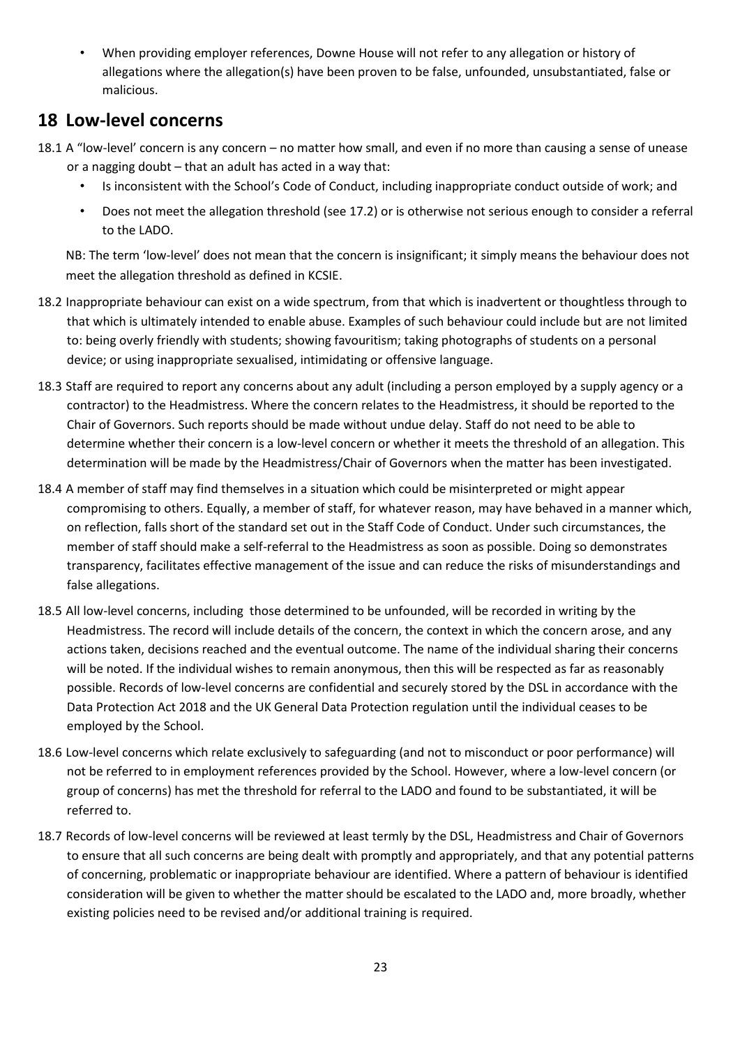- When providing employer references, Downe House will not refer to any allegation or history of allegations where the allegation(s) have been proven to be false, unfounded, unsubstantiated, false or malicious.

## 18 Low-level concerns

18.1 A "low-level' concern is any concern – no matter how small, and even if no more than causing a sense of unease or a nagging doubt – that an adult has acted in a way that:

- Is inconsistent with the School's Code of Conduct, including inappropriate conduct outside of work; and
- Does not meet the allegation threshold (see 17.2) or is otherwise not serious enough to consider a referral to the LADO.

NB: The term 'low-level' does not mean that the concern is insignificant; it simply means the behaviour does not meet the allegation threshold as defined in KCSIE.

18.2 Inappropriate behaviour can exist on a wide spectrum, from that which is inadvertent or thoughtless through to that which is ultimately intended to enable abuse. Examples of such behaviour could include but are not limited to: being overly friendly with students; showing favouritism; taking photographs of students on a personal device; or using inappropriate sexualised, intimidating or offensive language.

18.3 Staff are required to report any concerns about any adult (including a person employed by a supply agency or a contractor) to the Headmistress. Where the concern relates to the Headmistress, it should be reported to the Chair of Governors. Such reports should be made without undue delay. Staff do not need to be able to determine whether their concern is a low-level concern or whether it meets the threshold of an allegation. This determination will be made by the Headmistress/Chair of Governors when the matter has been investigated.

18.4 A member of staff may find themselves in a situation which could be misinterpreted or might appear compromising to others. Equally, a member of staff, for whatever reason, may have behaved in a manner which, on reflection, falls short of the standard set out in the Staff Code of Conduct. Under such circumstances, the member of staff should make a self-referral to the Headmistress as soon as possible. Doing so demonstrates transparency, facilitates effective management of the issue and can reduce the risks of misunderstandings and false allegations.

18.5 All low-level concerns, including those determined to be unfounded, will be recorded in writing by the Headmistress. The record will include details of the concern, the context in which the concern arose, and any actions taken, decisions reached and the eventual outcome. The name of the individual sharing their concerns will be noted. If the individual wishes to remain anonymous, then this will be respected as far as reasonably possible. Records of low-level concerns are confidential and securely stored by the DSL in accordance with the Data Protection Act 2018 and the UK General Data Protection regulation until the individual ceases to be employed by the School.

18.6 Low-level concerns which relate exclusively to safeguarding (and not to misconduct or poor performance) will not be referred to in employment references provided by the School. However, where a low-level concern (or group of concerns) has met the threshold for referral to the LADO and found to be substantiated, it will be referred to.

18.7 Records of low-level concerns will be reviewed at least termly by the DSL, Headmistress and Chair of Governors to ensure that all such concerns are being dealt with promptly and appropriately, and that any potential patterns of concerning, problematic or inappropriate behaviour are identified. Where a pattern of behaviour is identified consideration will be given to whether the matter should be escalated to the LADO and, more broadly, whether existing policies need to be revised and/or additional training is required.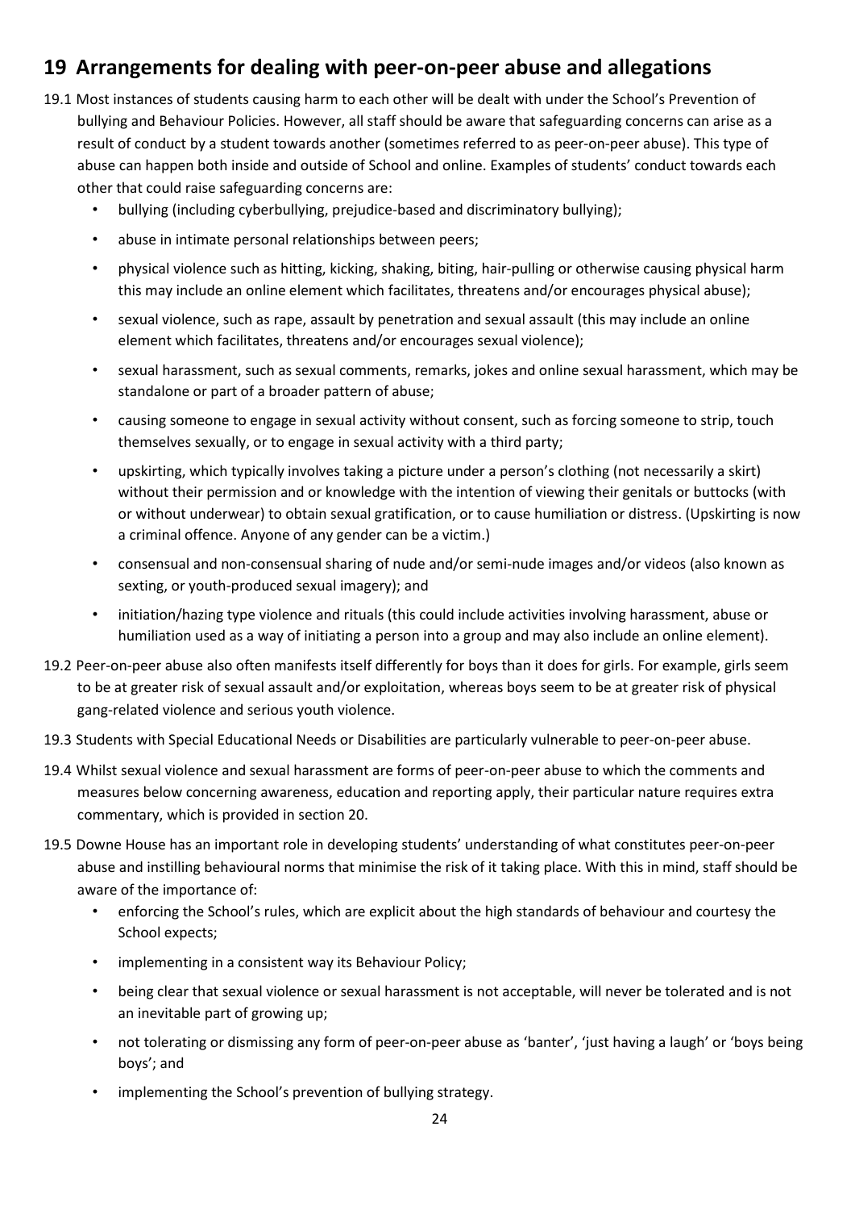## 19 Arrangements for dealing with peer-on-peer abuse and allegations

19.1 Most instances of students causing harm to each other will be dealt with under the School's Prevention of bullying and Behaviour Policies. However, all staff should be aware that safeguarding concerns can arise as a result of conduct by a student towards another (sometimes referred to as peer-on-peer abuse). This type of abuse can happen both inside and outside of School and online. Examples of students' conduct towards each other that could raise safeguarding concerns are:

- bullying (including cyberbullying, prejudice-based and discriminatory bullying);
- abuse in intimate personal relationships between peers;
- physical violence such as hitting, kicking, shaking, biting, hair-pulling or otherwise causing physical harm this may include an online element which facilitates, threatens and/or encourages physical abuse);
- sexual violence, such as rape, assault by penetration and sexual assault (this may include an online element which facilitates, threatens and/or encourages sexual violence);
- sexual harassment, such as sexual comments, remarks, jokes and online sexual harassment, which may be standalone or part of a broader pattern of abuse;
- causing someone to engage in sexual activity without consent, such as forcing someone to strip, touch themselves sexually, or to engage in sexual activity with a third party;
- upskirting, which typically involves taking a picture under a person's clothing (not necessarily a skirt) without their permission and or knowledge with the intention of viewing their genitals or buttocks (with or without underwear) to obtain sexual gratification, or to cause humiliation or distress. (Upskirting is now a criminal offence. Anyone of any gender can be a victim.)
- consensual and non-consensual sharing of nude and/or semi-nude images and/or videos (also known as sexting, or youth-produced sexual imagery); and
- initiation/hazing type violence and rituals (this could include activities involving harassment, abuse or humiliation used as a way of initiating a person into a group and may also include an online element).

19.2 Peer-on-peer abuse also often manifests itself differently for boys than it does for girls. For example, girls seem to be at greater risk of sexual assault and/or exploitation, whereas boys seem to be at greater risk of physical gang-related violence and serious youth violence.

19.3 Students with Special Educational Needs or Disabilities are particularly vulnerable to peer-on-peer abuse.

19.4 Whilst sexual violence and sexual harassment are forms of peer-on-peer abuse to which the comments and measures below concerning awareness, education and reporting apply, their particular nature requires extra commentary, which is provided in section 20.

19.5 Downe House has an important role in developing students' understanding of what constitutes peer-on-peer abuse and instilling behavioural norms that minimise the risk of it taking place. With this in mind, staff should be aware of the importance of:

- enforcing the School's rules, which are explicit about the high standards of behaviour and courtesy the School expects;
- implementing in a consistent way its Behaviour Policy;
- being clear that sexual violence or sexual harassment is not acceptable, will never be tolerated and is not an inevitable part of growing up;
- not tolerating or dismissing any form of peer-on-peer abuse as 'banter', 'just having a laugh' or 'boys being boys'; and
- implementing the School's prevention of bullying strategy.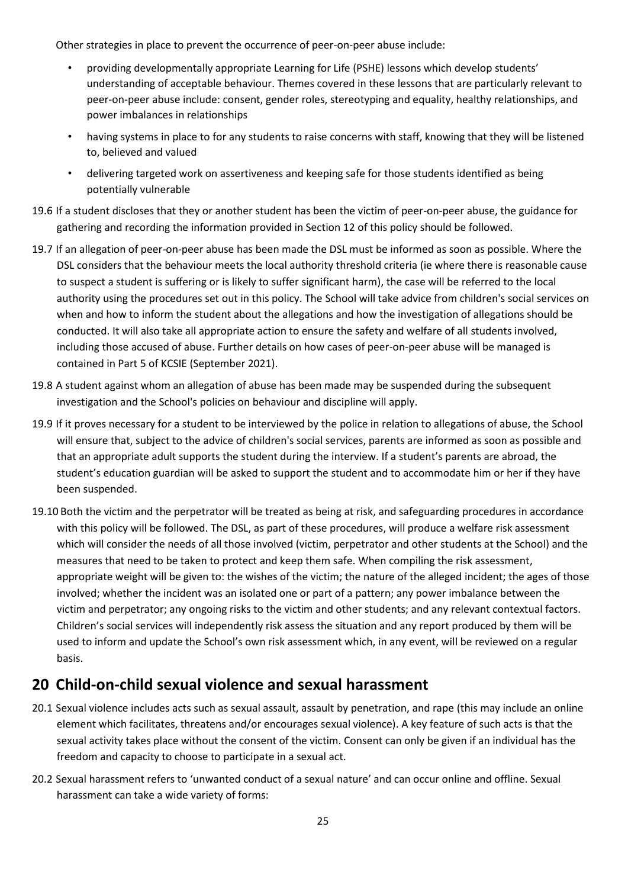Other strategies in place to prevent the occurrence of peer-on-peer abuse include:

- providing developmentally appropriate Learning for Life (PSHE) lessons which develop students' understanding of acceptable behaviour. Themes covered in these lessons that are particularly relevant to peer-on-peer abuse include: consent, gender roles, stereotyping and equality, healthy relationships, and power imbalances in relationships
- having systems in place to for any students to raise concerns with staff, knowing that they will be listened to, believed and valued
- delivering targeted work on assertiveness and keeping safe for those students identified as being potentially vulnerable

19.6 If a student discloses that they or another student has been the victim of peer-on-peer abuse, the guidance for gathering and recording the information provided in Section 12 of this policy should be followed.

19.7 If an allegation of peer-on-peer abuse has been made the DSL must be informed as soon as possible. Where the DSL considers that the behaviour meets the local authority threshold criteria (ie where there is reasonable cause to suspect a student is suffering or is likely to suffer significant harm), the case will be referred to the local authority using the procedures set out in this policy. The School will take advice from children's social services on when and how to inform the student about the allegations and how the investigation of allegations should be conducted. It will also take all appropriate action to ensure the safety and welfare of all students involved, including those accused of abuse. Further details on how cases of peer-on-peer abuse will be managed is contained in Part 5 of KCSIE (September 2021).

19.8 A student against whom an allegation of abuse has been made may be suspended during the subsequent investigation and the School's policies on behaviour and discipline will apply.

19.9 If it proves necessary for a student to be interviewed by the police in relation to allegations of abuse, the School will ensure that, subject to the advice of children's social services, parents are informed as soon as possible and that an appropriate adult supports the student during the interview. If a student's parents are abroad, the student's education guardian will be asked to support the student and to accommodate him or her if they have been suspended.

19.10 Both the victim and the perpetrator will be treated as being at risk, and safeguarding procedures in accordance with this policy will be followed. The DSL, as part of these procedures, will produce a welfare risk assessment which will consider the needs of all those involved (victim, perpetrator and other students at the School) and the measures that need to be taken to protect and keep them safe. When compiling the risk assessment, appropriate weight will be given to: the wishes of the victim; the nature of the alleged incident; the ages of those involved; whether the incident was an isolated one or part of a pattern; any power imbalance between the victim and perpetrator; any ongoing risks to the victim and other students; and any relevant contextual factors. Children's social services will independently risk assess the situation and any report produced by them will be used to inform and update the School's own risk assessment which, in any event, will be reviewed on a regular basis.

## 20 Child-on-child sexual violence and sexual harassment

20.1 Sexual violence includes acts such as sexual assault, assault by penetration, and rape (this may include an online element which facilitates, threatens and/or encourages sexual violence). A key feature of such acts is that the sexual activity takes place without the consent of the victim. Consent can only be given if an individual has the freedom and capacity to choose to participate in a sexual act.

20.2 Sexual harassment refers to 'unwanted conduct of a sexual nature' and can occur online and offline. Sexual harassment can take a wide variety of forms: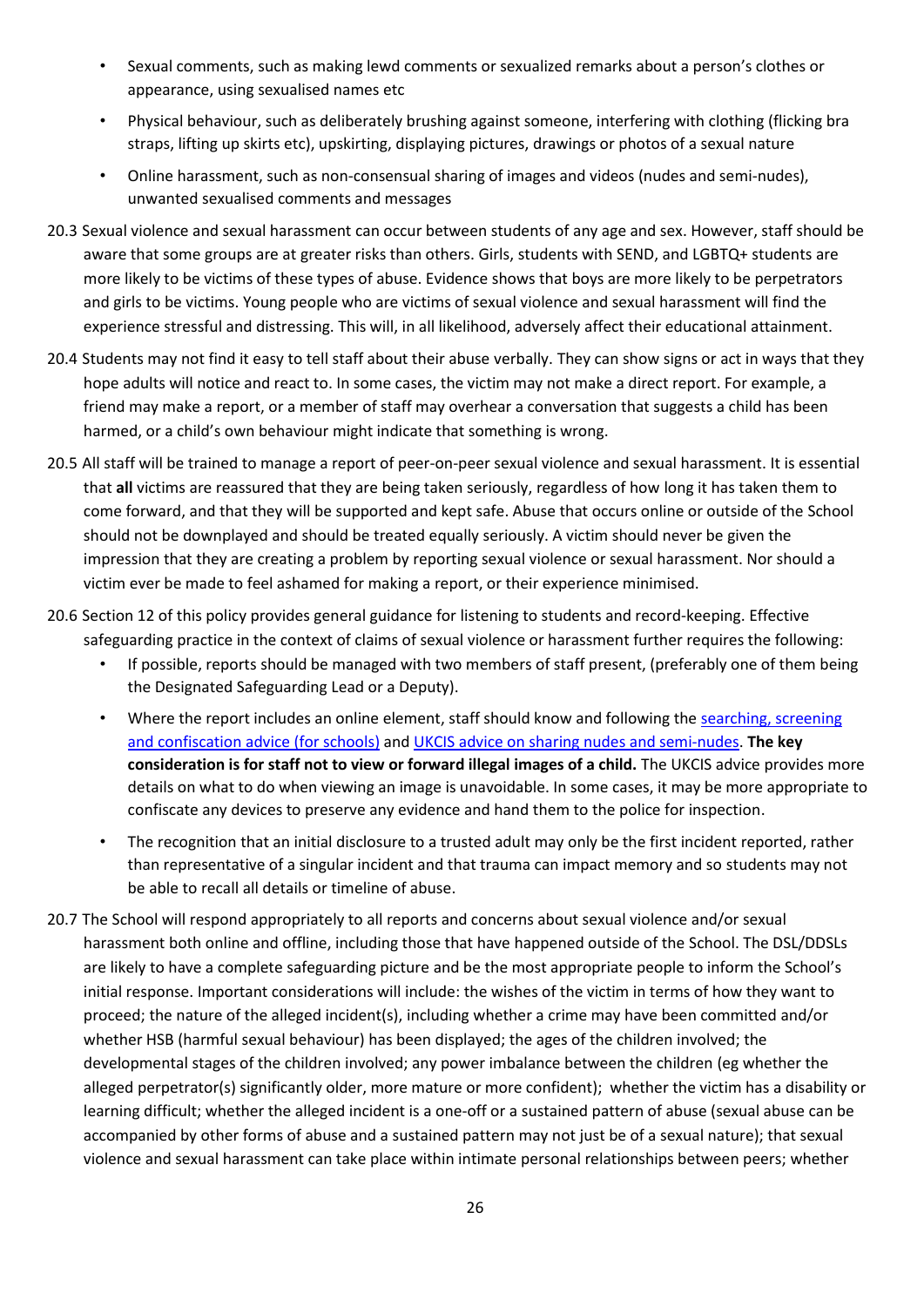- Sexual comments, such as making lewd comments or sexualized remarks about a person's clothes or appearance, using sexualised names etc
- Physical behaviour, such as deliberately brushing against someone, interfering with clothing (flicking bra straps, lifting up skirts etc), upskirting, displaying pictures, drawings or photos of a sexual nature
- Online harassment, such as non-consensual sharing of images and videos (nudes and semi-nudes), unwanted sexualised comments and messages

20.3 Sexual violence and sexual harassment can occur between students of any age and sex. However, staff should be aware that some groups are at greater risks than others. Girls, students with SEND, and LGBTQ+ students are more likely to be victims of these types of abuse. Evidence shows that boys are more likely to be perpetrators and girls to be victims. Young people who are victims of sexual violence and sexual harassment will find the experience stressful and distressing. This will, in all likelihood, adversely affect their educational attainment.

20.4 Students may not find it easy to tell staff about their abuse verbally. They can show signs or act in ways that they hope adults will notice and react to. In some cases, the victim may not make a direct report. For example, a friend may make a report, or a member of staff may overhear a conversation that suggests a child has been harmed, or a child's own behaviour might indicate that something is wrong.

20.5 All staff will be trained to manage a report of peer-on-peer sexual violence and sexual harassment. It is essential that **all** victims are reassured that they are being taken seriously, regardless of how long it has taken them to come forward, and that they will be supported and kept safe. Abuse that occurs online or outside of the School should not be downplayed and should be treated equally seriously. A victim should never be given the impression that they are creating a problem by reporting sexual violence or sexual harassment. Nor should a victim ever be made to feel ashamed for making a report, or their experience minimised.

20.6 Section 12 of this policy provides general guidance for listening to students and record-keeping. Effective safeguarding practice in the context of claims of sexual violence or harassment further requires the following:

- If possible, reports should be managed with two members of staff present, (preferably one of them being the Designated Safeguarding Lead or a Deputy).
- Where the report includes an online element, staff should know and following the searching, screening and confiscation advice (for schools) and UKCIS advice on sharing nudes and semi-nudes. **The key consideration is for staff not to view or forward illegal images of a child.** The UKCIS advice provides more details on what to do when viewing an image is unavoidable. In some cases, it may be more appropriate to confiscate any devices to preserve any evidence and hand them to the police for inspection.
- The recognition that an initial disclosure to a trusted adult may only be the first incident reported, rather than representative of a singular incident and that trauma can impact memory and so students may not be able to recall all details or timeline of abuse.

20.7 The School will respond appropriately to all reports and concerns about sexual violence and/or sexual harassment both online and offline, including those that have happened outside of the School. The DSL/DDSLs are likely to have a complete safeguarding picture and be the most appropriate people to inform the School's initial response. Important considerations will include: the wishes of the victim in terms of how they want to proceed; the nature of the alleged incident(s), including whether a crime may have been committed and/or whether HSB (harmful sexual behaviour) has been displayed; the ages of the children involved; the developmental stages of the children involved; any power imbalance between the children (eg whether the alleged perpetrator(s) significantly older, more mature or more confident); whether the victim has a disability or learning difficult; whether the alleged incident is a one-off or a sustained pattern of abuse (sexual abuse can be accompanied by other forms of abuse and a sustained pattern may not just be of a sexual nature); that sexual violence and sexual harassment can take place within intimate personal relationships between peers; whether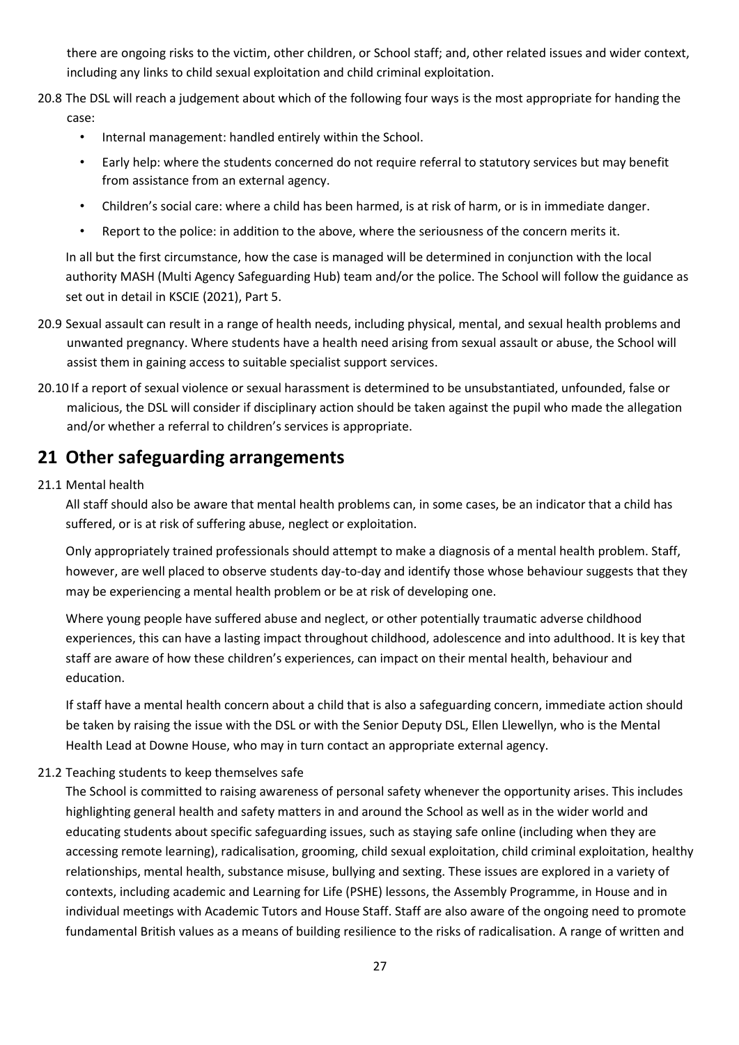there are ongoing risks to the victim, other children, or School staff; and, other related issues and wider context, including any links to child sexual exploitation and child criminal exploitation.

20.8 The DSL will reach a judgement about which of the following four ways is the most appropriate for handing the case:

- Internal management: handled entirely within the School.
- Early help: where the students concerned do not require referral to statutory services but may benefit from assistance from an external agency.
- Children's social care: where a child has been harmed, is at risk of harm, or is in immediate danger.
- Report to the police: in addition to the above, where the seriousness of the concern merits it.

In all but the first circumstance, how the case is managed will be determined in conjunction with the local authority MASH (Multi Agency Safeguarding Hub) team and/or the police. The School will follow the guidance as set out in detail in KSCIE (2021), Part 5.

20.9 Sexual assault can result in a range of health needs, including physical, mental, and sexual health problems and unwanted pregnancy. Where students have a health need arising from sexual assault or abuse, the School will assist them in gaining access to suitable specialist support services.

20.10 If a report of sexual violence or sexual harassment is determined to be unsubstantiated, unfounded, false or malicious, the DSL will consider if disciplinary action should be taken against the pupil who made the allegation and/or whether a referral to children's services is appropriate.

# 21 Other safeguarding arrangements

21.1 Mental health

All staff should also be aware that mental health problems can, in some cases, be an indicator that a child has suffered, or is at risk of suffering abuse, neglect or exploitation.

Only appropriately trained professionals should attempt to make a diagnosis of a mental health problem. Staff, however, are well placed to observe students day-to-day and identify those whose behaviour suggests that they may be experiencing a mental health problem or be at risk of developing one.

Where young people have suffered abuse and neglect, or other potentially traumatic adverse childhood experiences, this can have a lasting impact throughout childhood, adolescence and into adulthood. It is key that staff are aware of how these children's experiences, can impact on their mental health, behaviour and education.

If staff have a mental health concern about a child that is also a safeguarding concern, immediate action should be taken by raising the issue with the DSL or with the Senior Deputy DSL, Ellen Llewellyn, who is the Mental Health Lead at Downe House, who may in turn contact an appropriate external agency.

21.2 Teaching students to keep themselves safe

The School is committed to raising awareness of personal safety whenever the opportunity arises. This includes highlighting general health and safety matters in and around the School as well as in the wider world and educating students about specific safeguarding issues, such as staying safe online (including when they are accessing remote learning), radicalisation, grooming, child sexual exploitation, child criminal exploitation, healthy relationships, mental health, substance misuse, bullying and sexting. These issues are explored in a variety of contexts, including academic and Learning for Life (PSHE) lessons, the Assembly Programme, in House and in individual meetings with Academic Tutors and House Staff. Staff are also aware of the ongoing need to promote fundamental British values as a means of building resilience to the risks of radicalisation. A range of written and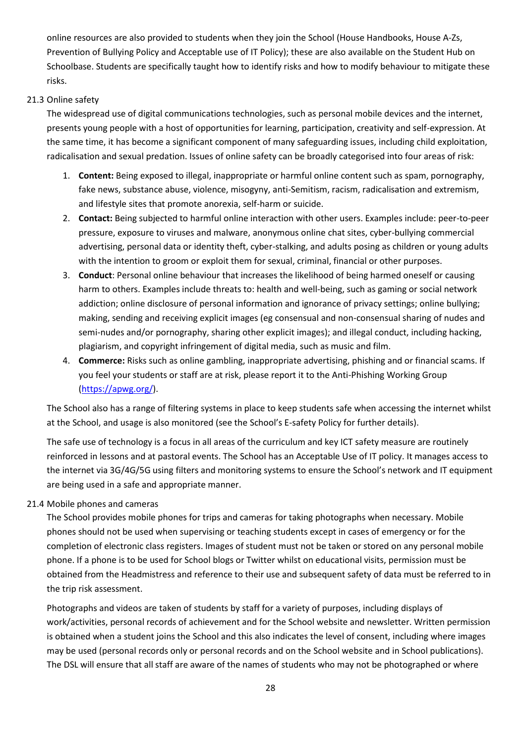online resources are also provided to students when they join the School (House Handbooks, House A-Zs, Prevention of Bullying Policy and Acceptable use of IT Policy); these are also available on the Student Hub on Schoolbase. Students are specifically taught how to identify risks and how to modify behaviour to mitigate these risks.

### 21.3 Online safety

The widespread use of digital communications technologies, such as personal mobile devices and the internet, presents young people with a host of opportunities for learning, participation, creativity and self-expression. At the same time, it has become a significant component of many safeguarding issues, including child exploitation, radicalisation and sexual predation. Issues of online safety can be broadly categorised into four areas of risk:

1. **Content:** Being exposed to illegal, inappropriate or harmful online content such as spam, pornography, fake news, substance abuse, violence, misogyny, anti-Semitism, racism, radicalisation and extremism, and lifestyle sites that promote anorexia, self-harm or suicide.
2. **Contact:** Being subjected to harmful online interaction with other users. Examples include: peer-to-peer pressure, exposure to viruses and malware, anonymous online chat sites, cyber-bullying commercial advertising, personal data or identity theft, cyber-stalking, and adults posing as children or young adults with the intention to groom or exploit them for sexual, criminal, financial or other purposes.
3. **Conduct**: Personal online behaviour that increases the likelihood of being harmed oneself or causing harm to others. Examples include threats to: health and well-being, such as gaming or social network addiction; online disclosure of personal information and ignorance of privacy settings; online bullying; making, sending and receiving explicit images (eg consensual and non-consensual sharing of nudes and semi-nudes and/or pornography, sharing other explicit images); and illegal conduct, including hacking, plagiarism, and copyright infringement of digital media, such as music and film.
4. **Commerce:** Risks such as online gambling, inappropriate advertising, phishing and or financial scams. If you feel your students or staff are at risk, please report it to the Anti-Phishing Working Group (https://apwg.org/).

The School also has a range of filtering systems in place to keep students safe when accessing the internet whilst at the School, and usage is also monitored (see the School's E-safety Policy for further details).

The safe use of technology is a focus in all areas of the curriculum and key ICT safety measure are routinely reinforced in lessons and at pastoral events. The School has an Acceptable Use of IT policy. It manages access to the internet via 3G/4G/5G using filters and monitoring systems to ensure the School's network and IT equipment are being used in a safe and appropriate manner.

### 21.4 Mobile phones and cameras

The School provides mobile phones for trips and cameras for taking photographs when necessary. Mobile phones should not be used when supervising or teaching students except in cases of emergency or for the completion of electronic class registers. Images of student must not be taken or stored on any personal mobile phone. If a phone is to be used for School blogs or Twitter whilst on educational visits, permission must be obtained from the Headmistress and reference to their use and subsequent safety of data must be referred to in the trip risk assessment.

Photographs and videos are taken of students by staff for a variety of purposes, including displays of work/activities, personal records of achievement and for the School website and newsletter. Written permission is obtained when a student joins the School and this also indicates the level of consent, including where images may be used (personal records only or personal records and on the School website and in School publications). The DSL will ensure that all staff are aware of the names of students who may not be photographed or where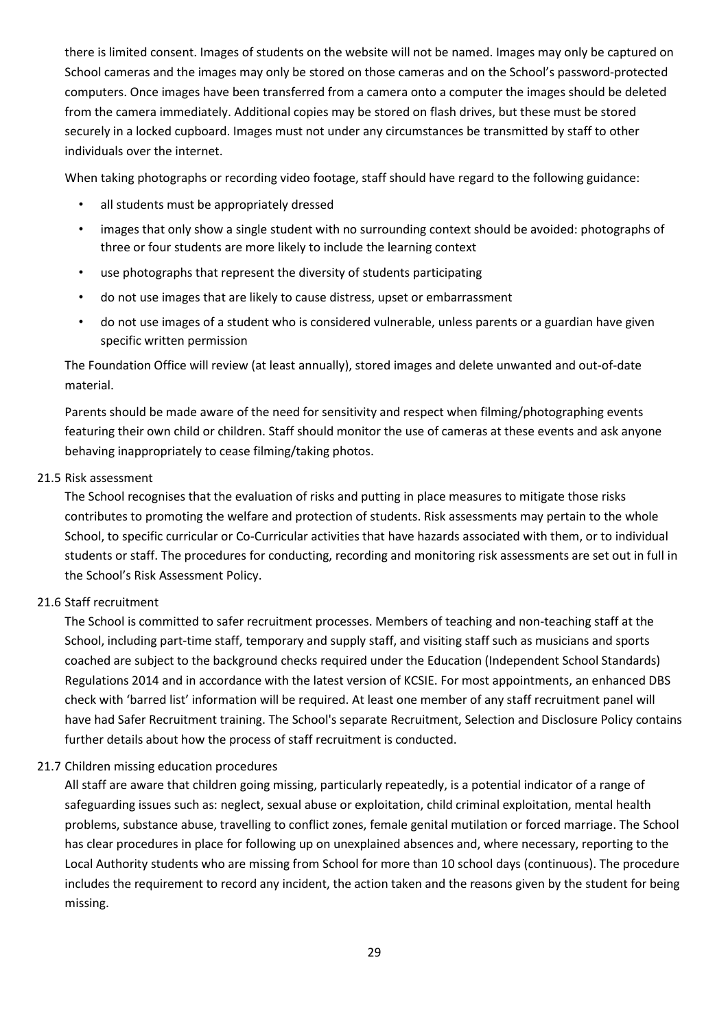there is limited consent. Images of students on the website will not be named. Images may only be captured on School cameras and the images may only be stored on those cameras and on the School's password-protected computers. Once images have been transferred from a camera onto a computer the images should be deleted from the camera immediately. Additional copies may be stored on flash drives, but these must be stored securely in a locked cupboard. Images must not under any circumstances be transmitted by staff to other individuals over the internet.

When taking photographs or recording video footage, staff should have regard to the following guidance:

- all students must be appropriately dressed
- images that only show a single student with no surrounding context should be avoided: photographs of three or four students are more likely to include the learning context
- use photographs that represent the diversity of students participating
- do not use images that are likely to cause distress, upset or embarrassment
- do not use images of a student who is considered vulnerable, unless parents or a guardian have given specific written permission

The Foundation Office will review (at least annually), stored images and delete unwanted and out-of-date material.

Parents should be made aware of the need for sensitivity and respect when filming/photographing events featuring their own child or children. Staff should monitor the use of cameras at these events and ask anyone behaving inappropriately to cease filming/taking photos.

21.5 Risk assessment

The School recognises that the evaluation of risks and putting in place measures to mitigate those risks contributes to promoting the welfare and protection of students. Risk assessments may pertain to the whole School, to specific curricular or Co-Curricular activities that have hazards associated with them, or to individual students or staff. The procedures for conducting, recording and monitoring risk assessments are set out in full in the School's Risk Assessment Policy.

21.6 Staff recruitment

The School is committed to safer recruitment processes. Members of teaching and non-teaching staff at the School, including part-time staff, temporary and supply staff, and visiting staff such as musicians and sports coached are subject to the background checks required under the Education (Independent School Standards) Regulations 2014 and in accordance with the latest version of KCSIE. For most appointments, an enhanced DBS check with 'barred list' information will be required. At least one member of any staff recruitment panel will have had Safer Recruitment training. The School's separate Recruitment, Selection and Disclosure Policy contains further details about how the process of staff recruitment is conducted.

21.7 Children missing education procedures

All staff are aware that children going missing, particularly repeatedly, is a potential indicator of a range of safeguarding issues such as: neglect, sexual abuse or exploitation, child criminal exploitation, mental health problems, substance abuse, travelling to conflict zones, female genital mutilation or forced marriage. The School has clear procedures in place for following up on unexplained absences and, where necessary, reporting to the Local Authority students who are missing from School for more than 10 school days (continuous). The procedure includes the requirement to record any incident, the action taken and the reasons given by the student for being missing.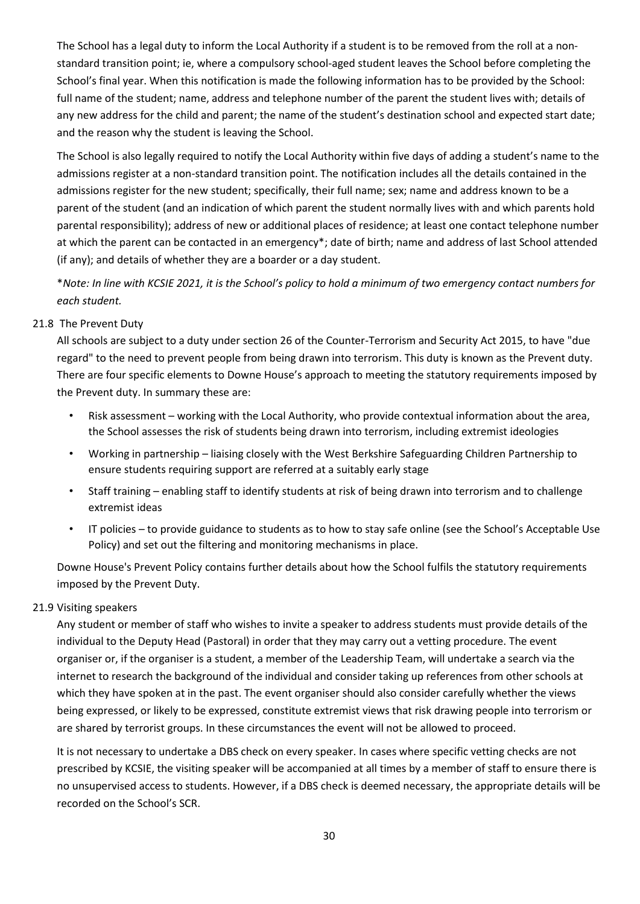The School has a legal duty to inform the Local Authority if a student is to be removed from the roll at a non-standard transition point; ie, where a compulsory school-aged student leaves the School before completing the School's final year. When this notification is made the following information has to be provided by the School: full name of the student; name, address and telephone number of the parent the student lives with; details of any new address for the child and parent; the name of the student's destination school and expected start date; and the reason why the student is leaving the School.

The School is also legally required to notify the Local Authority within five days of adding a student's name to the admissions register at a non-standard transition point. The notification includes all the details contained in the admissions register for the new student; specifically, their full name; sex; name and address known to be a parent of the student (and an indication of which parent the student normally lives with and which parents hold parental responsibility); address of new or additional places of residence; at least one contact telephone number at which the parent can be contacted in an emergency*; date of birth; name and address of last School attended (if any); and details of whether they are a boarder or a day student.

**Note: In line with KCSIE 2021, it is the School's policy to hold a minimum of two emergency contact numbers for each student.*

## 21.8 The Prevent Duty

All schools are subject to a duty under section 26 of the Counter-Terrorism and Security Act 2015, to have "due regard" to the need to prevent people from being drawn into terrorism. This duty is known as the Prevent duty. There are four specific elements to Downe House's approach to meeting the statutory requirements imposed by the Prevent duty. In summary these are:

- Risk assessment – working with the Local Authority, who provide contextual information about the area, the School assesses the risk of students being drawn into terrorism, including extremist ideologies
- Working in partnership – liaising closely with the West Berkshire Safeguarding Children Partnership to ensure students requiring support are referred at a suitably early stage
- Staff training – enabling staff to identify students at risk of being drawn into terrorism and to challenge extremist ideas
- IT policies – to provide guidance to students as to how to stay safe online (see the School's Acceptable Use Policy) and set out the filtering and monitoring mechanisms in place.

Downe House's Prevent Policy contains further details about how the School fulfils the statutory requirements imposed by the Prevent Duty.

## 21.9 Visiting speakers

Any student or member of staff who wishes to invite a speaker to address students must provide details of the individual to the Deputy Head (Pastoral) in order that they may carry out a vetting procedure. The event organiser or, if the organiser is a student, a member of the Leadership Team, will undertake a search via the internet to research the background of the individual and consider taking up references from other schools at which they have spoken at in the past. The event organiser should also consider carefully whether the views being expressed, or likely to be expressed, constitute extremist views that risk drawing people into terrorism or are shared by terrorist groups. In these circumstances the event will not be allowed to proceed.

It is not necessary to undertake a DBS check on every speaker. In cases where specific vetting checks are not prescribed by KCSIE, the visiting speaker will be accompanied at all times by a member of staff to ensure there is no unsupervised access to students. However, if a DBS check is deemed necessary, the appropriate details will be recorded on the School's SCR.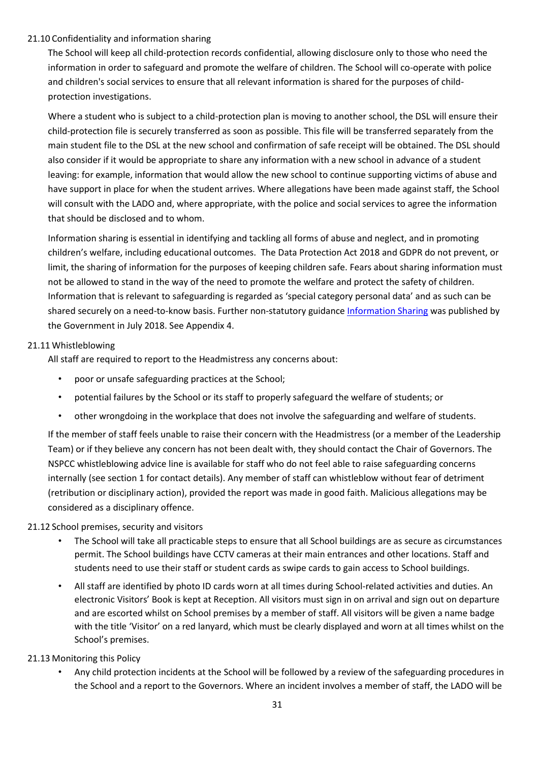### 21.10 Confidentiality and information sharing

The School will keep all child-protection records confidential, allowing disclosure only to those who need the information in order to safeguard and promote the welfare of children. The School will co-operate with police and children's social services to ensure that all relevant information is shared for the purposes of child-protection investigations.

Where a student who is subject to a child-protection plan is moving to another school, the DSL will ensure their child-protection file is securely transferred as soon as possible. This file will be transferred separately from the main student file to the DSL at the new school and confirmation of safe receipt will be obtained. The DSL should also consider if it would be appropriate to share any information with a new school in advance of a student leaving: for example, information that would allow the new school to continue supporting victims of abuse and have support in place for when the student arrives. Where allegations have been made against staff, the School will consult with the LADO and, where appropriate, with the police and social services to agree the information that should be disclosed and to whom.

Information sharing is essential in identifying and tackling all forms of abuse and neglect, and in promoting children's welfare, including educational outcomes. The Data Protection Act 2018 and GDPR do not prevent, or limit, the sharing of information for the purposes of keeping children safe. Fears about sharing information must not be allowed to stand in the way of the need to promote the welfare and protect the safety of children. Information that is relevant to safeguarding is regarded as 'special category personal data' and as such can be shared securely on a need-to-know basis. Further non-statutory guidance Information Sharing was published by the Government in July 2018. See Appendix 4.

### 21.11 Whistleblowing

All staff are required to report to the Headmistress any concerns about:

- poor or unsafe safeguarding practices at the School;
- potential failures by the School or its staff to properly safeguard the welfare of students; or
- other wrongdoing in the workplace that does not involve the safeguarding and welfare of students.

If the member of staff feels unable to raise their concern with the Headmistress (or a member of the Leadership Team) or if they believe any concern has not been dealt with, they should contact the Chair of Governors. The NSPCC whistleblowing advice line is available for staff who do not feel able to raise safeguarding concerns internally (see section 1 for contact details). Any member of staff can whistleblow without fear of detriment (retribution or disciplinary action), provided the report was made in good faith. Malicious allegations may be considered as a disciplinary offence.

### 21.12 School premises, security and visitors

- The School will take all practicable steps to ensure that all School buildings are as secure as circumstances permit. The School buildings have CCTV cameras at their main entrances and other locations. Staff and students need to use their staff or student cards as swipe cards to gain access to School buildings.
- All staff are identified by photo ID cards worn at all times during School-related activities and duties. An electronic Visitors' Book is kept at Reception. All visitors must sign in on arrival and sign out on departure and are escorted whilst on School premises by a member of staff. All visitors will be given a name badge with the title 'Visitor' on a red lanyard, which must be clearly displayed and worn at all times whilst on the School's premises.

### 21.13 Monitoring this Policy

- Any child protection incidents at the School will be followed by a review of the safeguarding procedures in the School and a report to the Governors. Where an incident involves a member of staff, the LADO will be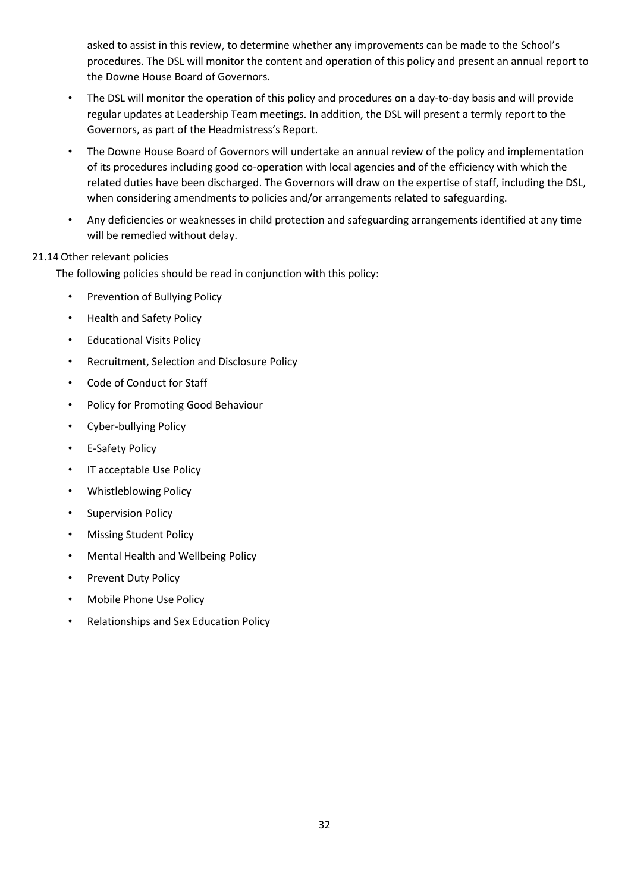asked to assist in this review, to determine whether any improvements can be made to the School's procedures. The DSL will monitor the content and operation of this policy and present an annual report to the Downe House Board of Governors.

- The DSL will monitor the operation of this policy and procedures on a day-to-day basis and will provide regular updates at Leadership Team meetings. In addition, the DSL will present a termly report to the Governors, as part of the Headmistress's Report.
- The Downe House Board of Governors will undertake an annual review of the policy and implementation of its procedures including good co-operation with local agencies and of the efficiency with which the related duties have been discharged. The Governors will draw on the expertise of staff, including the DSL, when considering amendments to policies and/or arrangements related to safeguarding.
- Any deficiencies or weaknesses in child protection and safeguarding arrangements identified at any time will be remedied without delay.

21.14 Other relevant policies

The following policies should be read in conjunction with this policy:

- Prevention of Bullying Policy
- Health and Safety Policy
- Educational Visits Policy
- Recruitment, Selection and Disclosure Policy
- Code of Conduct for Staff
- Policy for Promoting Good Behaviour
- Cyber-bullying Policy
- E-Safety Policy
- IT acceptable Use Policy
- Whistleblowing Policy
- Supervision Policy
- Missing Student Policy
- Mental Health and Wellbeing Policy
- Prevent Duty Policy
- Mobile Phone Use Policy
- Relationships and Sex Education Policy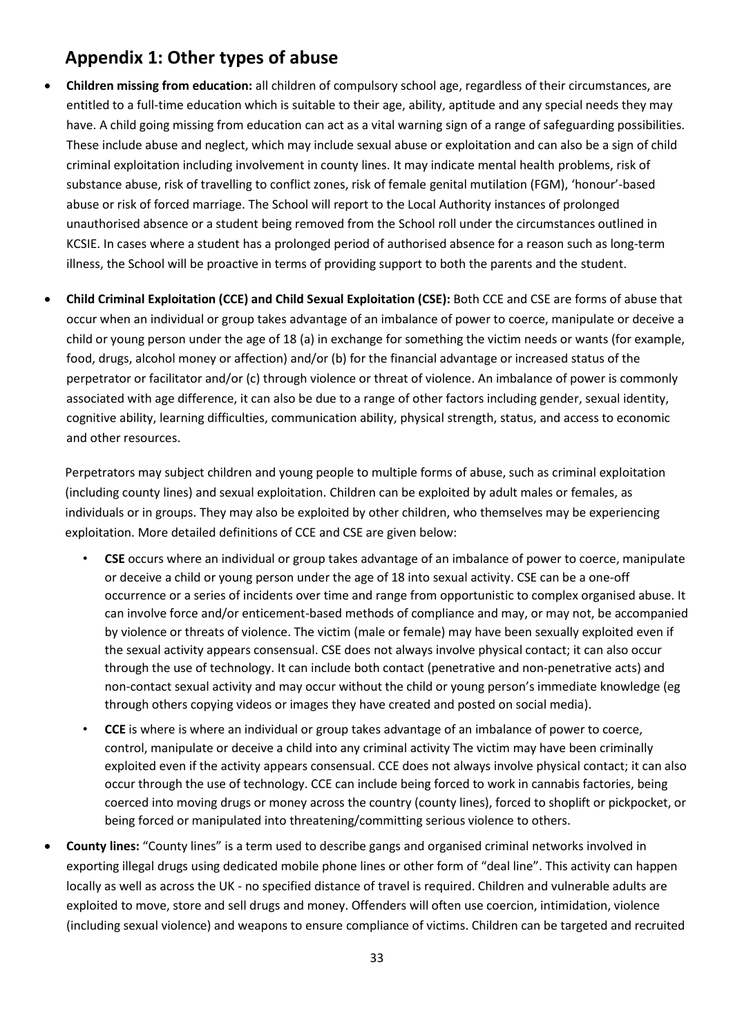## Appendix 1: Other types of abuse

- **Children missing from education:** all children of compulsory school age, regardless of their circumstances, are entitled to a full-time education which is suitable to their age, ability, aptitude and any special needs they may have. A child going missing from education can act as a vital warning sign of a range of safeguarding possibilities. These include abuse and neglect, which may include sexual abuse or exploitation and can also be a sign of child criminal exploitation including involvement in county lines. It may indicate mental health problems, risk of substance abuse, risk of travelling to conflict zones, risk of female genital mutilation (FGM), 'honour'-based abuse or risk of forced marriage. The School will report to the Local Authority instances of prolonged unauthorised absence or a student being removed from the School roll under the circumstances outlined in KCSIE. In cases where a student has a prolonged period of authorised absence for a reason such as long-term illness, the School will be proactive in terms of providing support to both the parents and the student.

- **Child Criminal Exploitation (CCE) and Child Sexual Exploitation (CSE):** Both CCE and CSE are forms of abuse that occur when an individual or group takes advantage of an imbalance of power to coerce, manipulate or deceive a child or young person under the age of 18 (a) in exchange for something the victim needs or wants (for example, food, drugs, alcohol money or affection) and/or (b) for the financial advantage or increased status of the perpetrator or facilitator and/or (c) through violence or threat of violence. An imbalance of power is commonly associated with age difference, it can also be due to a range of other factors including gender, sexual identity, cognitive ability, learning difficulties, communication ability, physical strength, status, and access to economic and other resources.

  Perpetrators may subject children and young people to multiple forms of abuse, such as criminal exploitation (including county lines) and sexual exploitation. Children can be exploited by adult males or females, as individuals or in groups. They may also be exploited by other children, who themselves may be experiencing exploitation. More detailed definitions of CCE and CSE are given below:

  - **CSE** occurs where an individual or group takes advantage of an imbalance of power to coerce, manipulate or deceive a child or young person under the age of 18 into sexual activity. CSE can be a one-off occurrence or a series of incidents over time and range from opportunistic to complex organised abuse. It can involve force and/or enticement-based methods of compliance and may, or may not, be accompanied by violence or threats of violence. The victim (male or female) may have been sexually exploited even if the sexual activity appears consensual. CSE does not always involve physical contact; it can also occur through the use of technology. It can include both contact (penetrative and non-penetrative acts) and non-contact sexual activity and may occur without the child or young person's immediate knowledge (eg through others copying videos or images they have created and posted on social media).
  - **CCE** is where is where an individual or group takes advantage of an imbalance of power to coerce, control, manipulate or deceive a child into any criminal activity The victim may have been criminally exploited even if the activity appears consensual. CCE does not always involve physical contact; it can also occur through the use of technology. CCE can include being forced to work in cannabis factories, being coerced into moving drugs or money across the country (county lines), forced to shoplift or pickpocket, or being forced or manipulated into threatening/committing serious violence to others.

- **County lines:** "County lines" is a term used to describe gangs and organised criminal networks involved in exporting illegal drugs using dedicated mobile phone lines or other form of "deal line". This activity can happen locally as well as across the UK - no specified distance of travel is required. Children and vulnerable adults are exploited to move, store and sell drugs and money. Offenders will often use coercion, intimidation, violence (including sexual violence) and weapons to ensure compliance of victims. Children can be targeted and recruited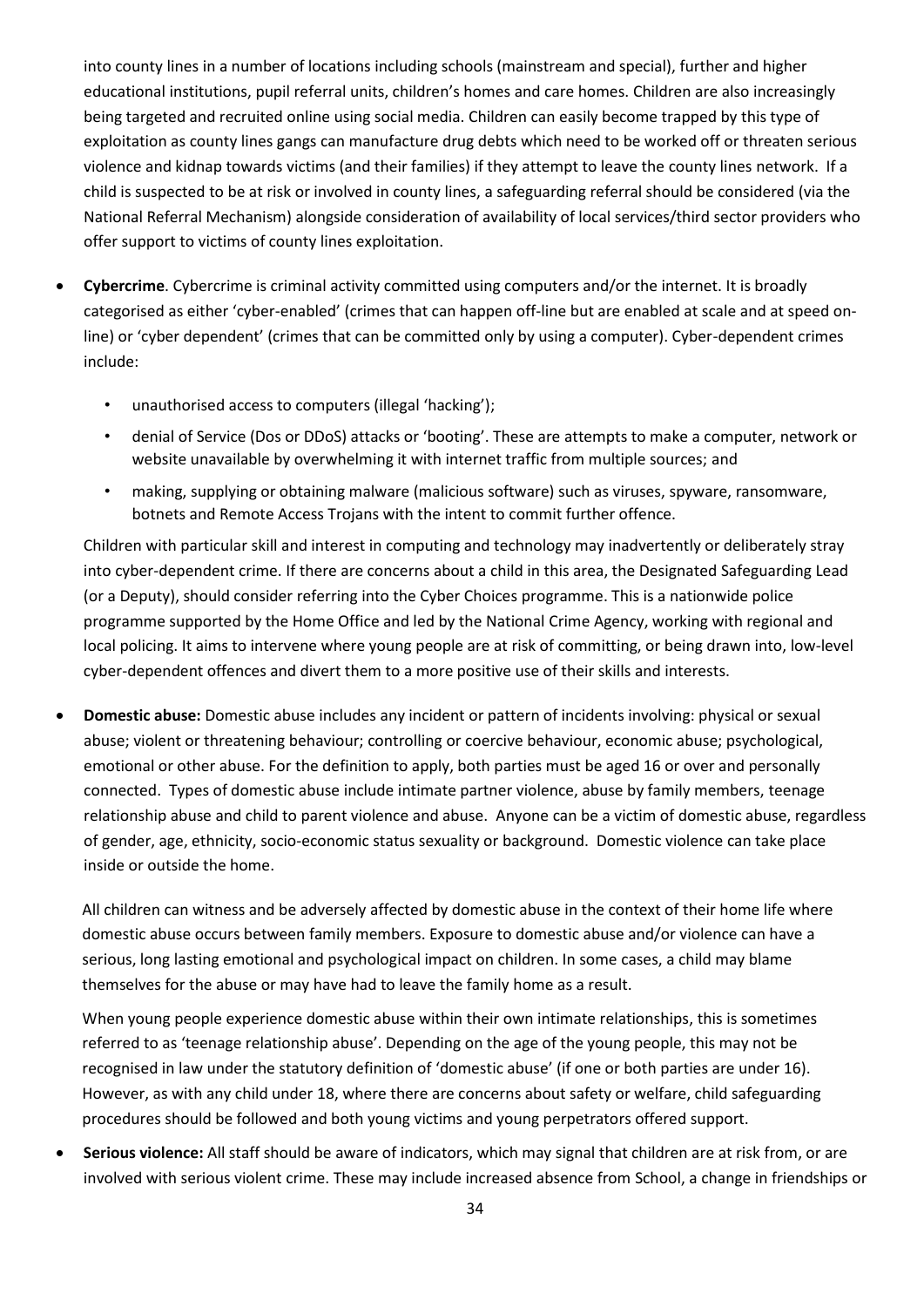into county lines in a number of locations including schools (mainstream and special), further and higher educational institutions, pupil referral units, children's homes and care homes. Children are also increasingly being targeted and recruited online using social media. Children can easily become trapped by this type of exploitation as county lines gangs can manufacture drug debts which need to be worked off or threaten serious violence and kidnap towards victims (and their families) if they attempt to leave the county lines network. If a child is suspected to be at risk or involved in county lines, a safeguarding referral should be considered (via the National Referral Mechanism) alongside consideration of availability of local services/third sector providers who offer support to victims of county lines exploitation.

- **Cybercrime**. Cybercrime is criminal activity committed using computers and/or the internet. It is broadly categorised as either 'cyber-enabled' (crimes that can happen off-line but are enabled at scale and at speed on-line) or 'cyber dependent' (crimes that can be committed only by using a computer). Cyber-dependent crimes include:

  - unauthorised access to computers (illegal 'hacking');
  - denial of Service (Dos or DDoS) attacks or 'booting'. These are attempts to make a computer, network or website unavailable by overwhelming it with internet traffic from multiple sources; and
  - making, supplying or obtaining malware (malicious software) such as viruses, spyware, ransomware, botnets and Remote Access Trojans with the intent to commit further offence.

  Children with particular skill and interest in computing and technology may inadvertently or deliberately stray into cyber-dependent crime. If there are concerns about a child in this area, the Designated Safeguarding Lead (or a Deputy), should consider referring into the Cyber Choices programme. This is a nationwide police programme supported by the Home Office and led by the National Crime Agency, working with regional and local policing. It aims to intervene where young people are at risk of committing, or being drawn into, low-level cyber-dependent offences and divert them to a more positive use of their skills and interests.

- **Domestic abuse:** Domestic abuse includes any incident or pattern of incidents involving: physical or sexual abuse; violent or threatening behaviour; controlling or coercive behaviour, economic abuse; psychological, emotional or other abuse. For the definition to apply, both parties must be aged 16 or over and personally connected. Types of domestic abuse include intimate partner violence, abuse by family members, teenage relationship abuse and child to parent violence and abuse. Anyone can be a victim of domestic abuse, regardless of gender, age, ethnicity, socio-economic status sexuality or background. Domestic violence can take place inside or outside the home.

  All children can witness and be adversely affected by domestic abuse in the context of their home life where domestic abuse occurs between family members. Exposure to domestic abuse and/or violence can have a serious, long lasting emotional and psychological impact on children. In some cases, a child may blame themselves for the abuse or may have had to leave the family home as a result.

  When young people experience domestic abuse within their own intimate relationships, this is sometimes referred to as 'teenage relationship abuse'. Depending on the age of the young people, this may not be recognised in law under the statutory definition of 'domestic abuse' (if one or both parties are under 16). However, as with any child under 18, where there are concerns about safety or welfare, child safeguarding procedures should be followed and both young victims and young perpetrators offered support.

- **Serious violence:** All staff should be aware of indicators, which may signal that children are at risk from, or are involved with serious violent crime. These may include increased absence from School, a change in friendships or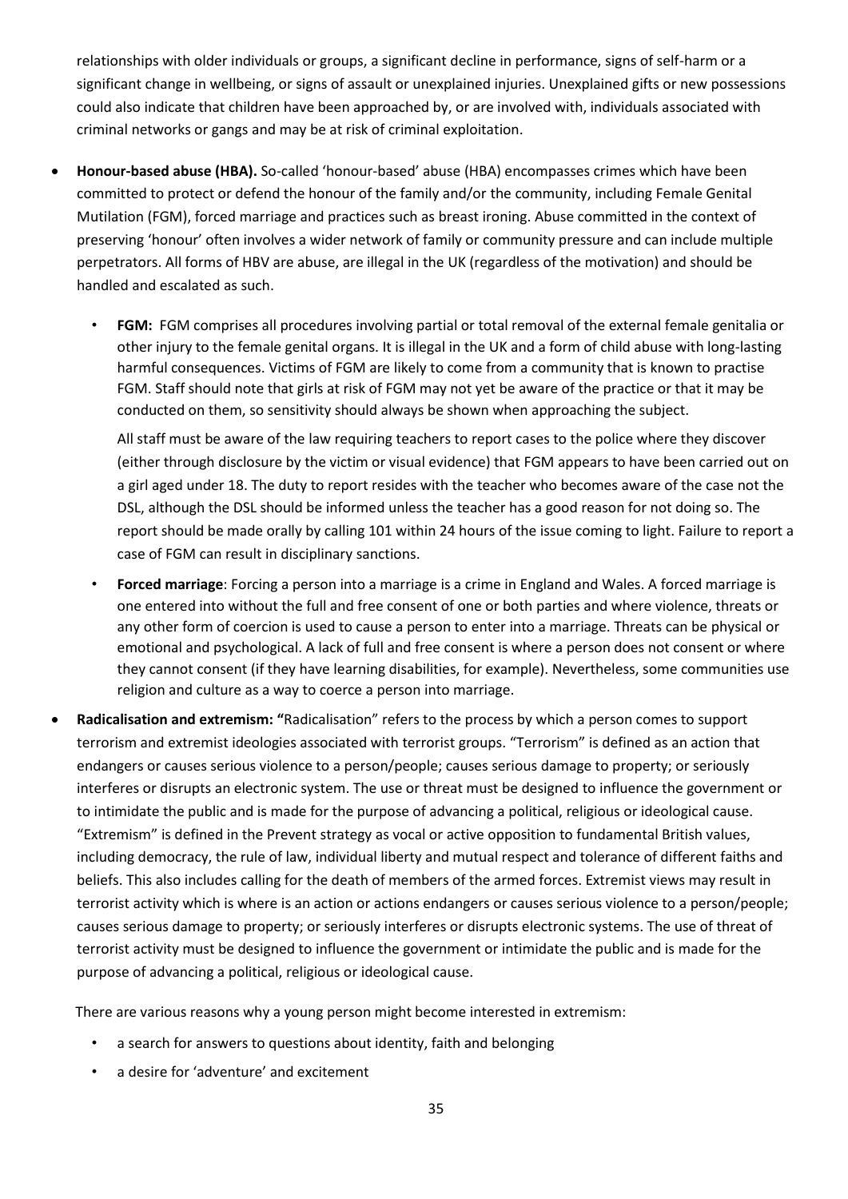relationships with older individuals or groups, a significant decline in performance, signs of self-harm or a significant change in wellbeing, or signs of assault or unexplained injuries. Unexplained gifts or new possessions could also indicate that children have been approached by, or are involved with, individuals associated with criminal networks or gangs and may be at risk of criminal exploitation.

- **Honour-based abuse (HBA).** So-called 'honour-based' abuse (HBA) encompasses crimes which have been committed to protect or defend the honour of the family and/or the community, including Female Genital Mutilation (FGM), forced marriage and practices such as breast ironing. Abuse committed in the context of preserving 'honour' often involves a wider network of family or community pressure and can include multiple perpetrators. All forms of HBV are abuse, are illegal in the UK (regardless of the motivation) and should be handled and escalated as such.

  - **FGM:** FGM comprises all procedures involving partial or total removal of the external female genitalia or other injury to the female genital organs. It is illegal in the UK and a form of child abuse with long-lasting harmful consequences. Victims of FGM are likely to come from a community that is known to practise FGM. Staff should note that girls at risk of FGM may not yet be aware of the practice or that it may be conducted on them, so sensitivity should always be shown when approaching the subject.

    All staff must be aware of the law requiring teachers to report cases to the police where they discover (either through disclosure by the victim or visual evidence) that FGM appears to have been carried out on a girl aged under 18. The duty to report resides with the teacher who becomes aware of the case not the DSL, although the DSL should be informed unless the teacher has a good reason for not doing so. The report should be made orally by calling 101 within 24 hours of the issue coming to light. Failure to report a case of FGM can result in disciplinary sanctions.

  - **Forced marriage**: Forcing a person into a marriage is a crime in England and Wales. A forced marriage is one entered into without the full and free consent of one or both parties and where violence, threats or any other form of coercion is used to cause a person to enter into a marriage. Threats can be physical or emotional and psychological. A lack of full and free consent is where a person does not consent or where they cannot consent (if they have learning disabilities, for example). Nevertheless, some communities use religion and culture as a way to coerce a person into marriage.

- **Radicalisation and extremism: "**Radicalisation" refers to the process by which a person comes to support terrorism and extremist ideologies associated with terrorist groups. "Terrorism" is defined as an action that endangers or causes serious violence to a person/people; causes serious damage to property; or seriously interferes or disrupts an electronic system. The use or threat must be designed to influence the government or to intimidate the public and is made for the purpose of advancing a political, religious or ideological cause. "Extremism" is defined in the Prevent strategy as vocal or active opposition to fundamental British values, including democracy, the rule of law, individual liberty and mutual respect and tolerance of different faiths and beliefs. This also includes calling for the death of members of the armed forces. Extremist views may result in terrorist activity which is where is an action or actions endangers or causes serious violence to a person/people; causes serious damage to property; or seriously interferes or disrupts electronic systems. The use of threat of terrorist activity must be designed to influence the government or intimidate the public and is made for the purpose of advancing a political, religious or ideological cause.

  There are various reasons why a young person might become interested in extremism:

  - a search for answers to questions about identity, faith and belonging
  - a desire for 'adventure' and excitement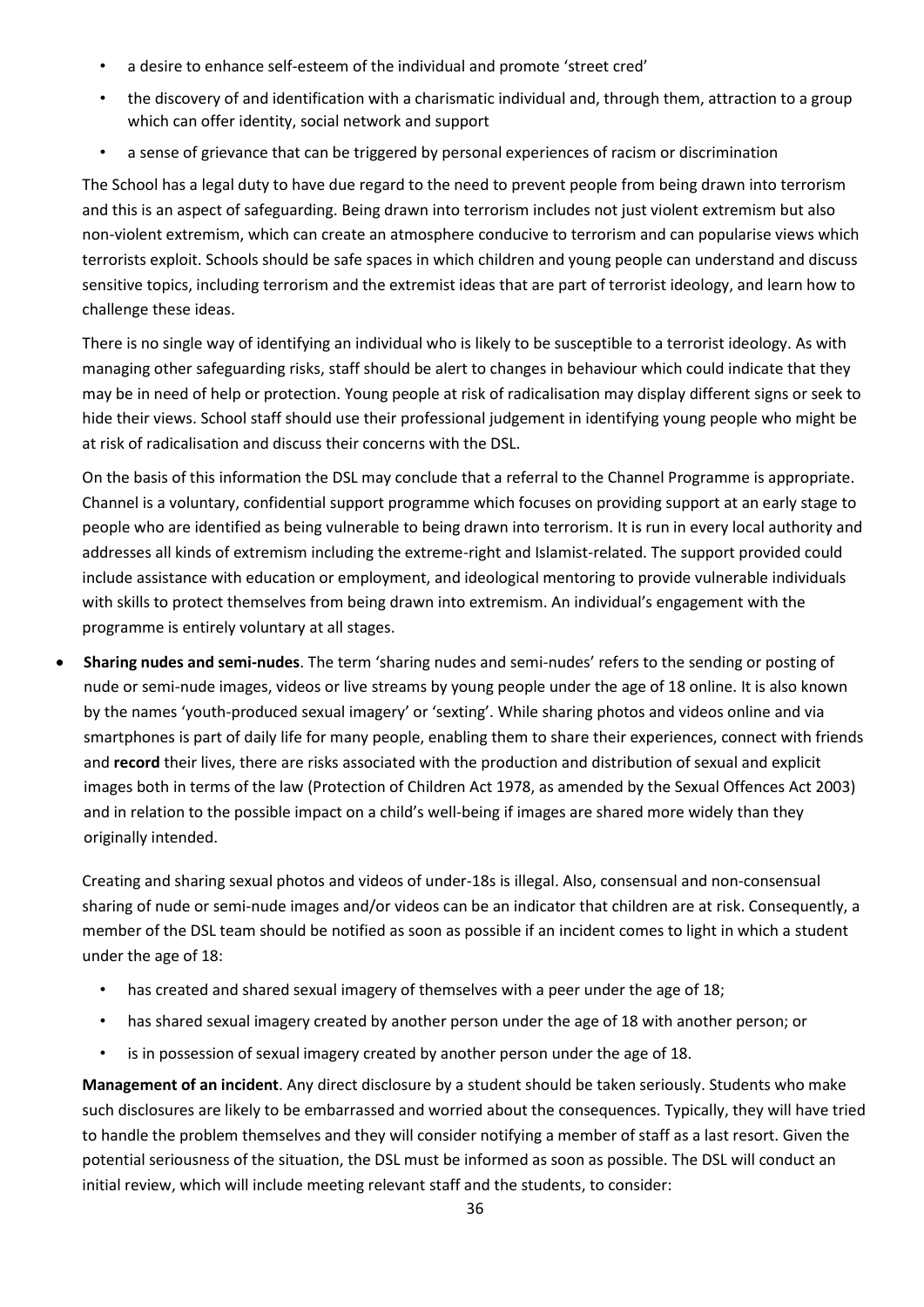- a desire to enhance self-esteem of the individual and promote 'street cred'
- the discovery of and identification with a charismatic individual and, through them, attraction to a group which can offer identity, social network and support
- a sense of grievance that can be triggered by personal experiences of racism or discrimination

The School has a legal duty to have due regard to the need to prevent people from being drawn into terrorism and this is an aspect of safeguarding. Being drawn into terrorism includes not just violent extremism but also non-violent extremism, which can create an atmosphere conducive to terrorism and can popularise views which terrorists exploit. Schools should be safe spaces in which children and young people can understand and discuss sensitive topics, including terrorism and the extremist ideas that are part of terrorist ideology, and learn how to challenge these ideas.

There is no single way of identifying an individual who is likely to be susceptible to a terrorist ideology. As with managing other safeguarding risks, staff should be alert to changes in behaviour which could indicate that they may be in need of help or protection. Young people at risk of radicalisation may display different signs or seek to hide their views. School staff should use their professional judgement in identifying young people who might be at risk of radicalisation and discuss their concerns with the DSL.

On the basis of this information the DSL may conclude that a referral to the Channel Programme is appropriate. Channel is a voluntary, confidential support programme which focuses on providing support at an early stage to people who are identified as being vulnerable to being drawn into terrorism. It is run in every local authority and addresses all kinds of extremism including the extreme-right and Islamist-related. The support provided could include assistance with education or employment, and ideological mentoring to provide vulnerable individuals with skills to protect themselves from being drawn into extremism. An individual's engagement with the programme is entirely voluntary at all stages.

- **Sharing nudes and semi-nudes**. The term 'sharing nudes and semi-nudes' refers to the sending or posting of nude or semi-nude images, videos or live streams by young people under the age of 18 online. It is also known by the names 'youth-produced sexual imagery' or 'sexting'. While sharing photos and videos online and via smartphones is part of daily life for many people, enabling them to share their experiences, connect with friends and **record** their lives, there are risks associated with the production and distribution of sexual and explicit images both in terms of the law (Protection of Children Act 1978, as amended by the Sexual Offences Act 2003) and in relation to the possible impact on a child's well-being if images are shared more widely than they originally intended.

  Creating and sharing sexual photos and videos of under-18s is illegal. Also, consensual and non-consensual sharing of nude or semi-nude images and/or videos can be an indicator that children are at risk. Consequently, a member of the DSL team should be notified as soon as possible if an incident comes to light in which a student under the age of 18:

  - has created and shared sexual imagery of themselves with a peer under the age of 18;
  - has shared sexual imagery created by another person under the age of 18 with another person; or
  - is in possession of sexual imagery created by another person under the age of 18.

  **Management of an incident**. Any direct disclosure by a student should be taken seriously. Students who make such disclosures are likely to be embarrassed and worried about the consequences. Typically, they will have tried to handle the problem themselves and they will consider notifying a member of staff as a last resort. Given the potential seriousness of the situation, the DSL must be informed as soon as possible. The DSL will conduct an initial review, which will include meeting relevant staff and the students, to consider: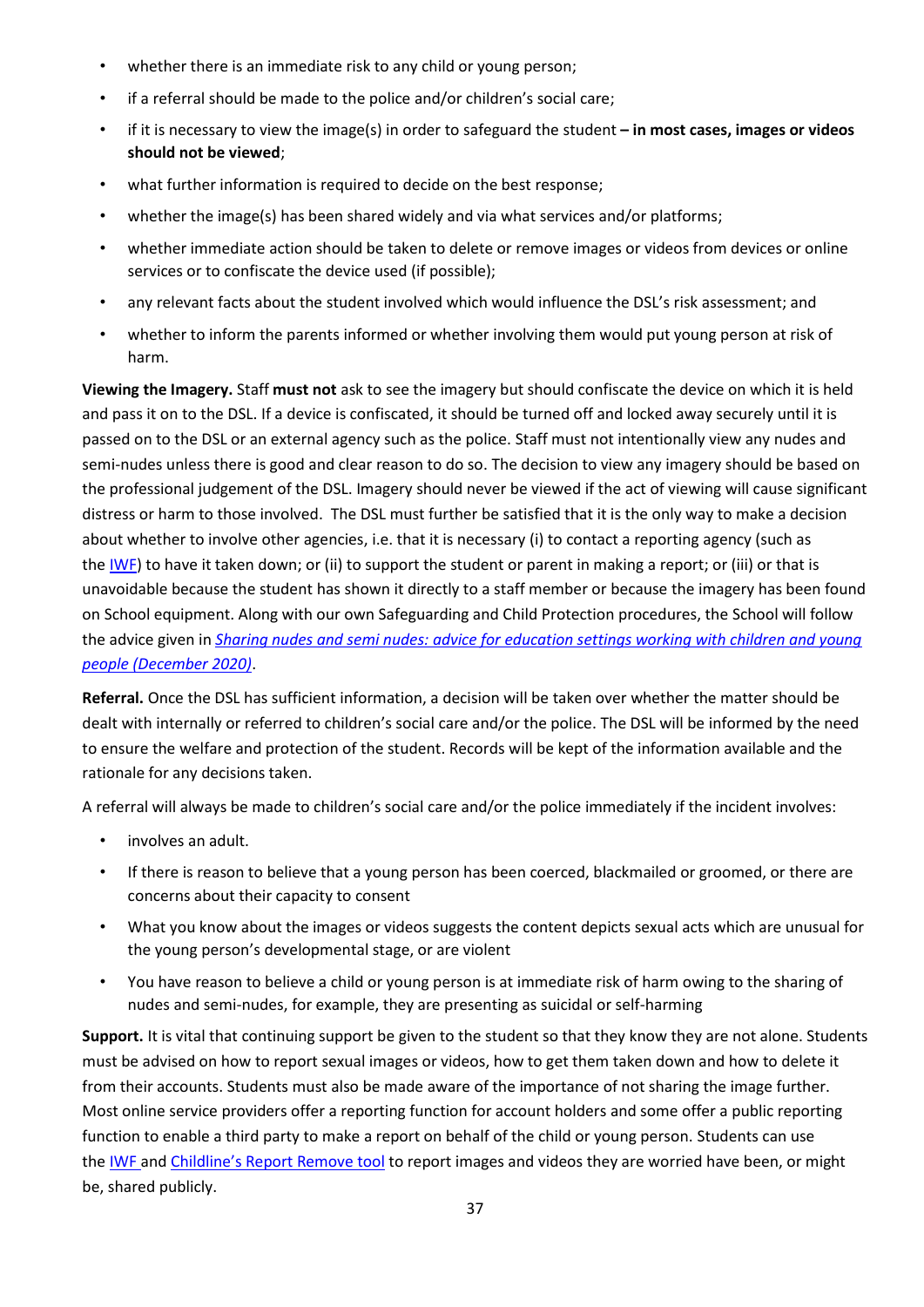- whether there is an immediate risk to any child or young person;
- if a referral should be made to the police and/or children's social care;
- if it is necessary to view the image(s) in order to safeguard the student **– in most cases, images or videos should not be viewed**;
- what further information is required to decide on the best response;
- whether the image(s) has been shared widely and via what services and/or platforms;
- whether immediate action should be taken to delete or remove images or videos from devices or online services or to confiscate the device used (if possible);
- any relevant facts about the student involved which would influence the DSL's risk assessment; and
- whether to inform the parents informed or whether involving them would put young person at risk of harm.

**Viewing the Imagery.** Staff **must not** ask to see the imagery but should confiscate the device on which it is held and pass it on to the DSL. If a device is confiscated, it should be turned off and locked away securely until it is passed on to the DSL or an external agency such as the police. Staff must not intentionally view any nudes and semi-nudes unless there is good and clear reason to do so. The decision to view any imagery should be based on the professional judgement of the DSL. Imagery should never be viewed if the act of viewing will cause significant distress or harm to those involved. The DSL must further be satisfied that it is the only way to make a decision about whether to involve other agencies, i.e. that it is necessary (i) to contact a reporting agency (such as the IWF) to have it taken down; or (ii) to support the student or parent in making a report; or (iii) or that is unavoidable because the student has shown it directly to a staff member or because the imagery has been found on School equipment. Along with our own Safeguarding and Child Protection procedures, the School will follow the advice given in *Sharing nudes and semi nudes: advice for education settings working with children and young people (December 2020)*.

**Referral.** Once the DSL has sufficient information, a decision will be taken over whether the matter should be dealt with internally or referred to children's social care and/or the police. The DSL will be informed by the need to ensure the welfare and protection of the student. Records will be kept of the information available and the rationale for any decisions taken.

A referral will always be made to children's social care and/or the police immediately if the incident involves:

- involves an adult.
- If there is reason to believe that a young person has been coerced, blackmailed or groomed, or there are concerns about their capacity to consent
- What you know about the images or videos suggests the content depicts sexual acts which are unusual for the young person's developmental stage, or are violent
- You have reason to believe a child or young person is at immediate risk of harm owing to the sharing of nudes and semi-nudes, for example, they are presenting as suicidal or self-harming

**Support.** It is vital that continuing support be given to the student so that they know they are not alone. Students must be advised on how to report sexual images or videos, how to get them taken down and how to delete it from their accounts. Students must also be made aware of the importance of not sharing the image further. Most online service providers offer a reporting function for account holders and some offer a public reporting function to enable a third party to make a report on behalf of the child or young person. Students can use the IWF and Childline's Report Remove tool to report images and videos they are worried have been, or might be, shared publicly.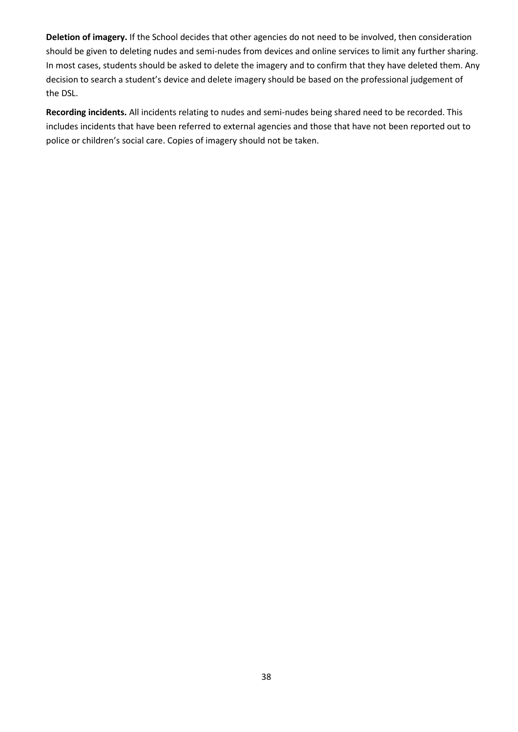**Deletion of imagery.** If the School decides that other agencies do not need to be involved, then consideration should be given to deleting nudes and semi-nudes from devices and online services to limit any further sharing. In most cases, students should be asked to delete the imagery and to confirm that they have deleted them. Any decision to search a student's device and delete imagery should be based on the professional judgement of the DSL.

**Recording incidents.** All incidents relating to nudes and semi-nudes being shared need to be recorded. This includes incidents that have been referred to external agencies and those that have not been reported out to police or children's social care. Copies of imagery should not be taken.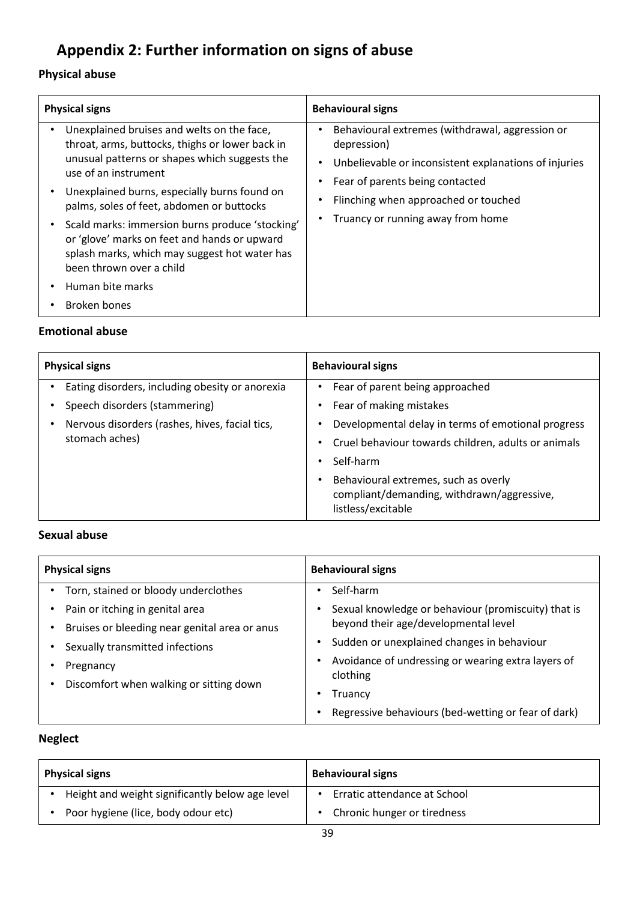# Appendix 2: Further information on signs of abuse

### Physical abuse

| Physical signs | Behavioural signs |
|---|---|
| • Unexplained bruises and welts on the face, throat, arms, buttocks, thighs or lower back in unusual patterns or shapes which suggests the use of an instrument<br>• Unexplained burns, especially burns found on palms, soles of feet, abdomen or buttocks<br>• Scald marks: immersion burns produce 'stocking' or 'glove' marks on feet and hands or upward splash marks, which may suggest hot water has been thrown over a child<br>• Human bite marks<br>• Broken bones | • Behavioural extremes (withdrawal, aggression or depression)<br>• Unbelievable or inconsistent explanations of injuries<br>• Fear of parents being contacted<br>• Flinching when approached or touched<br>• Truancy or running away from home |

### Emotional abuse

| Physical signs | Behavioural signs |
|---|---|
| • Eating disorders, including obesity or anorexia<br>• Speech disorders (stammering)<br>• Nervous disorders (rashes, hives, facial tics, stomach aches) | • Fear of parent being approached<br>• Fear of making mistakes<br>• Developmental delay in terms of emotional progress<br>• Cruel behaviour towards children, adults or animals<br>• Self-harm<br>• Behavioural extremes, such as overly compliant/demanding, withdrawn/aggressive, listless/excitable |

### Sexual abuse

| Physical signs | Behavioural signs |
|---|---|
| • Torn, stained or bloody underclothes<br>• Pain or itching in genital area<br>• Bruises or bleeding near genital area or anus<br>• Sexually transmitted infections<br>• Pregnancy<br>• Discomfort when walking or sitting down | • Self-harm<br>• Sexual knowledge or behaviour (promiscuity) that is beyond their age/developmental level<br>• Sudden or unexplained changes in behaviour<br>• Avoidance of undressing or wearing extra layers of clothing<br>• Truancy<br>• Regressive behaviours (bed-wetting or fear of dark) |

### Neglect

| Physical signs | Behavioural signs |
|---|---|
| • Height and weight significantly below age level<br>• Poor hygiene (lice, body odour etc) | • Erratic attendance at School<br>• Chronic hunger or tiredness |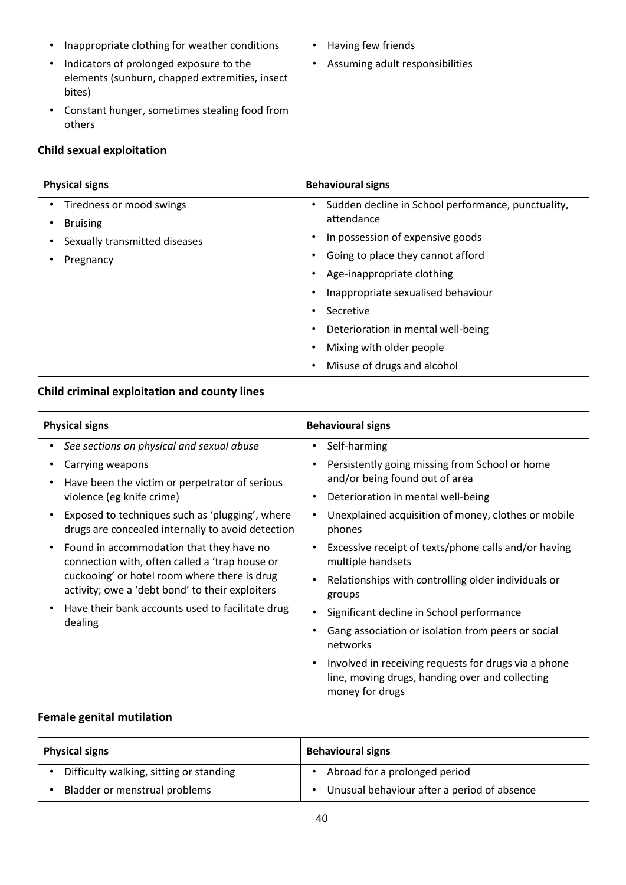| | |
|---|---|
| • Inappropriate clothing for weather conditions<br>• Indicators of prolonged exposure to the elements (sunburn, chapped extremities, insect bites)<br>• Constant hunger, sometimes stealing food from others | • Having few friends<br>• Assuming adult responsibilities |

### Child sexual exploitation

| Physical signs | Behavioural signs |
|---|---|
| • Tiredness or mood swings<br>• Bruising<br>• Sexually transmitted diseases<br>• Pregnancy | • Sudden decline in School performance, punctuality, attendance<br>• In possession of expensive goods<br>• Going to place they cannot afford<br>• Age-inappropriate clothing<br>• Inappropriate sexualised behaviour<br>• Secretive<br>• Deterioration in mental well-being<br>• Mixing with older people<br>• Misuse of drugs and alcohol |

### Child criminal exploitation and county lines

| Physical signs | Behavioural signs |
|---|---|
| • *See sections on physical and sexual abuse*<br>• Carrying weapons<br>• Have been the victim or perpetrator of serious violence (eg knife crime)<br>• Exposed to techniques such as 'plugging', where drugs are concealed internally to avoid detection<br>• Found in accommodation that they have no connection with, often called a 'trap house or cuckooing' or hotel room where there is drug activity; owe a 'debt bond' to their exploiters<br>• Have their bank accounts used to facilitate drug dealing | • Self-harming<br>• Persistently going missing from School or home and/or being found out of area<br>• Deterioration in mental well-being<br>• Unexplained acquisition of money, clothes or mobile phones<br>• Excessive receipt of texts/phone calls and/or having multiple handsets<br>• Relationships with controlling older individuals or groups<br>• Significant decline in School performance<br>• Gang association or isolation from peers or social networks<br>• Involved in receiving requests for drugs via a phone line, moving drugs, handing over and collecting money for drugs |

### Female genital mutilation

| Physical signs | Behavioural signs |
|---|---|
| • Difficulty walking, sitting or standing<br>• Bladder or menstrual problems | • Abroad for a prolonged period<br>• Unusual behaviour after a period of absence |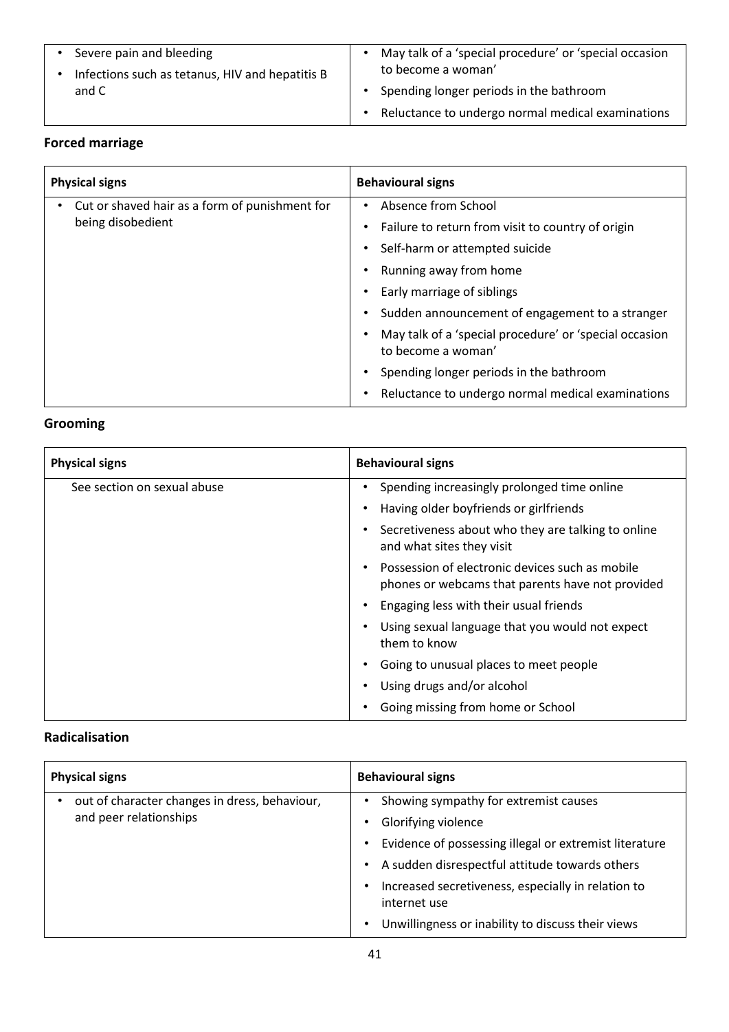| | |
|---|---|
| • Severe pain and bleeding<br>• Infections such as tetanus, HIV and hepatitis B and C | • May talk of a 'special procedure' or 'special occasion to become a woman'<br>• Spending longer periods in the bathroom<br>• Reluctance to undergo normal medical examinations |

**Forced marriage**

| Physical signs | Behavioural signs |
|---|---|
| • Cut or shaved hair as a form of punishment for being disobedient | • Absence from School<br>• Failure to return from visit to country of origin<br>• Self-harm or attempted suicide<br>• Running away from home<br>• Early marriage of siblings<br>• Sudden announcement of engagement to a stranger<br>• May talk of a 'special procedure' or 'special occasion to become a woman'<br>• Spending longer periods in the bathroom<br>• Reluctance to undergo normal medical examinations |

**Grooming**

| Physical signs | Behavioural signs |
|---|---|
| See section on sexual abuse | • Spending increasingly prolonged time online<br>• Having older boyfriends or girlfriends<br>• Secretiveness about who they are talking to online and what sites they visit<br>• Possession of electronic devices such as mobile phones or webcams that parents have not provided<br>• Engaging less with their usual friends<br>• Using sexual language that you would not expect them to know<br>• Going to unusual places to meet people<br>• Using drugs and/or alcohol<br>• Going missing from home or School |

**Radicalisation**

| Physical signs | Behavioural signs |
|---|---|
| • out of character changes in dress, behaviour, and peer relationships | • Showing sympathy for extremist causes<br>• Glorifying violence<br>• Evidence of possessing illegal or extremist literature<br>• A sudden disrespectful attitude towards others<br>• Increased secretiveness, especially in relation to internet use<br>• Unwillingness or inability to discuss their views |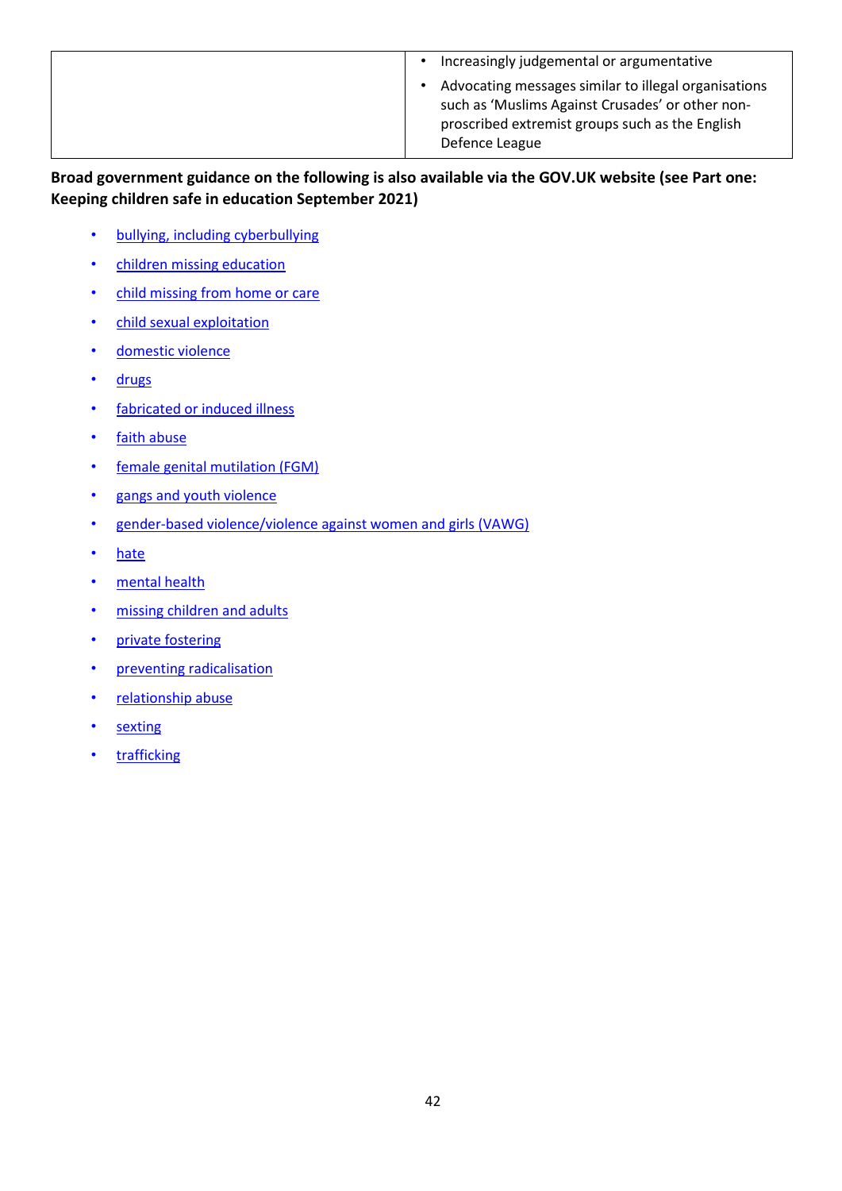|  | • Increasingly judgemental or argumentative<br>• Advocating messages similar to illegal organisations such as 'Muslims Against Crusades' or other non-proscribed extremist groups such as the English Defence League |
|---|---|

**Broad government guidance on the following is also available via the GOV.UK website (see Part one: Keeping children safe in education September 2021)**

- bullying, including cyberbullying
- children missing education
- child missing from home or care
- child sexual exploitation
- domestic violence
- drugs
- fabricated or induced illness
- faith abuse
- female genital mutilation (FGM)
- gangs and youth violence
- gender-based violence/violence against women and girls (VAWG)
- hate
- mental health
- missing children and adults
- private fostering
- preventing radicalisation
- relationship abuse
- sexting
- trafficking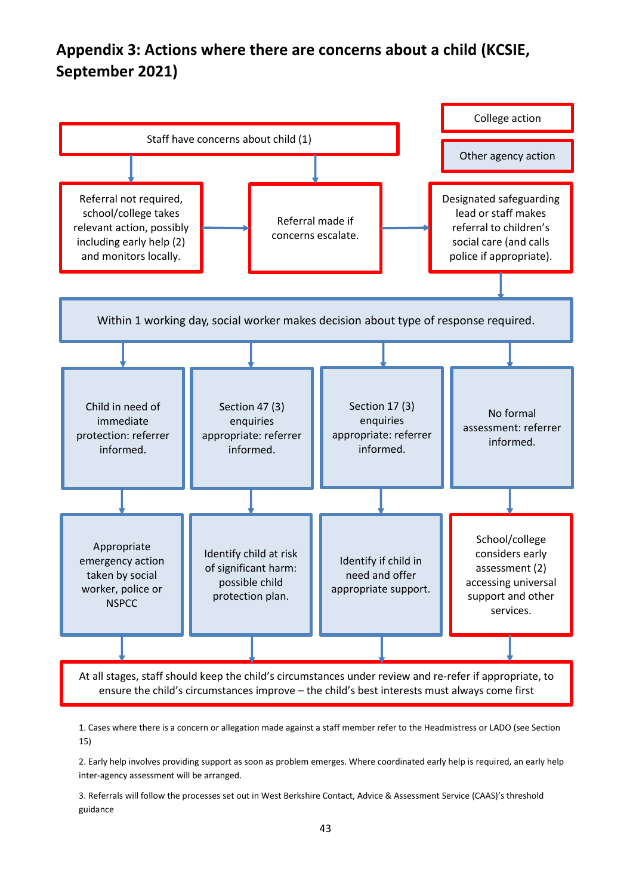## Appendix 3: Actions where there are concerns about a child (KCSIE, September 2021)

College action

Other agency action

Staff have concerns about child (1)

Referral not required, school/college takes relevant action, possibly including early help (2) and monitors locally.

Referral made if concerns escalate.

Designated safeguarding lead or staff makes referral to children's social care (and calls police if appropriate).

Within 1 working day, social worker makes decision about type of response required.

Child in need of immediate protection: referrer informed.

Section 47 (3) enquiries appropriate: referrer informed.

Section 17 (3) enquiries appropriate: referrer informed.

No formal assessment: referrer informed.

Appropriate emergency action taken by social worker, police or NSPCC

Identify child at risk of significant harm: possible child protection plan.

Identify if child in need and offer appropriate support.

School/college considers early assessment (2) accessing universal support and other services.

At all stages, staff should keep the child's circumstances under review and re-refer if appropriate, to ensure the child's circumstances improve – the child's best interests must always come first

1. Cases where there is a concern or allegation made against a staff member refer to the Headmistress or LADO (see Section 15)

2. Early help involves providing support as soon as problem emerges. Where coordinated early help is required, an early help inter-agency assessment will be arranged.

3. Referrals will follow the processes set out in West Berkshire Contact, Advice & Assessment Service (CAAS)'s threshold guidance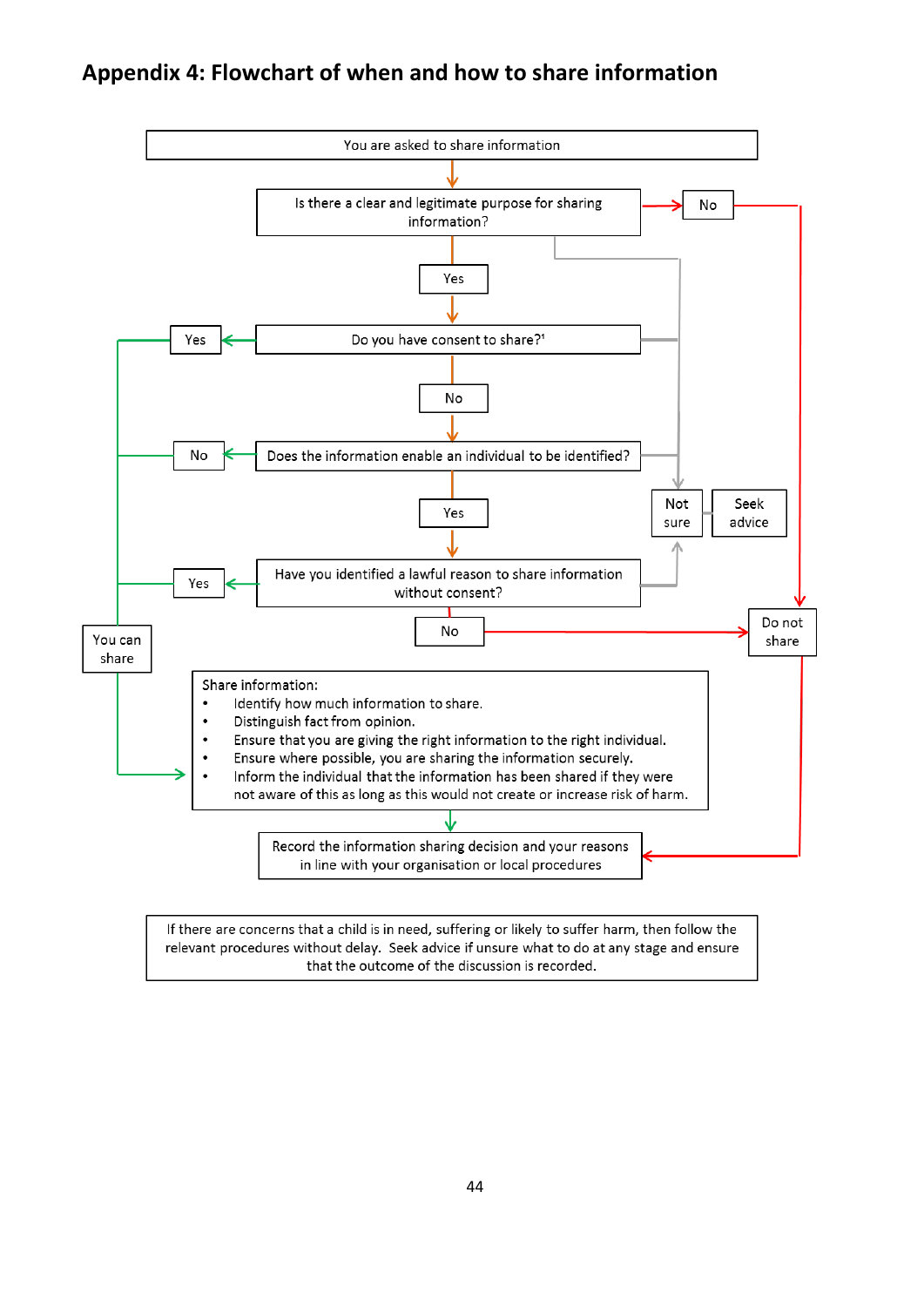## Appendix 4: Flowchart of when and how to share information

You are asked to share information

Is there a clear and legitimate purpose for sharing information?

- No → Do not share
- Yes → Do you have consent to share?[1]
  - Yes → You can share
  - No → Does the information enable an individual to be identified?
    - No → You can share
    - Yes → Have you identified a lawful reason to share information without consent?
      - Yes → You can share
      - No → Do not share

Not sure → Seek advice

You can share → Share information:

- Identify how much information to share.
- Distinguish fact from opinion.
- Ensure that you are giving the right information to the right individual.
- Ensure where possible, you are sharing the information securely.
- Inform the individual that the information has been shared if they were not aware of this as long as this would not create or increase risk of harm.

Share information / Do not share → Record the information sharing decision and your reasons in line with your organisation or local procedures

If there are concerns that a child is in need, suffering or likely to suffer harm, then follow the relevant procedures without delay. Seek advice if unsure what to do at any stage and ensure that the outcome of the discussion is recorded.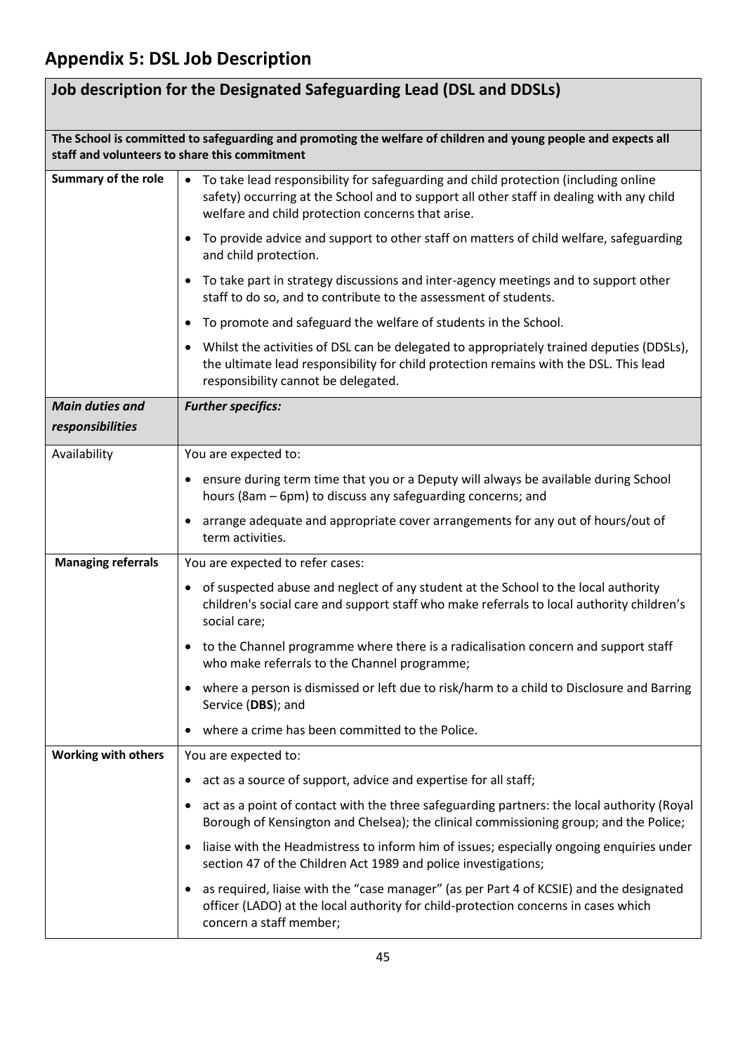## Appendix 5: DSL Job Description

| Job description for the Designated Safeguarding Lead (DSL and DDSLs) | |
|---|---|
| **The School is committed to safeguarding and promoting the welfare of children and young people and expects all staff and volunteers to share this commitment** | |
| **Summary of the role** | • To take lead responsibility for safeguarding and child protection (including online safety) occurring at the School and to support all other staff in dealing with any child welfare and child protection concerns that arise.<br>• To provide advice and support to other staff on matters of child welfare, safeguarding and child protection.<br>• To take part in strategy discussions and inter-agency meetings and to support other staff to do so, and to contribute to the assessment of students.<br>• To promote and safeguard the welfare of students in the School.<br>• Whilst the activities of DSL can be delegated to appropriately trained deputies (DDSLs), the ultimate lead responsibility for child protection remains with the DSL. This lead responsibility cannot be delegated. |
| ***Main duties and responsibilities*** | ***Further specifics:*** |
| Availability | You are expected to:<br>• ensure during term time that you or a Deputy will always be available during School hours (8am – 6pm) to discuss any safeguarding concerns; and<br>• arrange adequate and appropriate cover arrangements for any out of hours/out of term activities. |
| **Managing referrals** | You are expected to refer cases:<br>• of suspected abuse and neglect of any student at the School to the local authority children's social care and support staff who make referrals to local authority children's social care;<br>• to the Channel programme where there is a radicalisation concern and support staff who make referrals to the Channel programme;<br>• where a person is dismissed or left due to risk/harm to a child to Disclosure and Barring Service (**DBS**); and<br>• where a crime has been committed to the Police. |
| **Working with others** | You are expected to:<br>• act as a source of support, advice and expertise for all staff;<br>• act as a point of contact with the three safeguarding partners: the local authority (Royal Borough of Kensington and Chelsea); the clinical commissioning group; and the Police;<br>• liaise with the Headmistress to inform him of issues; especially ongoing enquiries under section 47 of the Children Act 1989 and police investigations;<br>• as required, liaise with the "case manager" (as per Part 4 of KCSIE) and the designated officer (LADO) at the local authority for child-protection concerns in cases which concern a staff member; |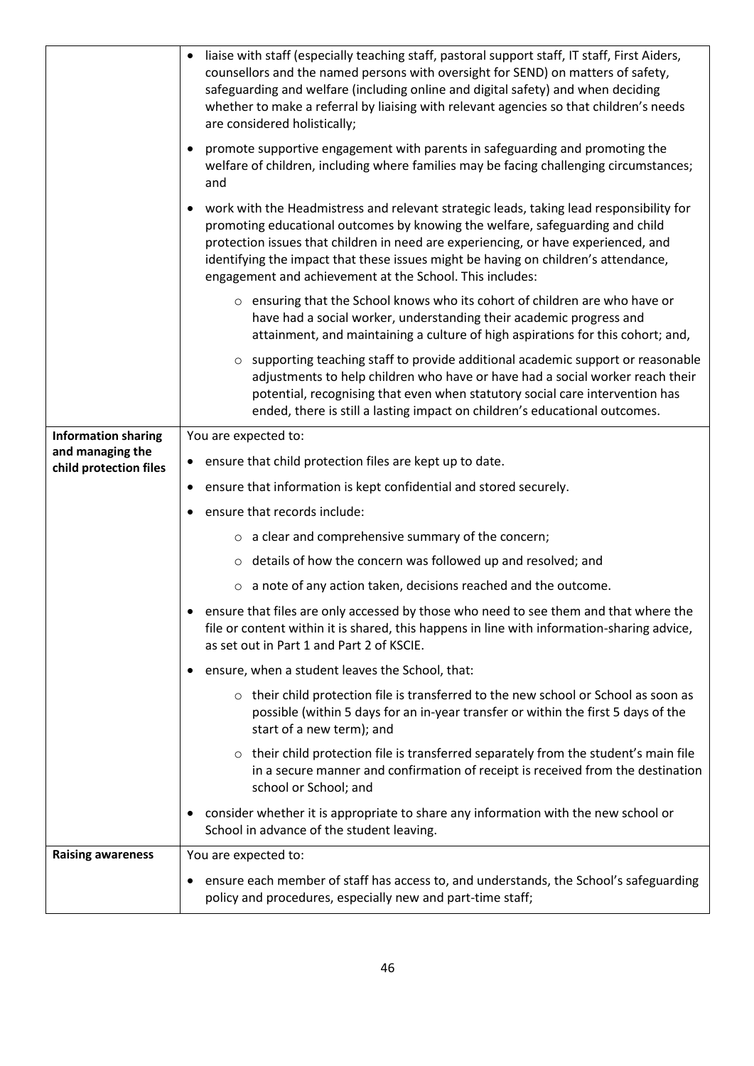| | |
|---|---|
| | • liaise with staff (especially teaching staff, pastoral support staff, IT staff, First Aiders, counsellors and the named persons with oversight for SEND) on matters of safety, safeguarding and welfare (including online and digital safety) and when deciding whether to make a referral by liaising with relevant agencies so that children's needs are considered holistically;<br><br>• promote supportive engagement with parents in safeguarding and promoting the welfare of children, including where families may be facing challenging circumstances; and<br><br>• work with the Headmistress and relevant strategic leads, taking lead responsibility for promoting educational outcomes by knowing the welfare, safeguarding and child protection issues that children in need are experiencing, or have experienced, and identifying the impact that these issues might be having on children's attendance, engagement and achievement at the School. This includes:<br><br>&nbsp;&nbsp;&nbsp;&nbsp;○ ensuring that the School knows who its cohort of children are who have or have had a social worker, understanding their academic progress and attainment, and maintaining a culture of high aspirations for this cohort; and,<br><br>&nbsp;&nbsp;&nbsp;&nbsp;○ supporting teaching staff to provide additional academic support or reasonable adjustments to help children who have or have had a social worker reach their potential, recognising that even when statutory social care intervention has ended, there is still a lasting impact on children's educational outcomes. |
| **Information sharing and managing the child protection files** | You are expected to:<br><br>• ensure that child protection files are kept up to date.<br><br>• ensure that information is kept confidential and stored securely.<br><br>• ensure that records include:<br><br>&nbsp;&nbsp;&nbsp;&nbsp;○ a clear and comprehensive summary of the concern;<br><br>&nbsp;&nbsp;&nbsp;&nbsp;○ details of how the concern was followed up and resolved; and<br><br>&nbsp;&nbsp;&nbsp;&nbsp;○ a note of any action taken, decisions reached and the outcome.<br><br>• ensure that files are only accessed by those who need to see them and that where the file or content within it is shared, this happens in line with information-sharing advice, as set out in Part 1 and Part 2 of KSCIE.<br><br>• ensure, when a student leaves the School, that:<br><br>&nbsp;&nbsp;&nbsp;&nbsp;○ their child protection file is transferred to the new school or School as soon as possible (within 5 days for an in-year transfer or within the first 5 days of the start of a new term); and<br><br>&nbsp;&nbsp;&nbsp;&nbsp;○ their child protection file is transferred separately from the student's main file in a secure manner and confirmation of receipt is received from the destination school or School; and<br><br>• consider whether it is appropriate to share any information with the new school or School in advance of the student leaving. |
| **Raising awareness** | You are expected to:<br><br>• ensure each member of staff has access to, and understands, the School's safeguarding policy and procedures, especially new and part-time staff; |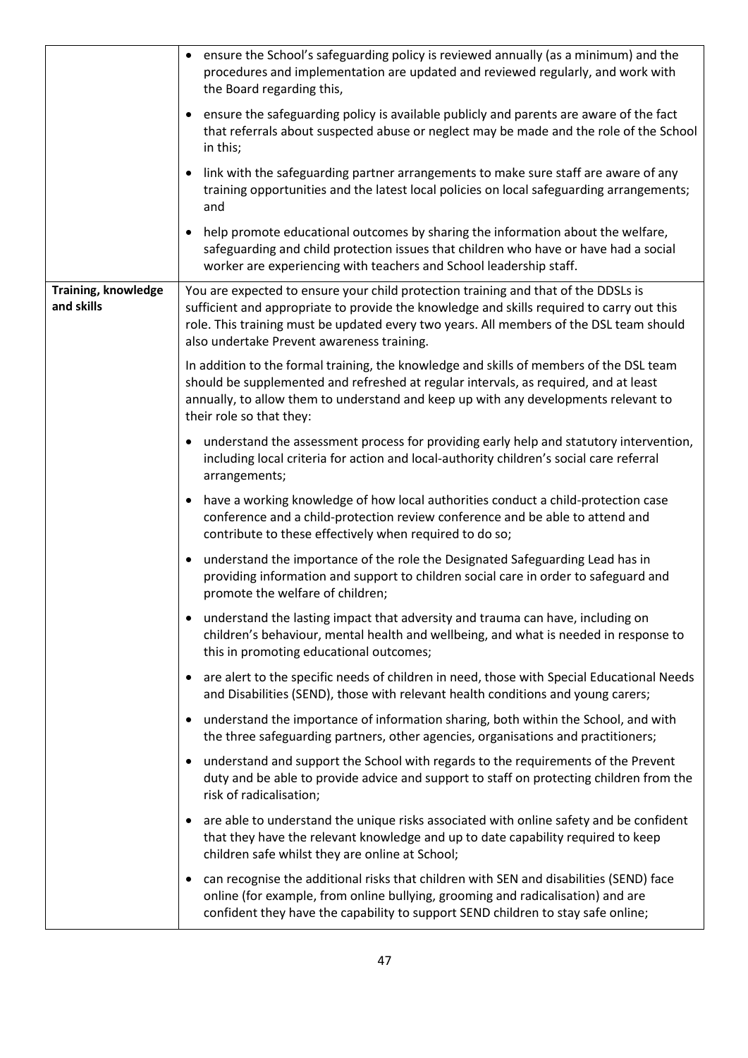| | |
|---|---|
| | • ensure the School's safeguarding policy is reviewed annually (as a minimum) and the procedures and implementation are updated and reviewed regularly, and work with the Board regarding this,<br><br>• ensure the safeguarding policy is available publicly and parents are aware of the fact that referrals about suspected abuse or neglect may be made and the role of the School in this;<br><br>• link with the safeguarding partner arrangements to make sure staff are aware of any training opportunities and the latest local policies on local safeguarding arrangements; and<br><br>• help promote educational outcomes by sharing the information about the welfare, safeguarding and child protection issues that children who have or have had a social worker are experiencing with teachers and School leadership staff. |
| **Training, knowledge and skills** | You are expected to ensure your child protection training and that of the DDSLs is sufficient and appropriate to provide the knowledge and skills required to carry out this role. This training must be updated every two years. All members of the DSL team should also undertake Prevent awareness training.<br><br>In addition to the formal training, the knowledge and skills of members of the DSL team should be supplemented and refreshed at regular intervals, as required, and at least annually, to allow them to understand and keep up with any developments relevant to their role so that they:<br><br>• understand the assessment process for providing early help and statutory intervention, including local criteria for action and local-authority children's social care referral arrangements;<br><br>• have a working knowledge of how local authorities conduct a child-protection case conference and a child-protection review conference and be able to attend and contribute to these effectively when required to do so;<br><br>• understand the importance of the role the Designated Safeguarding Lead has in providing information and support to children social care in order to safeguard and promote the welfare of children;<br><br>• understand the lasting impact that adversity and trauma can have, including on children's behaviour, mental health and wellbeing, and what is needed in response to this in promoting educational outcomes;<br><br>• are alert to the specific needs of children in need, those with Special Educational Needs and Disabilities (SEND), those with relevant health conditions and young carers;<br><br>• understand the importance of information sharing, both within the School, and with the three safeguarding partners, other agencies, organisations and practitioners;<br><br>• understand and support the School with regards to the requirements of the Prevent duty and be able to provide advice and support to staff on protecting children from the risk of radicalisation;<br><br>• are able to understand the unique risks associated with online safety and be confident that they have the relevant knowledge and up to date capability required to keep children safe whilst they are online at School;<br><br>• can recognise the additional risks that children with SEN and disabilities (SEND) face online (for example, from online bullying, grooming and radicalisation) and are confident they have the capability to support SEND children to stay safe online; |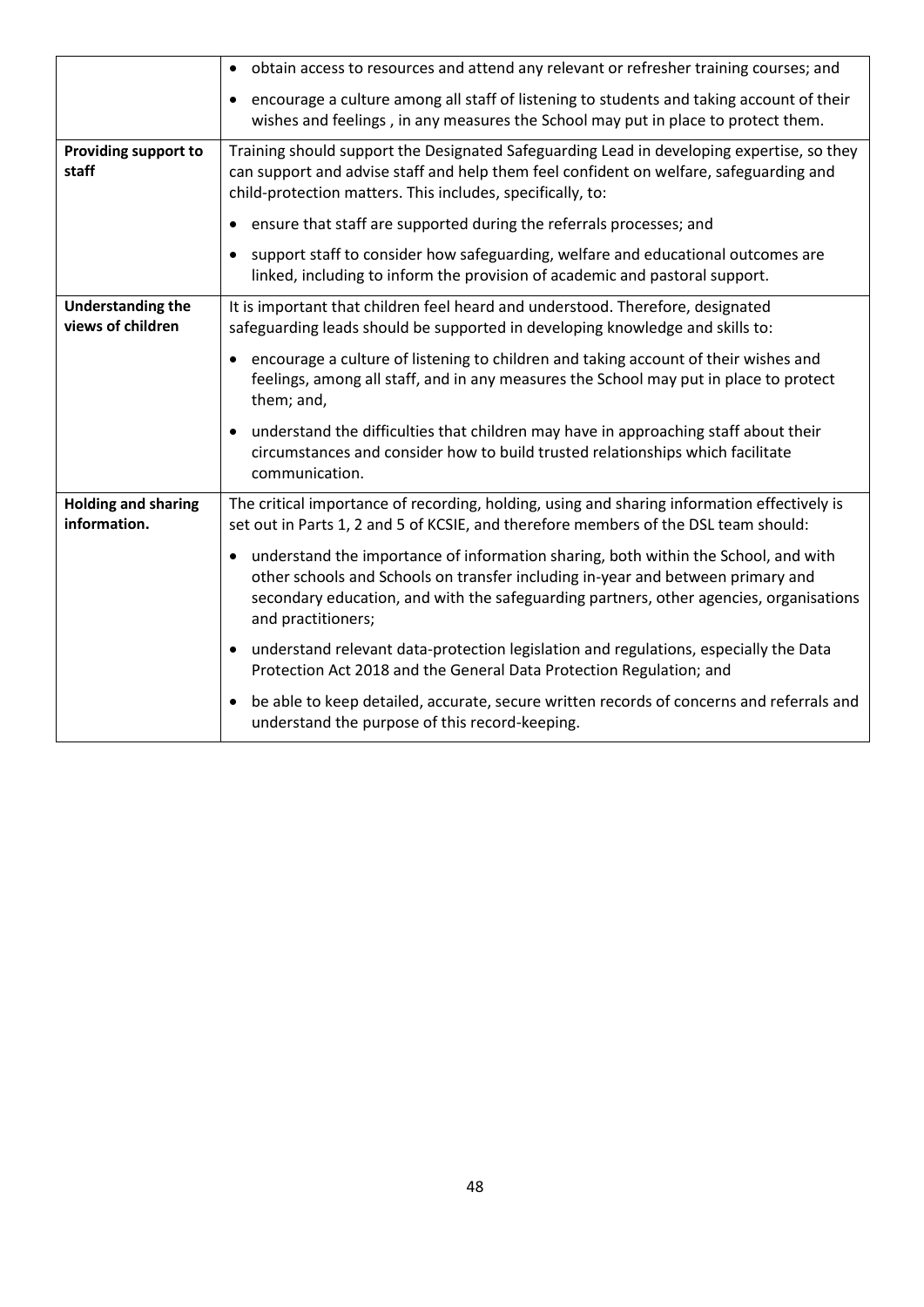| | |
|---|---|
| | • obtain access to resources and attend any relevant or refresher training courses; and<br>• encourage a culture among all staff of listening to students and taking account of their wishes and feelings , in any measures the School may put in place to protect them. |
| **Providing support to staff** | Training should support the Designated Safeguarding Lead in developing expertise, so they can support and advise staff and help them feel confident on welfare, safeguarding and child-protection matters. This includes, specifically, to:<br>• ensure that staff are supported during the referrals processes; and<br>• support staff to consider how safeguarding, welfare and educational outcomes are linked, including to inform the provision of academic and pastoral support. |
| **Understanding the views of children** | It is important that children feel heard and understood. Therefore, designated safeguarding leads should be supported in developing knowledge and skills to:<br>• encourage a culture of listening to children and taking account of their wishes and feelings, among all staff, and in any measures the School may put in place to protect them; and,<br>• understand the difficulties that children may have in approaching staff about their circumstances and consider how to build trusted relationships which facilitate communication. |
| **Holding and sharing information.** | The critical importance of recording, holding, using and sharing information effectively is set out in Parts 1, 2 and 5 of KCSIE, and therefore members of the DSL team should:<br>• understand the importance of information sharing, both within the School, and with other schools and Schools on transfer including in-year and between primary and secondary education, and with the safeguarding partners, other agencies, organisations and practitioners;<br>• understand relevant data-protection legislation and regulations, especially the Data Protection Act 2018 and the General Data Protection Regulation; and<br>• be able to keep detailed, accurate, secure written records of concerns and referrals and understand the purpose of this record-keeping. |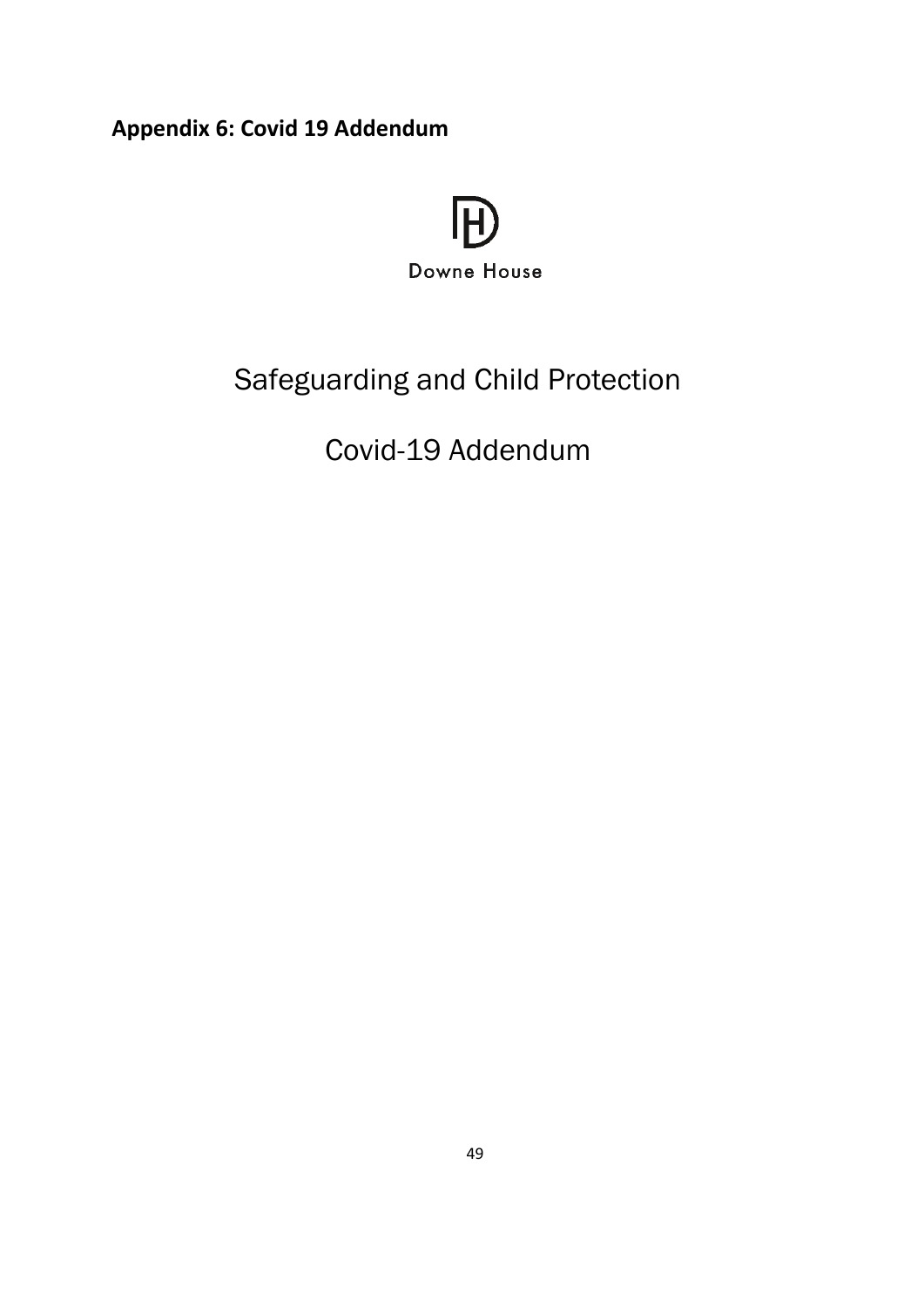**Appendix 6: Covid 19 Addendum**

Downne House

# Safeguarding and Child Protection

# Covid-19 Addendum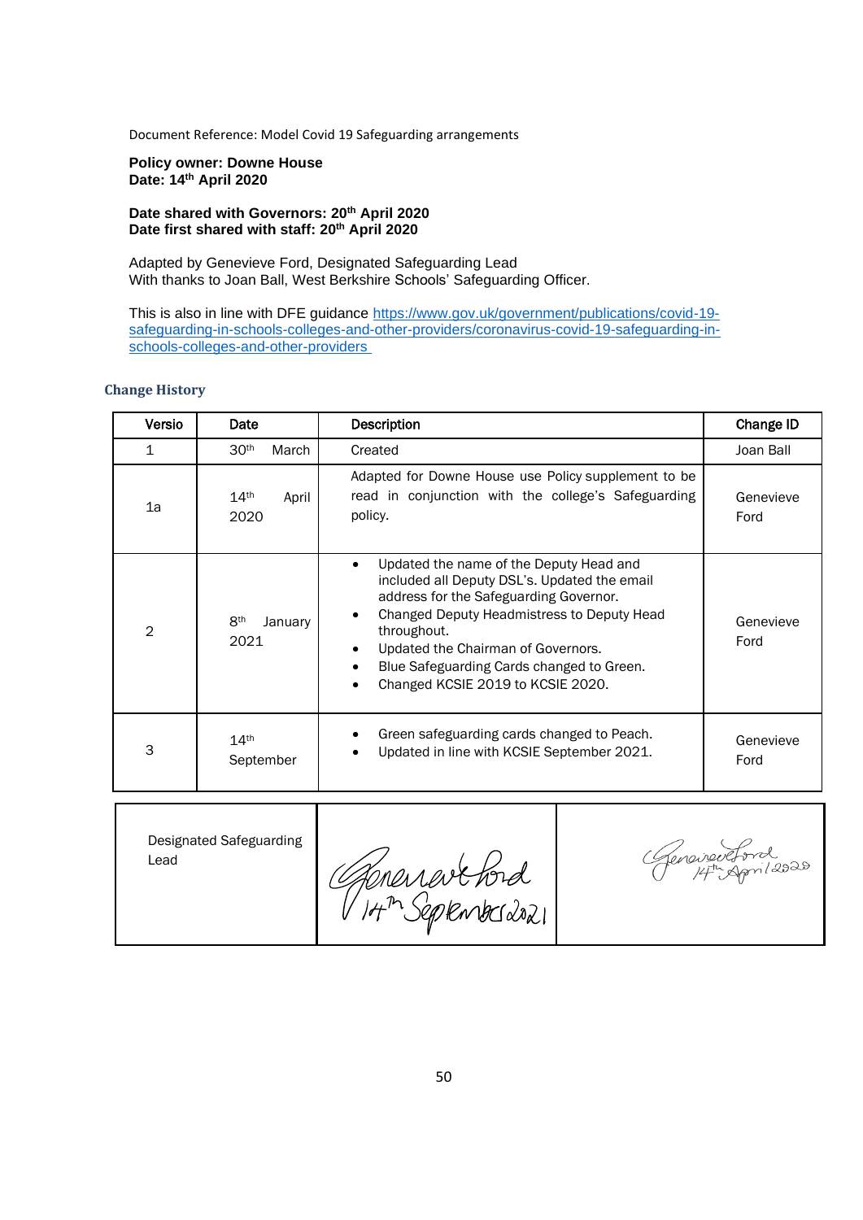Document Reference: Model Covid 19 Safeguarding arrangements

**Policy owner: Downe House**
**Date: 14th April 2020**

**Date shared with Governors: 20th April 2020**
**Date first shared with staff: 20th April 2020**

Adapted by Genevieve Ford, Designated Safeguarding Lead
With thanks to Joan Ball, West Berkshire Schools' Safeguarding Officer.

This is also in line with DFE guidance https://www.gov.uk/government/publications/covid-19-safeguarding-in-schools-colleges-and-other-providers/coronavirus-covid-19-safeguarding-in-schools-colleges-and-other-providers

### Change History

| Versio | Date | Description | Change ID |
|---|---|---|---|
| 1 | 30th March | Created | Joan Ball |
| 1a | 14th April 2020 | Adapted for Downe House use Policy supplement to be read in conjunction with the college's Safeguarding policy. | Genevieve Ford |
| 2 | 8th January 2021 | • Updated the name of the Deputy Head and included all Deputy DSL's. Updated the email address for the Safeguarding Governor. <br> • Changed Deputy Headmistress to Deputy Head throughout. <br> • Updated the Chairman of Governors. <br> • Blue Safeguarding Cards changed to Green. <br> • Changed KCSIE 2019 to KCSIE 2020. | Genevieve Ford |
| 3 | 14th September | • Green safeguarding cards changed to Peach. <br> • Updated in line with KCSIE September 2021. | Genevieve Ford |

| Designated Safeguarding Lead | Genevieve Ford 14th September 2021 | Genevieve Ford 14th April 2020 |
|---|---|---|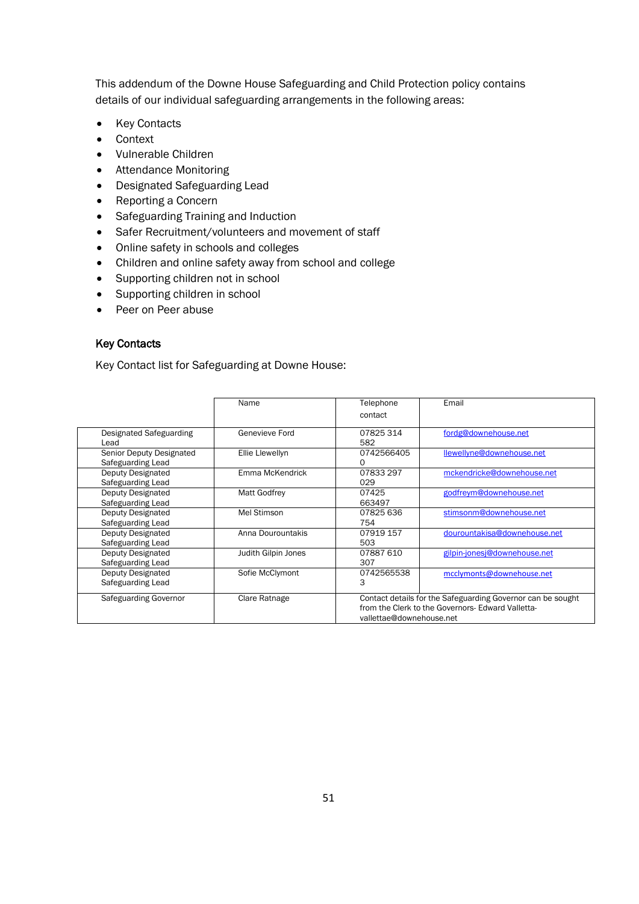This addendum of the Downe House Safeguarding and Child Protection policy contains details of our individual safeguarding arrangements in the following areas:

- Key Contacts
- Context
- Vulnerable Children
- Attendance Monitoring
- Designated Safeguarding Lead
- Reporting a Concern
- Safeguarding Training and Induction
- Safer Recruitment/volunteers and movement of staff
- Online safety in schools and colleges
- Children and online safety away from school and college
- Supporting children not in school
- Supporting children in school
- Peer on Peer abuse

## Key Contacts

Key Contact list for Safeguarding at Downe House:

| | Name | Telephone contact | Email |
|---|---|---|---|
| Designated Safeguarding Lead | Genevieve Ford | 07825 314 582 | fordg@downehouse.net |
| Senior Deputy Designated Safeguarding Lead | Ellie Llewellyn | 07425664050 | llewellyne@downehouse.net |
| Deputy Designated Safeguarding Lead | Emma McKendrick | 07833 297 029 | mckendricke@downehouse.net |
| Deputy Designated Safeguarding Lead | Matt Godfrey | 07425 663497 | godfreym@downehouse.net |
| Deputy Designated Safeguarding Lead | Mel Stimson | 07825 636 754 | stimsonm@downehouse.net |
| Deputy Designated Safeguarding Lead | Anna Dourountakis | 07919 157 503 | dourountakisa@downehouse.net |
| Deputy Designated Safeguarding Lead | Judith Gilpin Jones | 07887 610 307 | gilpin-jonesj@downehouse.net |
| Deputy Designated Safeguarding Lead | Sofie McClymont | 07425655383 | mcclymonts@downehouse.net |
| Safeguarding Governor | Clare Ratnage | Contact details for the Safeguarding Governor can be sought from the Clerk to the Governors- Edward Valletta- vallettae@downehouse.net | |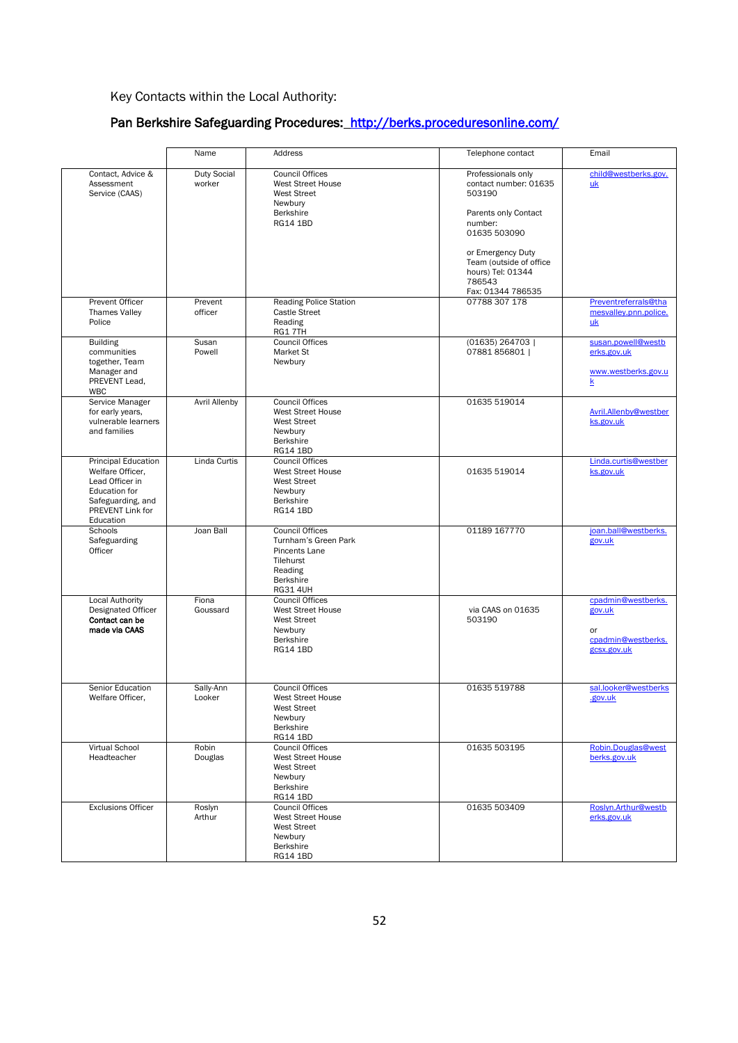Key Contacts within the Local Authority:

## Pan Berkshire Safeguarding Procedures: http://berks.proceduresonline.com/

| | Name | Address | Telephone contact | Email |
|---|---|---|---|---|
| Contact, Advice & Assessment Service (CAAS) | Duty Social worker | Council Offices<br>West Street House<br>West Street<br>Newbury<br>Berkshire<br>RG14 1BD | Professionals only contact number: 01635 503190<br><br>Parents only Contact number:<br>01635 503090<br><br>or Emergency Duty Team (outside of office hours) Tel: 01344 786543<br>Fax: 01344 786535 | child@westberks.gov.uk |
| Prevent Officer Thames Valley Police | Prevent officer | Reading Police Station<br>Castle Street<br>Reading<br>RG1 7TH | 07788 307 178 | Preventreferrals@thamesvalley.pnn.police.uk |
| Building communities together, Team Manager and PREVENT Lead, WBC | Susan Powell | Council Offices<br>Market St<br>Newbury | (01635) 264703 \|<br>07881 856801 \| | susan.powell@westberks.gov.uk<br><br>www.westberks.gov.uk |
| Service Manager for early years, vulnerable learners and families | Avril Allenby | Council Offices<br>West Street House<br>West Street<br>Newbury<br>Berkshire<br>RG14 1BD | 01635 519014 | Avril.Allenby@westberks.gov.uk |
| Principal Education Welfare Officer, Lead Officer in Education for Safeguarding, and PREVENT Link for Education | Linda Curtis | Council Offices<br>West Street House<br>West Street<br>Newbury<br>Berkshire<br>RG14 1BD | 01635 519014 | Linda.curtis@westberks.gov.uk |
| Schools Safeguarding Officer | Joan Ball | Council Offices<br>Turnham's Green Park<br>Pincents Lane<br>Tilehurst<br>Reading<br>Berkshire<br>RG31 4UH | 01189 167770 | joan.ball@westberks.gov.uk |
| Local Authority Designated Officer<br>**Contact can be made via CAAS** | Fiona Goussard | Council Offices<br>West Street House<br>West Street<br>Newbury<br>Berkshire<br>RG14 1BD | via CAAS on 01635 503190 | cpadmin@westberks.gov.uk<br><br>or<br>cpadmin@westberks.gcsx.gov.uk |
| Senior Education Welfare Officer, | Sally-Ann Looker | Council Offices<br>West Street House<br>West Street<br>Newbury<br>Berkshire<br>RG14 1BD | 01635 519788 | sal.looker@westberks.gov.uk |
| Virtual School Headteacher | Robin Douglas | Council Offices<br>West Street House<br>West Street<br>Newbury<br>Berkshire<br>RG14 1BD | 01635 503195 | Robin.Douglas@westberks.gov.uk |
| Exclusions Officer | Roslyn Arthur | Council Offices<br>West Street House<br>West Street<br>Newbury<br>Berkshire<br>RG14 1BD | 01635 503409 | Roslyn.Arthur@westberks.gov.uk |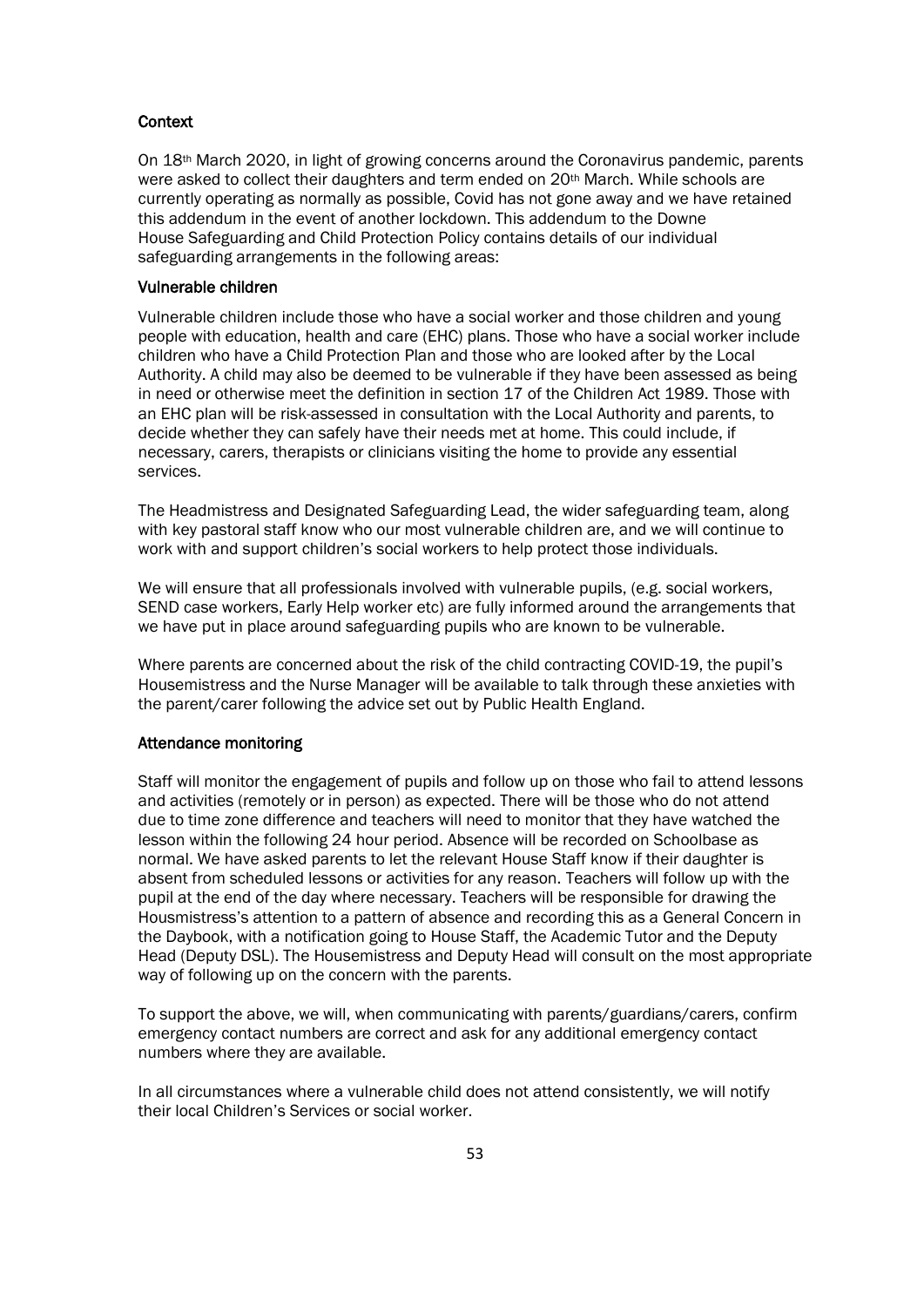### Context

On 18th March 2020, in light of growing concerns around the Coronavirus pandemic, parents were asked to collect their daughters and term ended on 20th March. While schools are currently operating as normally as possible, Covid has not gone away and we have retained this addendum in the event of another lockdown. This addendum to the Downe House Safeguarding and Child Protection Policy contains details of our individual safeguarding arrangements in the following areas:

### Vulnerable children

Vulnerable children include those who have a social worker and those children and young people with education, health and care (EHC) plans. Those who have a social worker include children who have a Child Protection Plan and those who are looked after by the Local Authority. A child may also be deemed to be vulnerable if they have been assessed as being in need or otherwise meet the definition in section 17 of the Children Act 1989. Those with an EHC plan will be risk-assessed in consultation with the Local Authority and parents, to decide whether they can safely have their needs met at home. This could include, if necessary, carers, therapists or clinicians visiting the home to provide any essential services.

The Headmistress and Designated Safeguarding Lead, the wider safeguarding team, along with key pastoral staff know who our most vulnerable children are, and we will continue to work with and support children's social workers to help protect those individuals.

We will ensure that all professionals involved with vulnerable pupils, (e.g. social workers, SEND case workers, Early Help worker etc) are fully informed around the arrangements that we have put in place around safeguarding pupils who are known to be vulnerable.

Where parents are concerned about the risk of the child contracting COVID-19, the pupil's Housemistress and the Nurse Manager will be available to talk through these anxieties with the parent/carer following the advice set out by Public Health England.

### Attendance monitoring

Staff will monitor the engagement of pupils and follow up on those who fail to attend lessons and activities (remotely or in person) as expected. There will be those who do not attend due to time zone difference and teachers will need to monitor that they have watched the lesson within the following 24 hour period. Absence will be recorded on Schoolbase as normal. We have asked parents to let the relevant House Staff know if their daughter is absent from scheduled lessons or activities for any reason. Teachers will follow up with the pupil at the end of the day where necessary. Teachers will be responsible for drawing the Housmistress's attention to a pattern of absence and recording this as a General Concern in the Daybook, with a notification going to House Staff, the Academic Tutor and the Deputy Head (Deputy DSL). The Housemistress and Deputy Head will consult on the most appropriate way of following up on the concern with the parents.

To support the above, we will, when communicating with parents/guardians/carers, confirm emergency contact numbers are correct and ask for any additional emergency contact numbers where they are available.

In all circumstances where a vulnerable child does not attend consistently, we will notify their local Children's Services or social worker.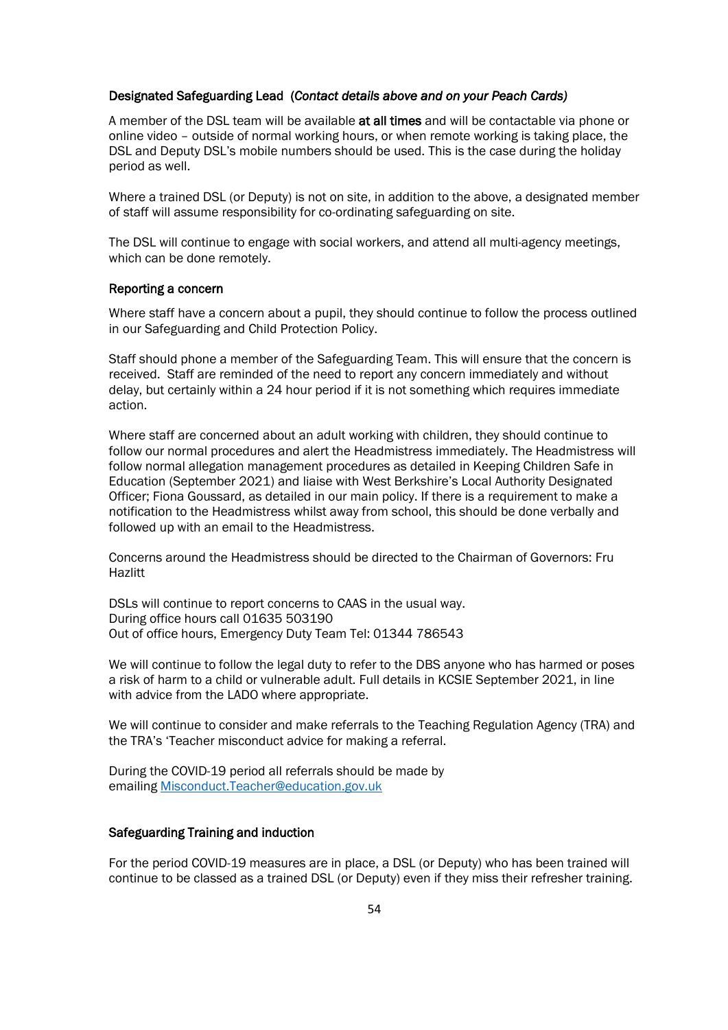### Designated Safeguarding Lead (*Contact details above and on your Peach Cards)*

A member of the DSL team will be available **at all times** and will be contactable via phone or online video – outside of normal working hours, or when remote working is taking place, the DSL and Deputy DSL's mobile numbers should be used. This is the case during the holiday period as well.

Where a trained DSL (or Deputy) is not on site, in addition to the above, a designated member of staff will assume responsibility for co-ordinating safeguarding on site.

The DSL will continue to engage with social workers, and attend all multi-agency meetings, which can be done remotely.

### Reporting a concern

Where staff have a concern about a pupil, they should continue to follow the process outlined in our Safeguarding and Child Protection Policy.

Staff should phone a member of the Safeguarding Team. This will ensure that the concern is received. Staff are reminded of the need to report any concern immediately and without delay, but certainly within a 24 hour period if it is not something which requires immediate action.

Where staff are concerned about an adult working with children, they should continue to follow our normal procedures and alert the Headmistress immediately. The Headmistress will follow normal allegation management procedures as detailed in Keeping Children Safe in Education (September 2021) and liaise with West Berkshire's Local Authority Designated Officer; Fiona Goussard, as detailed in our main policy. If there is a requirement to make a notification to the Headmistress whilst away from school, this should be done verbally and followed up with an email to the Headmistress.

Concerns around the Headmistress should be directed to the Chairman of Governors: Fru Hazlitt

DSLs will continue to report concerns to CAAS in the usual way.
During office hours call 01635 503190
Out of office hours, Emergency Duty Team Tel: 01344 786543

We will continue to follow the legal duty to refer to the DBS anyone who has harmed or poses a risk of harm to a child or vulnerable adult. Full details in KCSIE September 2021, in line with advice from the LADO where appropriate.

We will continue to consider and make referrals to the Teaching Regulation Agency (TRA) and the TRA's 'Teacher misconduct advice for making a referral.

During the COVID-19 period all referrals should be made by emailing Misconduct.Teacher@education.gov.uk

### Safeguarding Training and induction

For the period COVID-19 measures are in place, a DSL (or Deputy) who has been trained will continue to be classed as a trained DSL (or Deputy) even if they miss their refresher training.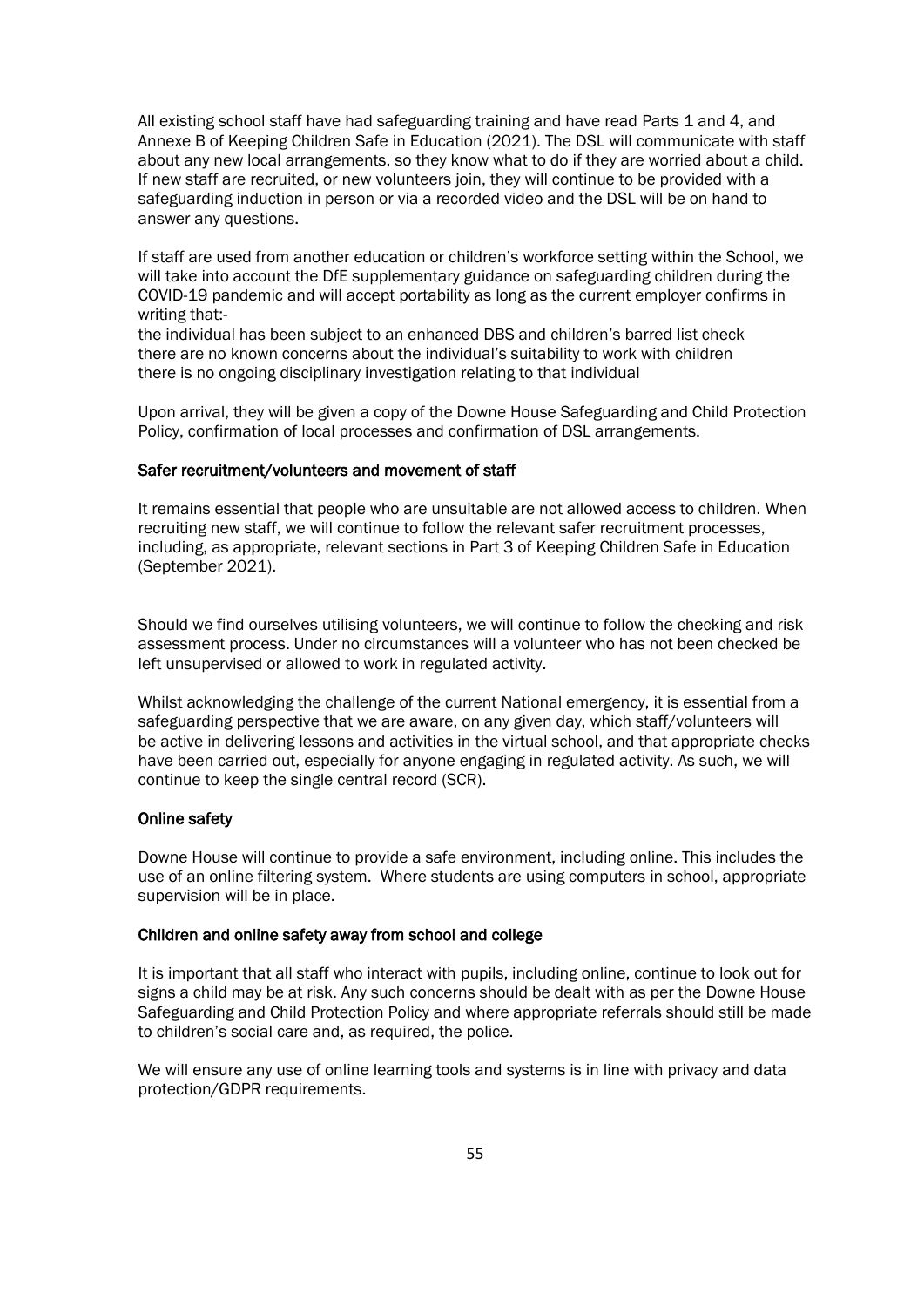All existing school staff have had safeguarding training and have read Parts 1 and 4, and Annexe B of Keeping Children Safe in Education (2021). The DSL will communicate with staff about any new local arrangements, so they know what to do if they are worried about a child. If new staff are recruited, or new volunteers join, they will continue to be provided with a safeguarding induction in person or via a recorded video and the DSL will be on hand to answer any questions.

If staff are used from another education or children's workforce setting within the School, we will take into account the DfE supplementary guidance on safeguarding children during the COVID-19 pandemic and will accept portability as long as the current employer confirms in writing that:-

the individual has been subject to an enhanced DBS and children's barred list check
there are no known concerns about the individual's suitability to work with children
there is no ongoing disciplinary investigation relating to that individual

Upon arrival, they will be given a copy of the Downe House Safeguarding and Child Protection Policy, confirmation of local processes and confirmation of DSL arrangements.

### Safer recruitment/volunteers and movement of staff

It remains essential that people who are unsuitable are not allowed access to children. When recruiting new staff, we will continue to follow the relevant safer recruitment processes, including, as appropriate, relevant sections in Part 3 of Keeping Children Safe in Education (September 2021).

Should we find ourselves utilising volunteers, we will continue to follow the checking and risk assessment process. Under no circumstances will a volunteer who has not been checked be left unsupervised or allowed to work in regulated activity.

Whilst acknowledging the challenge of the current National emergency, it is essential from a safeguarding perspective that we are aware, on any given day, which staff/volunteers will be active in delivering lessons and activities in the virtual school, and that appropriate checks have been carried out, especially for anyone engaging in regulated activity. As such, we will continue to keep the single central record (SCR).

### Online safety

Downe House will continue to provide a safe environment, including online. This includes the use of an online filtering system. Where students are using computers in school, appropriate supervision will be in place.

### Children and online safety away from school and college

It is important that all staff who interact with pupils, including online, continue to look out for signs a child may be at risk. Any such concerns should be dealt with as per the Downe House Safeguarding and Child Protection Policy and where appropriate referrals should still be made to children's social care and, as required, the police.

We will ensure any use of online learning tools and systems is in line with privacy and data protection/GDPR requirements.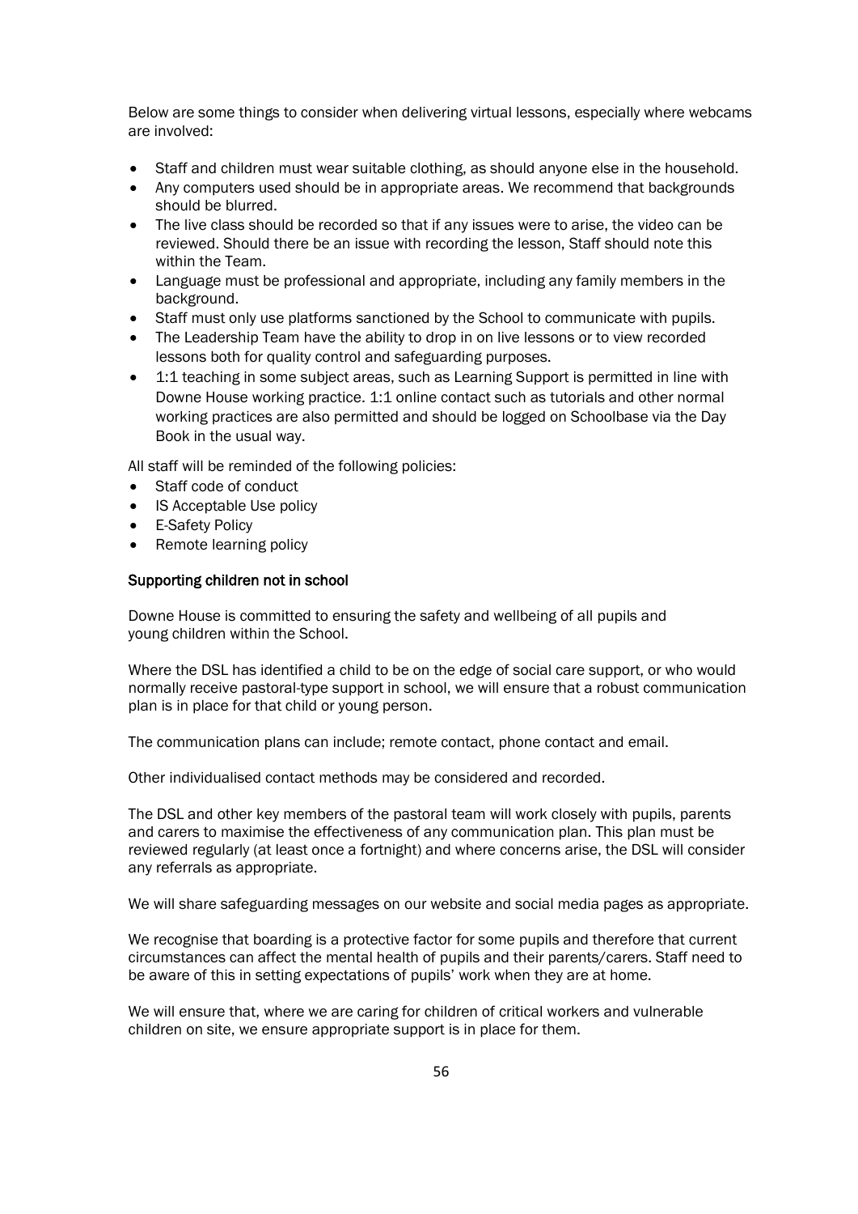Below are some things to consider when delivering virtual lessons, especially where webcams are involved:

- Staff and children must wear suitable clothing, as should anyone else in the household.
- Any computers used should be in appropriate areas. We recommend that backgrounds should be blurred.
- The live class should be recorded so that if any issues were to arise, the video can be reviewed. Should there be an issue with recording the lesson, Staff should note this within the Team.
- Language must be professional and appropriate, including any family members in the background.
- Staff must only use platforms sanctioned by the School to communicate with pupils.
- The Leadership Team have the ability to drop in on live lessons or to view recorded lessons both for quality control and safeguarding purposes.
- 1:1 teaching in some subject areas, such as Learning Support is permitted in line with Downe House working practice. 1:1 online contact such as tutorials and other normal working practices are also permitted and should be logged on Schoolbase via the Day Book in the usual way.

All staff will be reminded of the following policies:

- Staff code of conduct
- IS Acceptable Use policy
- E-Safety Policy
- Remote learning policy

## Supporting children not in school

Downe House is committed to ensuring the safety and wellbeing of all pupils and young children within the School.

Where the DSL has identified a child to be on the edge of social care support, or who would normally receive pastoral-type support in school, we will ensure that a robust communication plan is in place for that child or young person.

The communication plans can include; remote contact, phone contact and email.

Other individualised contact methods may be considered and recorded.

The DSL and other key members of the pastoral team will work closely with pupils, parents and carers to maximise the effectiveness of any communication plan. This plan must be reviewed regularly (at least once a fortnight) and where concerns arise, the DSL will consider any referrals as appropriate.

We will share safeguarding messages on our website and social media pages as appropriate.

We recognise that boarding is a protective factor for some pupils and therefore that current circumstances can affect the mental health of pupils and their parents/carers. Staff need to be aware of this in setting expectations of pupils' work when they are at home.

We will ensure that, where we are caring for children of critical workers and vulnerable children on site, we ensure appropriate support is in place for them.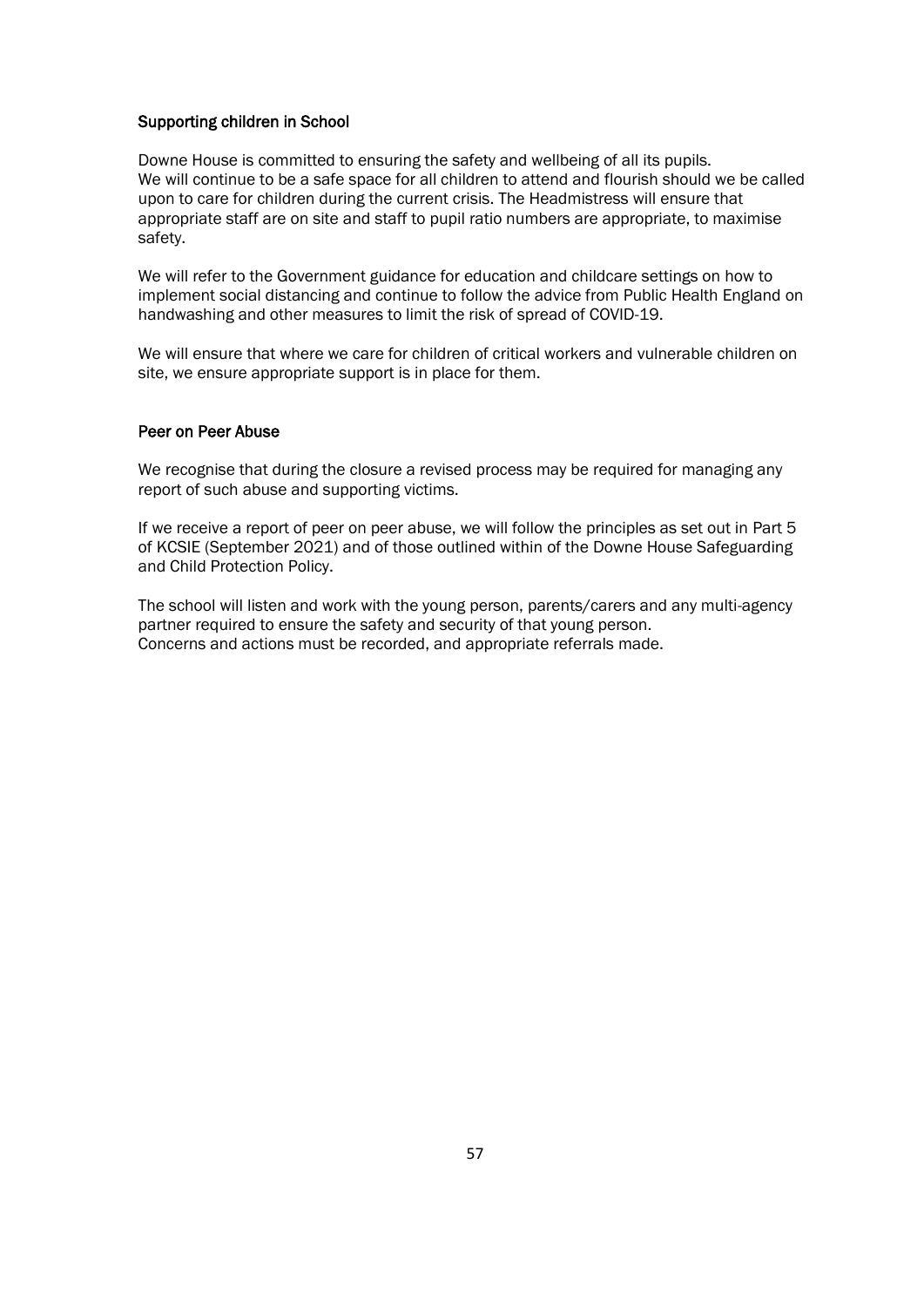### Supporting children in School

Downe House is committed to ensuring the safety and wellbeing of all its pupils.
We will continue to be a safe space for all children to attend and flourish should we be called upon to care for children during the current crisis. The Headmistress will ensure that appropriate staff are on site and staff to pupil ratio numbers are appropriate, to maximise safety.

We will refer to the Government guidance for education and childcare settings on how to implement social distancing and continue to follow the advice from Public Health England on handwashing and other measures to limit the risk of spread of COVID-19.

We will ensure that where we care for children of critical workers and vulnerable children on site, we ensure appropriate support is in place for them.

### Peer on Peer Abuse

We recognise that during the closure a revised process may be required for managing any report of such abuse and supporting victims.

If we receive a report of peer on peer abuse, we will follow the principles as set out in Part 5 of KCSIE (September 2021) and of those outlined within of the Downe House Safeguarding and Child Protection Policy.

The school will listen and work with the young person, parents/carers and any multi-agency partner required to ensure the safety and security of that young person.
Concerns and actions must be recorded, and appropriate referrals made.